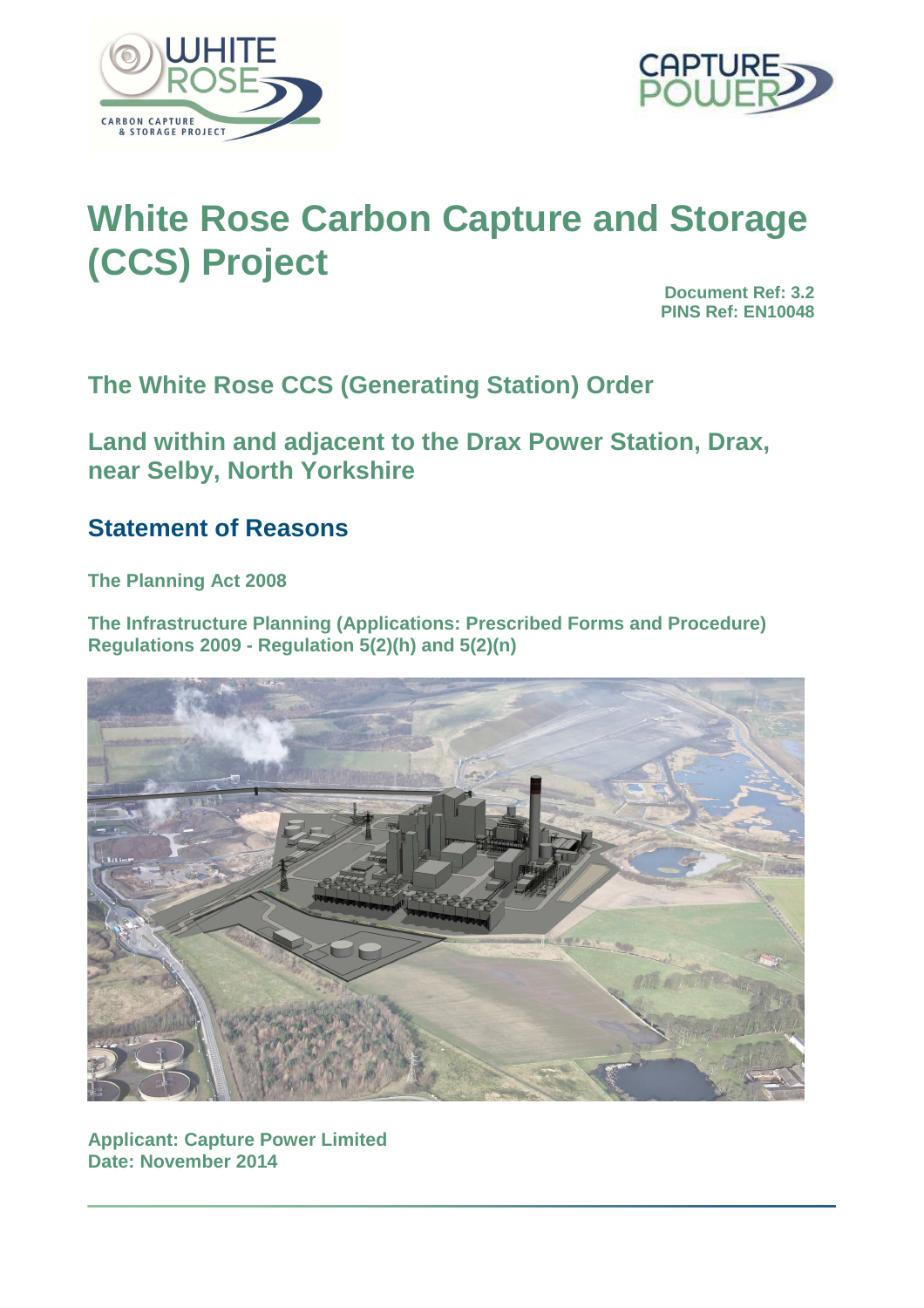# White Rose Carbon Capture and Storage (CCS) Project

**Document Ref: 3.2**
**PINS Ref: EN10048**

## The White Rose CCS (Generating Station) Order

## Land within and adjacent to the Drax Power Station, Drax, near Selby, North Yorkshire

## Statement of Reasons

**The Planning Act 2008**

**The Infrastructure Planning (Applications: Prescribed Forms and Procedure) Regulations 2009 - Regulation 5(2)(h) and 5(2)(n)**

**Applicant: Capture Power Limited**
**Date: November 2014**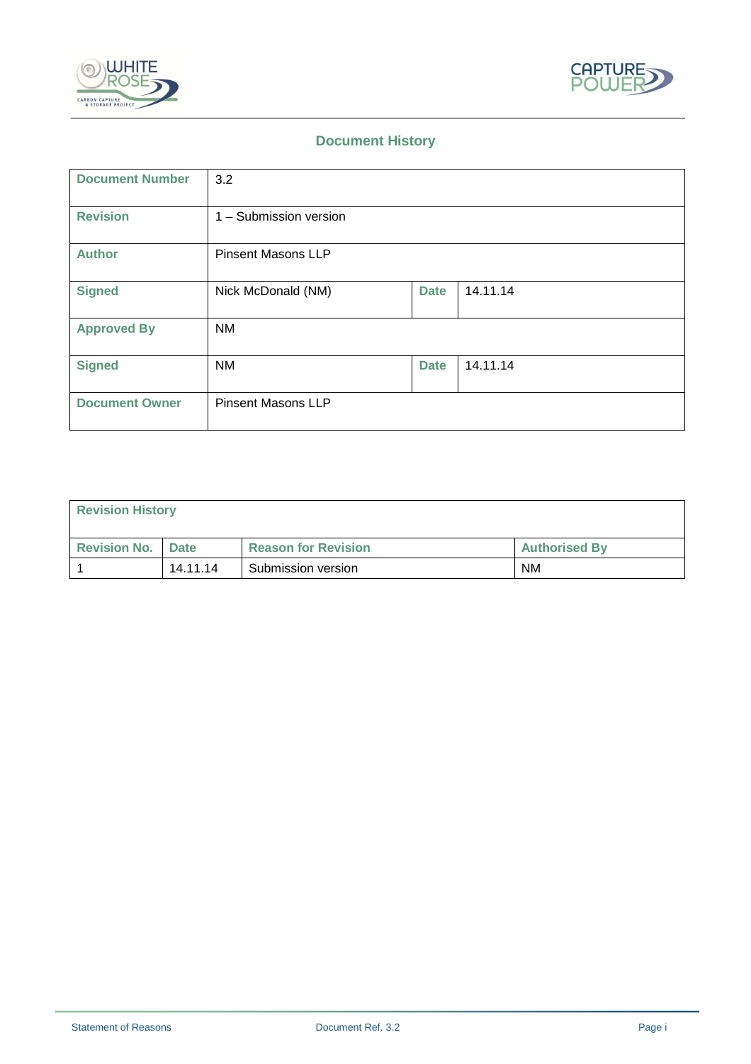## Document History

| Document Number | 3.2 | | |
|---|---|---|---|
| Revision | 1 – Submission version | | |
| Author | Pinsent Masons LLP | | |
| Signed | Nick McDonald (NM) | Date | 14.11.14 |
| Approved By | NM | | |
| Signed | NM | Date | 14.11.14 |
| Document Owner | Pinsent Masons LLP | | |

| Revision History | | | |
|---|---|---|---|
| Revision No. | Date | Reason for Revision | Authorised By |
| 1 | 14.11.14 | Submission version | NM |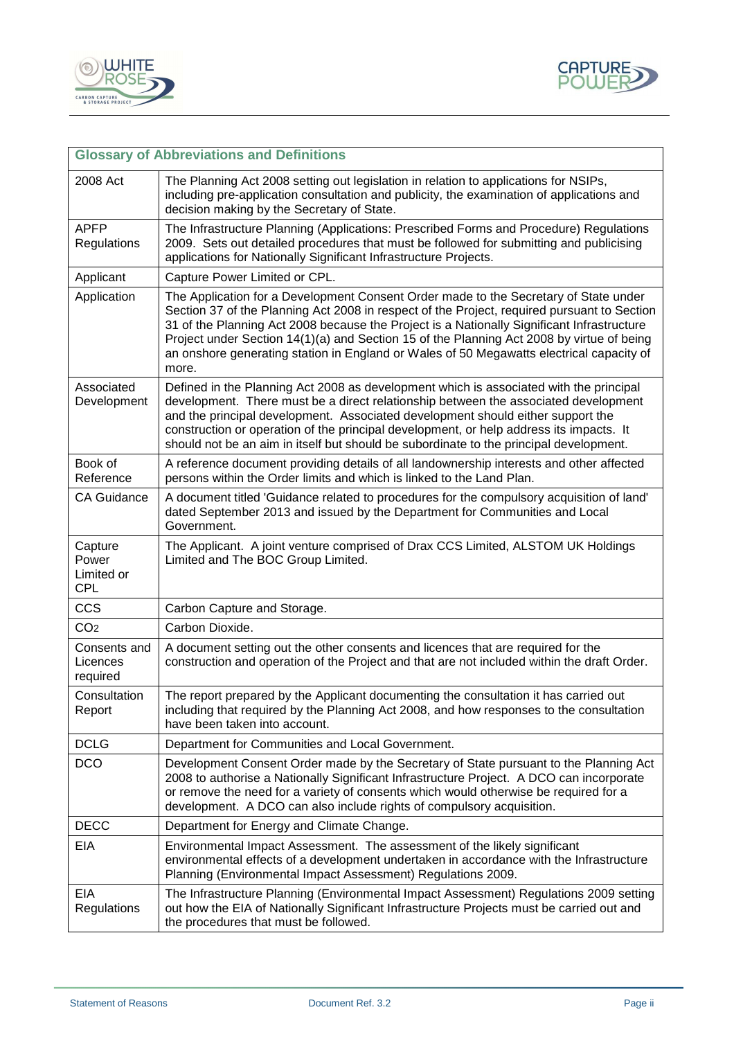| Glossary of Abbreviations and Definitions | |
|---|---|
| 2008 Act | The Planning Act 2008 setting out legislation in relation to applications for NSIPs, including pre-application consultation and publicity, the examination of applications and decision making by the Secretary of State. |
| APFP Regulations | The Infrastructure Planning (Applications: Prescribed Forms and Procedure) Regulations 2009. Sets out detailed procedures that must be followed for submitting and publicising applications for Nationally Significant Infrastructure Projects. |
| Applicant | Capture Power Limited or CPL. |
| Application | The Application for a Development Consent Order made to the Secretary of State under Section 37 of the Planning Act 2008 in respect of the Project, required pursuant to Section 31 of the Planning Act 2008 because the Project is a Nationally Significant Infrastructure Project under Section 14(1)(a) and Section 15 of the Planning Act 2008 by virtue of being an onshore generating station in England or Wales of 50 Megawatts electrical capacity of more. |
| Associated Development | Defined in the Planning Act 2008 as development which is associated with the principal development. There must be a direct relationship between the associated development and the principal development. Associated development should either support the construction or operation of the principal development, or help address its impacts. It should not be an aim in itself but should be subordinate to the principal development. |
| Book of Reference | A reference document providing details of all landownership interests and other affected persons within the Order limits and which is linked to the Land Plan. |
| CA Guidance | A document titled 'Guidance related to procedures for the compulsory acquisition of land' dated September 2013 and issued by the Department for Communities and Local Government. |
| Capture Power Limited or CPL | The Applicant. A joint venture comprised of Drax CCS Limited, ALSTOM UK Holdings Limited and The BOC Group Limited. |
| CCS | Carbon Capture and Storage. |
| $CO_2$ | Carbon Dioxide. |
| Consents and Licences required | A document setting out the other consents and licences that are required for the construction and operation of the Project and that are not included within the draft Order. |
| Consultation Report | The report prepared by the Applicant documenting the consultation it has carried out including that required by the Planning Act 2008, and how responses to the consultation have been taken into account. |
| DCLG | Department for Communities and Local Government. |
| DCO | Development Consent Order made by the Secretary of State pursuant to the Planning Act 2008 to authorise a Nationally Significant Infrastructure Project. A DCO can incorporate or remove the need for a variety of consents which would otherwise be required for a development. A DCO can also include rights of compulsory acquisition. |
| DECC | Department for Energy and Climate Change. |
| EIA | Environmental Impact Assessment. The assessment of the likely significant environmental effects of a development undertaken in accordance with the Infrastructure Planning (Environmental Impact Assessment) Regulations 2009. |
| EIA Regulations | The Infrastructure Planning (Environmental Impact Assessment) Regulations 2009 setting out how the EIA of Nationally Significant Infrastructure Projects must be carried out and the procedures that must be followed. |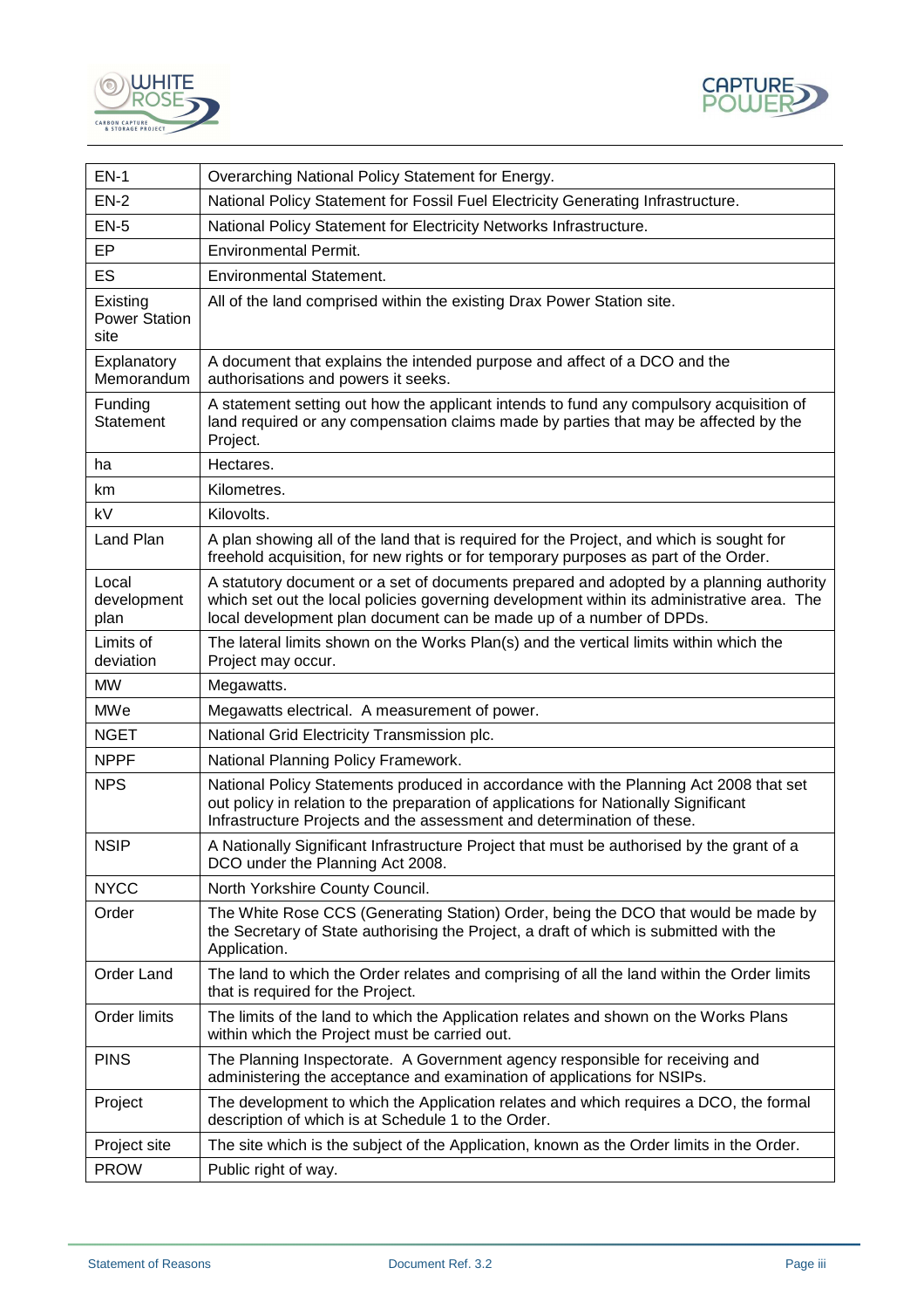| | |
|---|---|
| EN-1 | Overarching National Policy Statement for Energy. |
| EN-2 | National Policy Statement for Fossil Fuel Electricity Generating Infrastructure. |
| EN-5 | National Policy Statement for Electricity Networks Infrastructure. |
| EP | Environmental Permit. |
| ES | Environmental Statement. |
| Existing Power Station site | All of the land comprised within the existing Drax Power Station site. |
| Explanatory Memorandum | A document that explains the intended purpose and affect of a DCO and the authorisations and powers it seeks. |
| Funding Statement | A statement setting out how the applicant intends to fund any compulsory acquisition of land required or any compensation claims made by parties that may be affected by the Project. |
| ha | Hectares. |
| km | Kilometres. |
| kV | Kilovolts. |
| Land Plan | A plan showing all of the land that is required for the Project, and which is sought for freehold acquisition, for new rights or for temporary purposes as part of the Order. |
| Local development plan | A statutory document or a set of documents prepared and adopted by a planning authority which set out the local policies governing development within its administrative area. The local development plan document can be made up of a number of DPDs. |
| Limits of deviation | The lateral limits shown on the Works Plan(s) and the vertical limits within which the Project may occur. |
| MW | Megawatts. |
| MWe | Megawatts electrical. A measurement of power. |
| NGET | National Grid Electricity Transmission plc. |
| NPPF | National Planning Policy Framework. |
| NPS | National Policy Statements produced in accordance with the Planning Act 2008 that set out policy in relation to the preparation of applications for Nationally Significant Infrastructure Projects and the assessment and determination of these. |
| NSIP | A Nationally Significant Infrastructure Project that must be authorised by the grant of a DCO under the Planning Act 2008. |
| NYCC | North Yorkshire County Council. |
| Order | The White Rose CCS (Generating Station) Order, being the DCO that would be made by the Secretary of State authorising the Project, a draft of which is submitted with the Application. |
| Order Land | The land to which the Order relates and comprising of all the land within the Order limits that is required for the Project. |
| Order limits | The limits of the land to which the Application relates and shown on the Works Plans within which the Project must be carried out. |
| PINS | The Planning Inspectorate. A Government agency responsible for receiving and administering the acceptance and examination of applications for NSIPs. |
| Project | The development to which the Application relates and which requires a DCO, the formal description of which is at Schedule 1 to the Order. |
| Project site | The site which is the subject of the Application, known as the Order limits in the Order. |
| PROW | Public right of way. |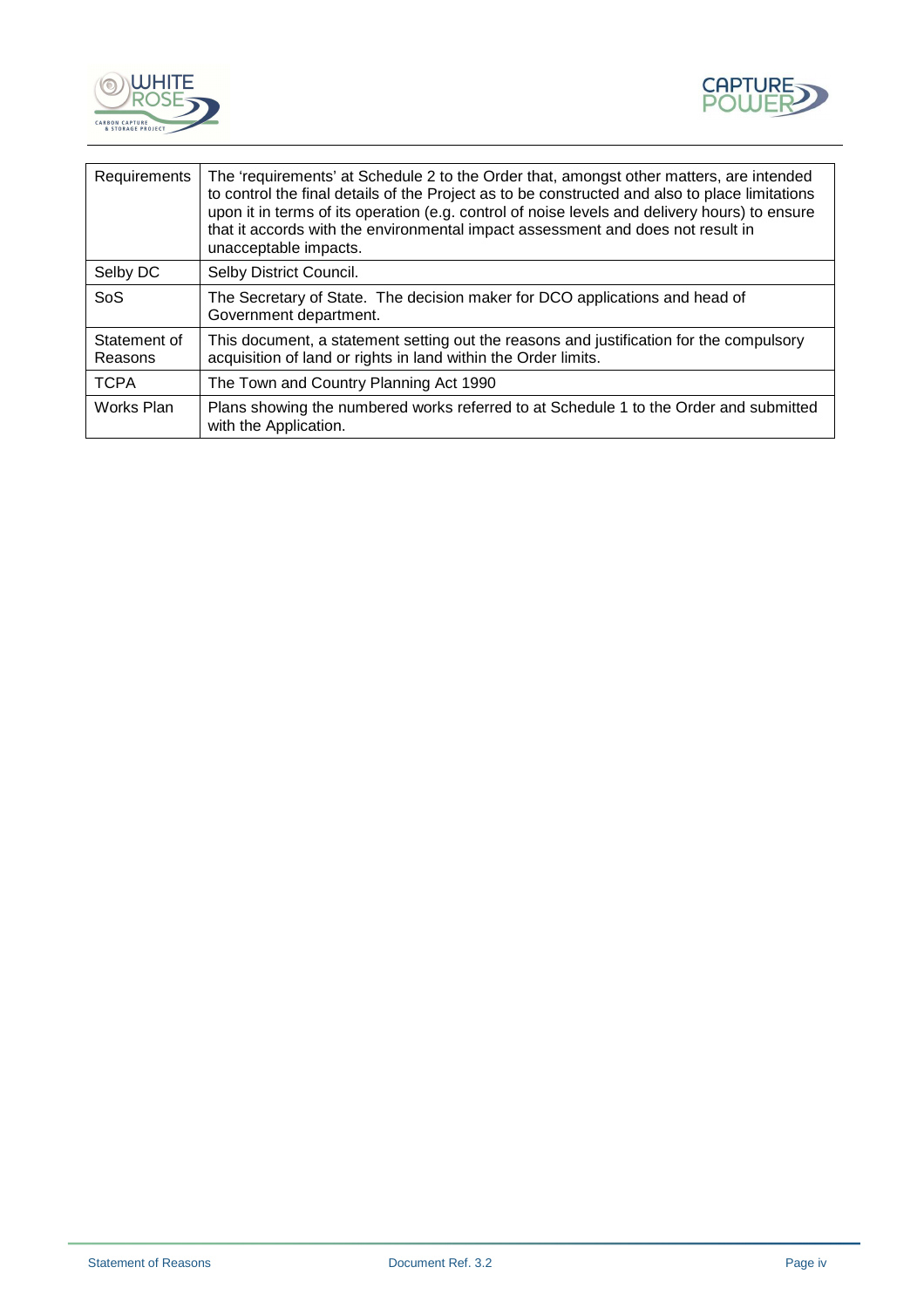| Requirements | The 'requirements' at Schedule 2 to the Order that, amongst other matters, are intended to control the final details of the Project as to be constructed and also to place limitations upon it in terms of its operation (e.g. control of noise levels and delivery hours) to ensure that it accords with the environmental impact assessment and does not result in unacceptable impacts. |
|---|---|
| Selby DC | Selby District Council. |
| SoS | The Secretary of State. The decision maker for DCO applications and head of Government department. |
| Statement of Reasons | This document, a statement setting out the reasons and justification for the compulsory acquisition of land or rights in land within the Order limits. |
| TCPA | The Town and Country Planning Act 1990 |
| Works Plan | Plans showing the numbered works referred to at Schedule 1 to the Order and submitted with the Application. |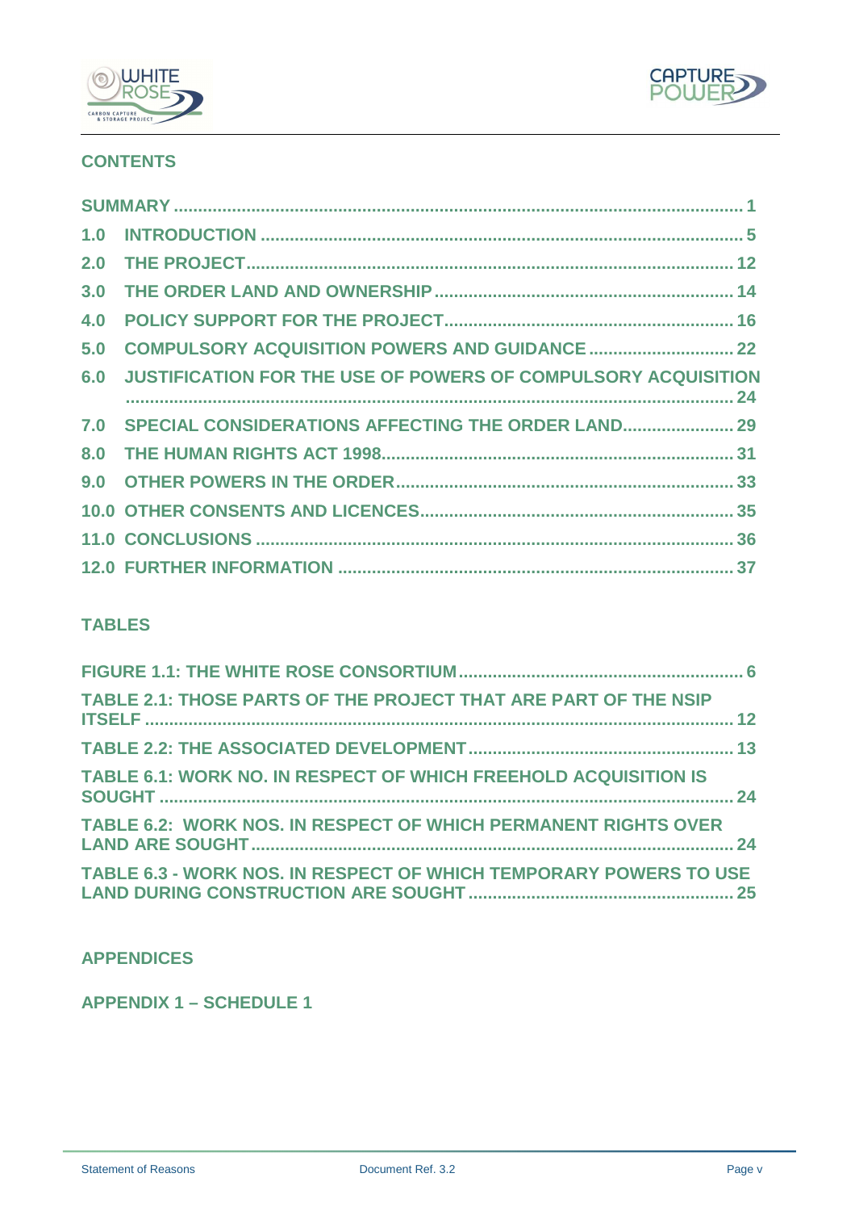## CONTENTS

| | |
|---|---|
| SUMMARY | 1 |
| 1.0 INTRODUCTION | 5 |
| 2.0 THE PROJECT | 12 |
| 3.0 THE ORDER LAND AND OWNERSHIP | 14 |
| 4.0 POLICY SUPPORT FOR THE PROJECT | 16 |
| 5.0 COMPULSORY ACQUISITION POWERS AND GUIDANCE | 22 |
| 6.0 JUSTIFICATION FOR THE USE OF POWERS OF COMPULSORY ACQUISITION | 24 |
| 7.0 SPECIAL CONSIDERATIONS AFFECTING THE ORDER LAND | 29 |
| 8.0 THE HUMAN RIGHTS ACT 1998 | 31 |
| 9.0 OTHER POWERS IN THE ORDER | 33 |
| 10.0 OTHER CONSENTS AND LICENCES | 35 |
| 11.0 CONCLUSIONS | 36 |
| 12.0 FURTHER INFORMATION | 37 |

## TABLES

| | |
|---|---|
| FIGURE 1.1: THE WHITE ROSE CONSORTIUM | 6 |
| TABLE 2.1: THOSE PARTS OF THE PROJECT THAT ARE PART OF THE NSIP ITSELF | 12 |
| TABLE 2.2: THE ASSOCIATED DEVELOPMENT | 13 |
| TABLE 6.1: WORK NO. IN RESPECT OF WHICH FREEHOLD ACQUISITION IS SOUGHT | 24 |
| TABLE 6.2: WORK NOS. IN RESPECT OF WHICH PERMANENT RIGHTS OVER LAND ARE SOUGHT | 24 |
| TABLE 6.3 - WORK NOS. IN RESPECT OF WHICH TEMPORARY POWERS TO USE LAND DURING CONSTRUCTION ARE SOUGHT | 25 |

## APPENDICES

APPENDIX 1 – SCHEDULE 1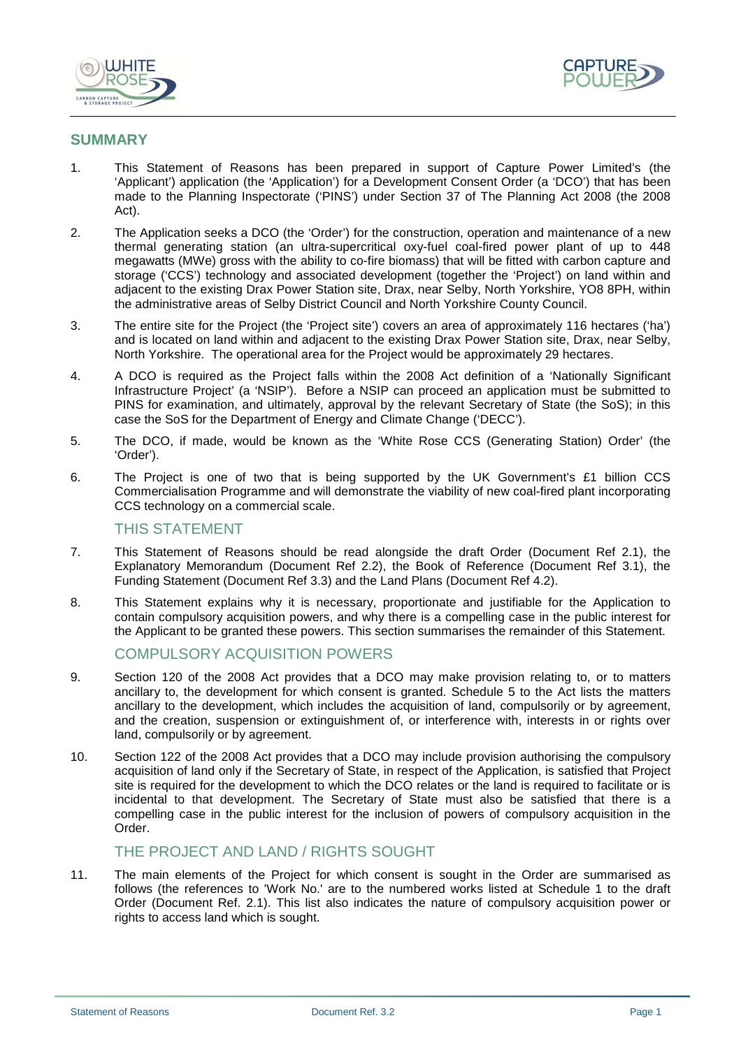## SUMMARY

1. This Statement of Reasons has been prepared in support of Capture Power Limited's (the 'Applicant') application (the 'Application') for a Development Consent Order (a 'DCO') that has been made to the Planning Inspectorate ('PINS') under Section 37 of The Planning Act 2008 (the 2008 Act).

2. The Application seeks a DCO (the 'Order') for the construction, operation and maintenance of a new thermal generating station (an ultra-supercritical oxy-fuel coal-fired power plant of up to 448 megawatts (MWe) gross with the ability to co-fire biomass) that will be fitted with carbon capture and storage ('CCS') technology and associated development (together the 'Project') on land within and adjacent to the existing Drax Power Station site, Drax, near Selby, North Yorkshire, YO8 8PH, within the administrative areas of Selby District Council and North Yorkshire County Council.

3. The entire site for the Project (the 'Project site') covers an area of approximately 116 hectares ('ha') and is located on land within and adjacent to the existing Drax Power Station site, Drax, near Selby, North Yorkshire. The operational area for the Project would be approximately 29 hectares.

4. A DCO is required as the Project falls within the 2008 Act definition of a 'Nationally Significant Infrastructure Project' (a 'NSIP'). Before a NSIP can proceed an application must be submitted to PINS for examination, and ultimately, approval by the relevant Secretary of State (the SoS); in this case the SoS for the Department of Energy and Climate Change ('DECC').

5. The DCO, if made, would be known as the 'White Rose CCS (Generating Station) Order' (the 'Order').

6. The Project is one of two that is being supported by the UK Government's £1 billion CCS Commercialisation Programme and will demonstrate the viability of new coal-fired plant incorporating CCS technology on a commercial scale.

### THIS STATEMENT

7. This Statement of Reasons should be read alongside the draft Order (Document Ref 2.1), the Explanatory Memorandum (Document Ref 2.2), the Book of Reference (Document Ref 3.1), the Funding Statement (Document Ref 3.3) and the Land Plans (Document Ref 4.2).

8. This Statement explains why it is necessary, proportionate and justifiable for the Application to contain compulsory acquisition powers, and why there is a compelling case in the public interest for the Applicant to be granted these powers. This section summarises the remainder of this Statement.

### COMPULSORY ACQUISITION POWERS

9. Section 120 of the 2008 Act provides that a DCO may make provision relating to, or to matters ancillary to, the development for which consent is granted. Schedule 5 to the Act lists the matters ancillary to the development, which includes the acquisition of land, compulsorily or by agreement, and the creation, suspension or extinguishment of, or interference with, interests in or rights over land, compulsorily or by agreement.

10. Section 122 of the 2008 Act provides that a DCO may include provision authorising the compulsory acquisition of land only if the Secretary of State, in respect of the Application, is satisfied that Project site is required for the development to which the DCO relates or the land is required to facilitate or is incidental to that development. The Secretary of State must also be satisfied that there is a compelling case in the public interest for the inclusion of powers of compulsory acquisition in the Order.

### THE PROJECT AND LAND / RIGHTS SOUGHT

11. The main elements of the Project for which consent is sought in the Order are summarised as follows (the references to 'Work No.' are to the numbered works listed at Schedule 1 to the draft Order (Document Ref. 2.1). This list also indicates the nature of compulsory acquisition power or rights to access land which is sought.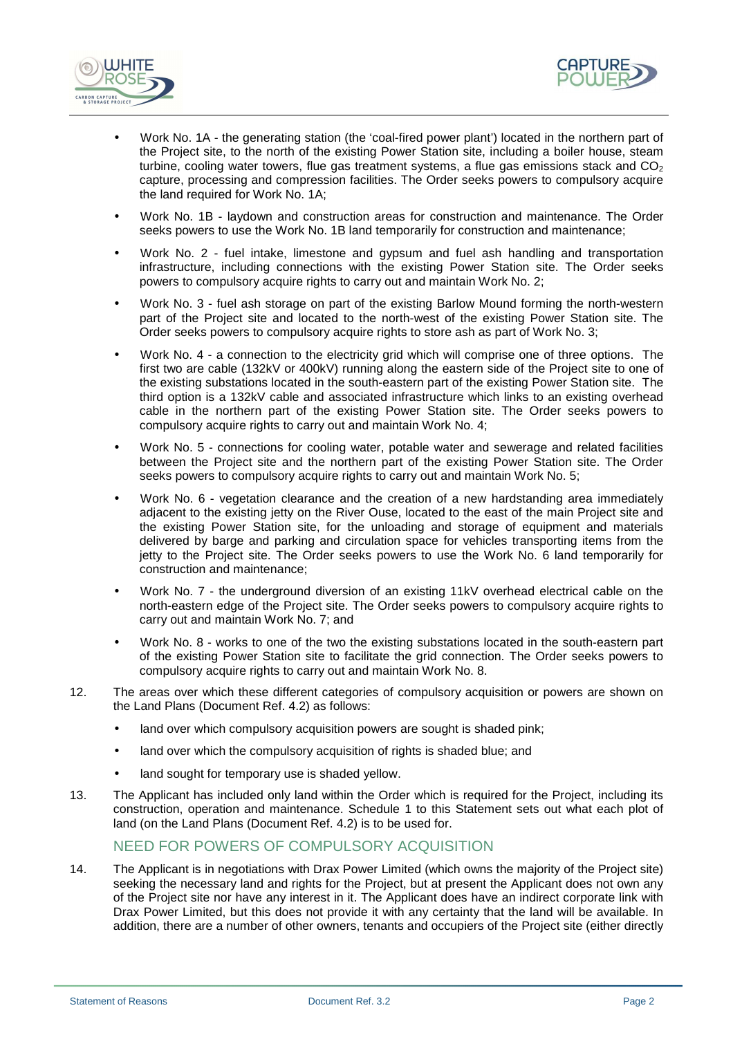- Work No. 1A - the generating station (the 'coal-fired power plant') located in the northern part of the Project site, to the north of the existing Power Station site, including a boiler house, steam turbine, cooling water towers, flue gas treatment systems, a flue gas emissions stack and $CO_2$ capture, processing and compression facilities. The Order seeks powers to compulsory acquire the land required for Work No. 1A;
- Work No. 1B - laydown and construction areas for construction and maintenance. The Order seeks powers to use the Work No. 1B land temporarily for construction and maintenance;
- Work No. 2 - fuel intake, limestone and gypsum and fuel ash handling and transportation infrastructure, including connections with the existing Power Station site. The Order seeks powers to compulsory acquire rights to carry out and maintain Work No. 2;
- Work No. 3 - fuel ash storage on part of the existing Barlow Mound forming the north-western part of the Project site and located to the north-west of the existing Power Station site. The Order seeks powers to compulsory acquire rights to store ash as part of Work No. 3;
- Work No. 4 - a connection to the electricity grid which will comprise one of three options. The first two are cable (132kV or 400kV) running along the eastern side of the Project site to one of the existing substations located in the south-eastern part of the existing Power Station site. The third option is a 132kV cable and associated infrastructure which links to an existing overhead cable in the northern part of the existing Power Station site. The Order seeks powers to compulsory acquire rights to carry out and maintain Work No. 4;
- Work No. 5 - connections for cooling water, potable water and sewerage and related facilities between the Project site and the northern part of the existing Power Station site. The Order seeks powers to compulsory acquire rights to carry out and maintain Work No. 5;
- Work No. 6 - vegetation clearance and the creation of a new hardstanding area immediately adjacent to the existing jetty on the River Ouse, located to the east of the main Project site and the existing Power Station site, for the unloading and storage of equipment and materials delivered by barge and parking and circulation space for vehicles transporting items from the jetty to the Project site. The Order seeks powers to use the Work No. 6 land temporarily for construction and maintenance;
- Work No. 7 - the underground diversion of an existing 11kV overhead electrical cable on the north-eastern edge of the Project site. The Order seeks powers to compulsory acquire rights to carry out and maintain Work No. 7; and
- Work No. 8 - works to one of the two the existing substations located in the south-eastern part of the existing Power Station site to facilitate the grid connection. The Order seeks powers to compulsory acquire rights to carry out and maintain Work No. 8.

12. The areas over which these different categories of compulsory acquisition or powers are shown on the Land Plans (Document Ref. 4.2) as follows:
    - land over which compulsory acquisition powers are sought is shaded pink;
    - land over which the compulsory acquisition of rights is shaded blue; and
    - land sought for temporary use is shaded yellow.

13. The Applicant has included only land within the Order which is required for the Project, including its construction, operation and maintenance. Schedule 1 to this Statement sets out what each plot of land (on the Land Plans (Document Ref. 4.2) is to be used for.

## NEED FOR POWERS OF COMPULSORY ACQUISITION

14. The Applicant is in negotiations with Drax Power Limited (which owns the majority of the Project site) seeking the necessary land and rights for the Project, but at present the Applicant does not own any of the Project site nor have any interest in it. The Applicant does have an indirect corporate link with Drax Power Limited, but this does not provide it with any certainty that the land will be available. In addition, there are a number of other owners, tenants and occupiers of the Project site (either directly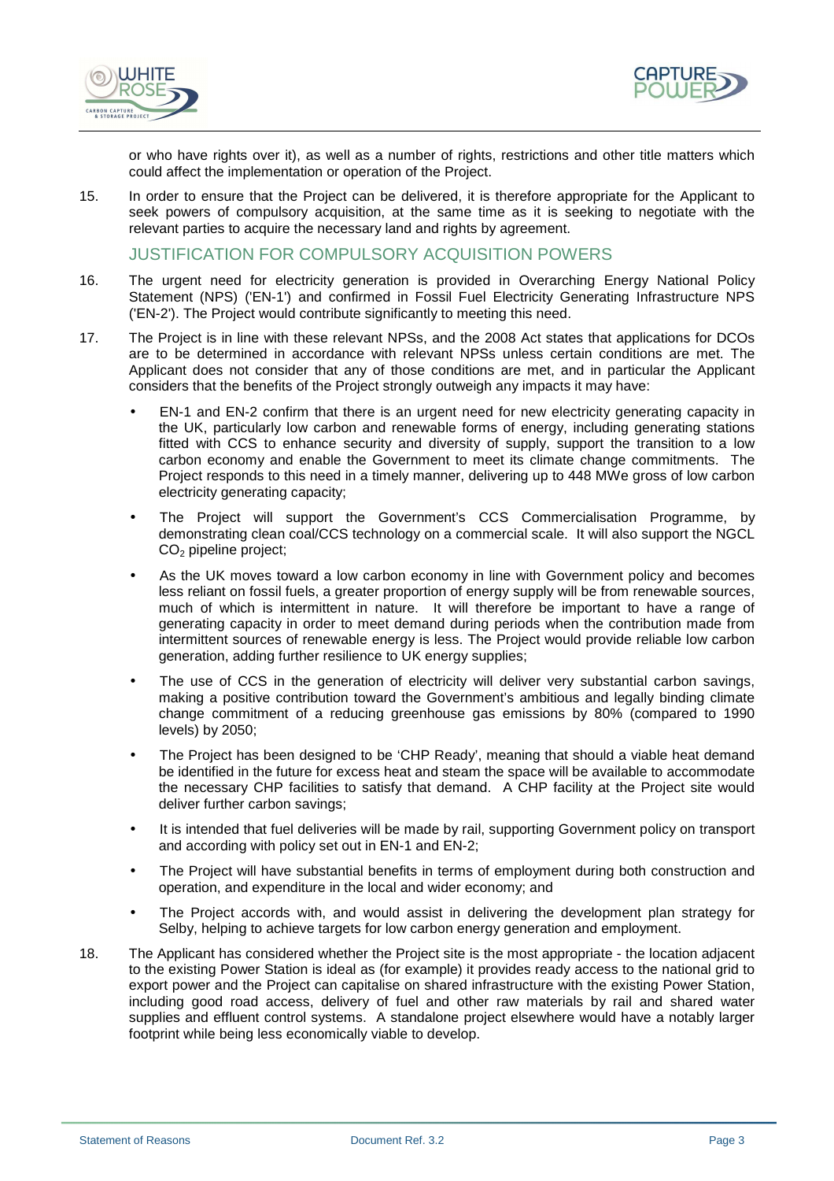or who have rights over it), as well as a number of rights, restrictions and other title matters which could affect the implementation or operation of the Project.

15. In order to ensure that the Project can be delivered, it is therefore appropriate for the Applicant to seek powers of compulsory acquisition, at the same time as it is seeking to negotiate with the relevant parties to acquire the necessary land and rights by agreement.

## JUSTIFICATION FOR COMPULSORY ACQUISITION POWERS

16. The urgent need for electricity generation is provided in Overarching Energy National Policy Statement (NPS) ('EN-1') and confirmed in Fossil Fuel Electricity Generating Infrastructure NPS ('EN-2'). The Project would contribute significantly to meeting this need.

17. The Project is in line with these relevant NPSs, and the 2008 Act states that applications for DCOs are to be determined in accordance with relevant NPSs unless certain conditions are met. The Applicant does not consider that any of those conditions are met, and in particular the Applicant considers that the benefits of the Project strongly outweigh any impacts it may have:

    - EN-1 and EN-2 confirm that there is an urgent need for new electricity generating capacity in the UK, particularly low carbon and renewable forms of energy, including generating stations fitted with CCS to enhance security and diversity of supply, support the transition to a low carbon economy and enable the Government to meet its climate change commitments. The Project responds to this need in a timely manner, delivering up to 448 MWe gross of low carbon electricity generating capacity;
    - The Project will support the Government's CCS Commercialisation Programme, by demonstrating clean coal/CCS technology on a commercial scale. It will also support the NGCL $CO_2$ pipeline project;
    - As the UK moves toward a low carbon economy in line with Government policy and becomes less reliant on fossil fuels, a greater proportion of energy supply will be from renewable sources, much of which is intermittent in nature. It will therefore be important to have a range of generating capacity in order to meet demand during periods when the contribution made from intermittent sources of renewable energy is less. The Project would provide reliable low carbon generation, adding further resilience to UK energy supplies;
    - The use of CCS in the generation of electricity will deliver very substantial carbon savings, making a positive contribution toward the Government's ambitious and legally binding climate change commitment of a reducing greenhouse gas emissions by 80% (compared to 1990 levels) by 2050;
    - The Project has been designed to be 'CHP Ready', meaning that should a viable heat demand be identified in the future for excess heat and steam the space will be available to accommodate the necessary CHP facilities to satisfy that demand. A CHP facility at the Project site would deliver further carbon savings;
    - It is intended that fuel deliveries will be made by rail, supporting Government policy on transport and according with policy set out in EN-1 and EN-2;
    - The Project will have substantial benefits in terms of employment during both construction and operation, and expenditure in the local and wider economy; and
    - The Project accords with, and would assist in delivering the development plan strategy for Selby, helping to achieve targets for low carbon energy generation and employment.

18. The Applicant has considered whether the Project site is the most appropriate - the location adjacent to the existing Power Station is ideal as (for example) it provides ready access to the national grid to export power and the Project can capitalise on shared infrastructure with the existing Power Station, including good road access, delivery of fuel and other raw materials by rail and shared water supplies and effluent control systems. A standalone project elsewhere would have a notably larger footprint while being less economically viable to develop.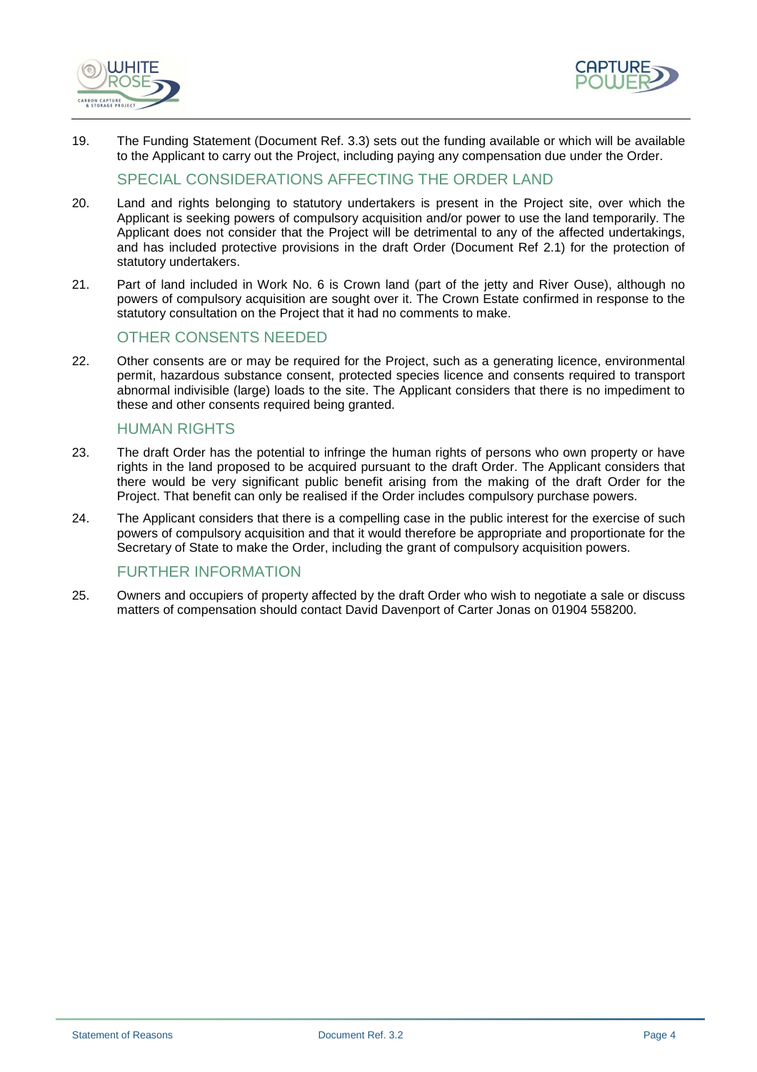19. The Funding Statement (Document Ref. 3.3) sets out the funding available or which will be available to the Applicant to carry out the Project, including paying any compensation due under the Order.

## SPECIAL CONSIDERATIONS AFFECTING THE ORDER LAND

20. Land and rights belonging to statutory undertakers is present in the Project site, over which the Applicant is seeking powers of compulsory acquisition and/or power to use the land temporarily. The Applicant does not consider that the Project will be detrimental to any of the affected undertakings, and has included protective provisions in the draft Order (Document Ref 2.1) for the protection of statutory undertakers.

21. Part of land included in Work No. 6 is Crown land (part of the jetty and River Ouse), although no powers of compulsory acquisition are sought over it. The Crown Estate confirmed in response to the statutory consultation on the Project that it had no comments to make.

## OTHER CONSENTS NEEDED

22. Other consents are or may be required for the Project, such as a generating licence, environmental permit, hazardous substance consent, protected species licence and consents required to transport abnormal indivisible (large) loads to the site. The Applicant considers that there is no impediment to these and other consents required being granted.

## HUMAN RIGHTS

23. The draft Order has the potential to infringe the human rights of persons who own property or have rights in the land proposed to be acquired pursuant to the draft Order. The Applicant considers that there would be very significant public benefit arising from the making of the draft Order for the Project. That benefit can only be realised if the Order includes compulsory purchase powers.

24. The Applicant considers that there is a compelling case in the public interest for the exercise of such powers of compulsory acquisition and that it would therefore be appropriate and proportionate for the Secretary of State to make the Order, including the grant of compulsory acquisition powers.

## FURTHER INFORMATION

25. Owners and occupiers of property affected by the draft Order who wish to negotiate a sale or discuss matters of compensation should contact David Davenport of Carter Jonas on 01904 558200.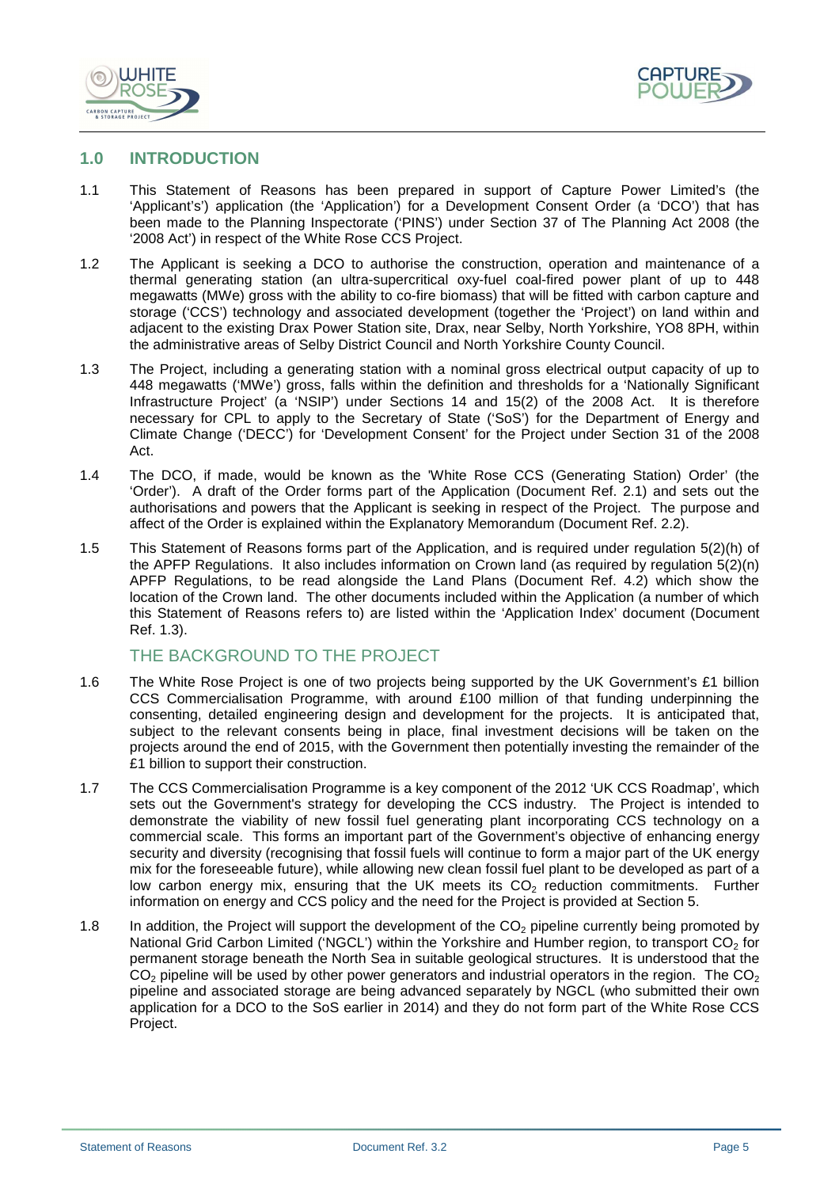## 1.0 INTRODUCTION

1.1 This Statement of Reasons has been prepared in support of Capture Power Limited's (the 'Applicant's') application (the 'Application') for a Development Consent Order (a 'DCO') that has been made to the Planning Inspectorate ('PINS') under Section 37 of The Planning Act 2008 (the '2008 Act') in respect of the White Rose CCS Project.

1.2 The Applicant is seeking a DCO to authorise the construction, operation and maintenance of a thermal generating station (an ultra-supercritical oxy-fuel coal-fired power plant of up to 448 megawatts (MWe) gross with the ability to co-fire biomass) that will be fitted with carbon capture and storage ('CCS') technology and associated development (together the 'Project') on land within and adjacent to the existing Drax Power Station site, Drax, near Selby, North Yorkshire, YO8 8PH, within the administrative areas of Selby District Council and North Yorkshire County Council.

1.3 The Project, including a generating station with a nominal gross electrical output capacity of up to 448 megawatts ('MWe') gross, falls within the definition and thresholds for a 'Nationally Significant Infrastructure Project' (a 'NSIP') under Sections 14 and 15(2) of the 2008 Act. It is therefore necessary for CPL to apply to the Secretary of State ('SoS') for the Department of Energy and Climate Change ('DECC') for 'Development Consent' for the Project under Section 31 of the 2008 Act.

1.4 The DCO, if made, would be known as the 'White Rose CCS (Generating Station) Order' (the 'Order'). A draft of the Order forms part of the Application (Document Ref. 2.1) and sets out the authorisations and powers that the Applicant is seeking in respect of the Project. The purpose and affect of the Order is explained within the Explanatory Memorandum (Document Ref. 2.2).

1.5 This Statement of Reasons forms part of the Application, and is required under regulation 5(2)(h) of the APFP Regulations. It also includes information on Crown land (as required by regulation 5(2)(n) APFP Regulations, to be read alongside the Land Plans (Document Ref. 4.2) which show the location of the Crown land. The other documents included within the Application (a number of which this Statement of Reasons refers to) are listed within the 'Application Index' document (Document Ref. 1.3).

### THE BACKGROUND TO THE PROJECT

1.6 The White Rose Project is one of two projects being supported by the UK Government's £1 billion CCS Commercialisation Programme, with around £100 million of that funding underpinning the consenting, detailed engineering design and development for the projects. It is anticipated that, subject to the relevant consents being in place, final investment decisions will be taken on the projects around the end of 2015, with the Government then potentially investing the remainder of the £1 billion to support their construction.

1.7 The CCS Commercialisation Programme is a key component of the 2012 'UK CCS Roadmap', which sets out the Government's strategy for developing the CCS industry. The Project is intended to demonstrate the viability of new fossil fuel generating plant incorporating CCS technology on a commercial scale. This forms an important part of the Government's objective of enhancing energy security and diversity (recognising that fossil fuels will continue to form a major part of the UK energy mix for the foreseeable future), while allowing new clean fossil fuel plant to be developed as part of a low carbon energy mix, ensuring that the UK meets its $CO_2$ reduction commitments. Further information on energy and CCS policy and the need for the Project is provided at Section 5.

1.8 In addition, the Project will support the development of the $CO_2$ pipeline currently being promoted by National Grid Carbon Limited ('NGCL') within the Yorkshire and Humber region, to transport $CO_2$ for permanent storage beneath the North Sea in suitable geological structures. It is understood that the $CO_2$ pipeline will be used by other power generators and industrial operators in the region. The $CO_2$ pipeline and associated storage are being advanced separately by NGCL (who submitted their own application for a DCO to the SoS earlier in 2014) and they do not form part of the White Rose CCS Project.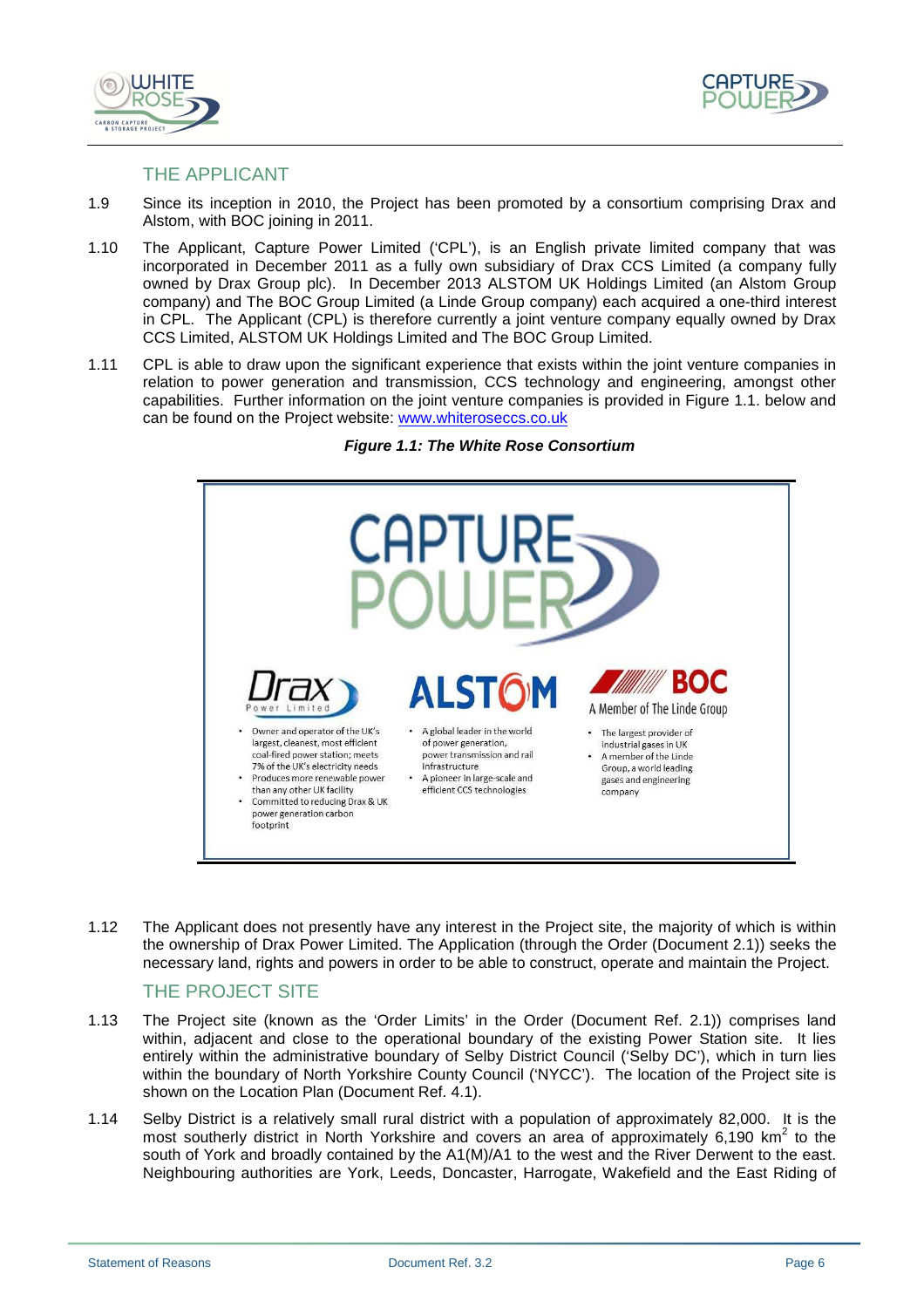## THE APPLICANT

1.9 Since its inception in 2010, the Project has been promoted by a consortium comprising Drax and Alstom, with BOC joining in 2011.

1.10 The Applicant, Capture Power Limited ('CPL'), is an English private limited company that was incorporated in December 2011 as a fully own subsidiary of Drax CCS Limited (a company fully owned by Drax Group plc). In December 2013 ALSTOM UK Holdings Limited (an Alstom Group company) and The BOC Group Limited (a Linde Group company) each acquired a one-third interest in CPL. The Applicant (CPL) is therefore currently a joint venture company equally owned by Drax CCS Limited, ALSTOM UK Holdings Limited and The BOC Group Limited.

1.11 CPL is able to draw upon the significant experience that exists within the joint venture companies in relation to power generation and transmission, CCS technology and engineering, amongst other capabilities. Further information on the joint venture companies is provided in Figure 1.1. below and can be found on the Project website: www.whiteroseccs.co.uk

***Figure 1.1: The White Rose Consortium***

CAPTURE POWER

**Drax Power Limited**

- Owner and operator of the UK's largest, cleanest, most efficient coal-fired power station; meets 7% of the UK's electricity needs
- Produces more renewable power than any other UK facility
- Committed to reducing Drax & UK power generation carbon footprint

**ALSTOM**

- A global leader in the world of power generation, power transmission and rail infrastructure
- A pioneer in large-scale and efficient CCS technologies

**BOC** A Member of The Linde Group

- The largest provider of industrial gases in UK
- A member of the Linde Group, a world leading gases and engineering company

1.12 The Applicant does not presently have any interest in the Project site, the majority of which is within the ownership of Drax Power Limited. The Application (through the Order (Document 2.1)) seeks the necessary land, rights and powers in order to be able to construct, operate and maintain the Project.

## THE PROJECT SITE

1.13 The Project site (known as the 'Order Limits' in the Order (Document Ref. 2.1)) comprises land within, adjacent and close to the operational boundary of the existing Power Station site. It lies entirely within the administrative boundary of Selby District Council ('Selby DC'), which in turn lies within the boundary of North Yorkshire County Council ('NYCC'). The location of the Project site is shown on the Location Plan (Document Ref. 4.1).

1.14 Selby District is a relatively small rural district with a population of approximately 82,000. It is the most southerly district in North Yorkshire and covers an area of approximately 6,190 $km^2$ to the south of York and broadly contained by the A1(M)/A1 to the west and the River Derwent to the east. Neighbouring authorities are York, Leeds, Doncaster, Harrogate, Wakefield and the East Riding of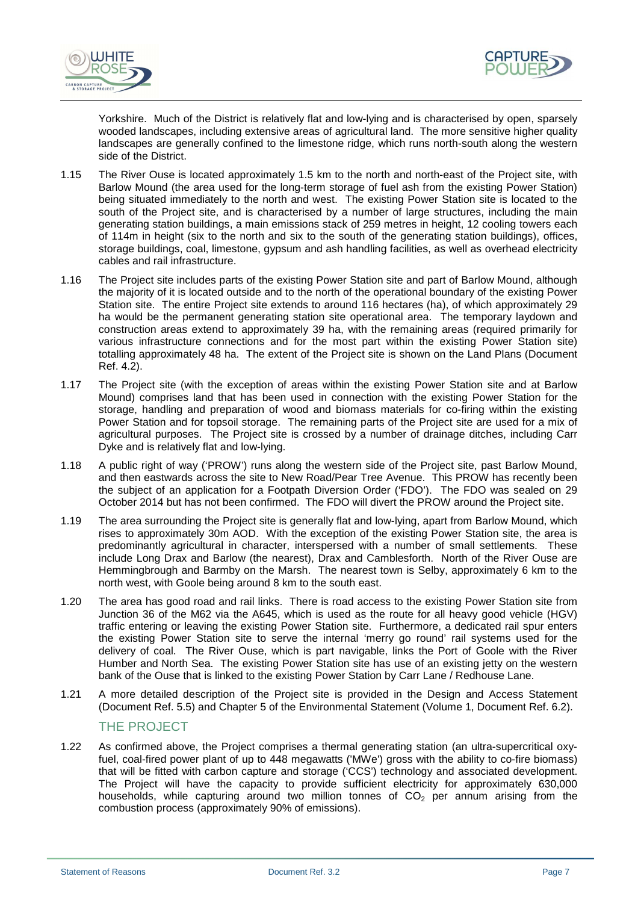Yorkshire. Much of the District is relatively flat and low-lying and is characterised by open, sparsely wooded landscapes, including extensive areas of agricultural land. The more sensitive higher quality landscapes are generally confined to the limestone ridge, which runs north-south along the western side of the District.

1.15 The River Ouse is located approximately 1.5 km to the north and north-east of the Project site, with Barlow Mound (the area used for the long-term storage of fuel ash from the existing Power Station) being situated immediately to the north and west. The existing Power Station site is located to the south of the Project site, and is characterised by a number of large structures, including the main generating station buildings, a main emissions stack of 259 metres in height, 12 cooling towers each of 114m in height (six to the north and six to the south of the generating station buildings), offices, storage buildings, coal, limestone, gypsum and ash handling facilities, as well as overhead electricity cables and rail infrastructure.

1.16 The Project site includes parts of the existing Power Station site and part of Barlow Mound, although the majority of it is located outside and to the north of the operational boundary of the existing Power Station site. The entire Project site extends to around 116 hectares (ha), of which approximately 29 ha would be the permanent generating station site operational area. The temporary laydown and construction areas extend to approximately 39 ha, with the remaining areas (required primarily for various infrastructure connections and for the most part within the existing Power Station site) totalling approximately 48 ha. The extent of the Project site is shown on the Land Plans (Document Ref. 4.2).

1.17 The Project site (with the exception of areas within the existing Power Station site and at Barlow Mound) comprises land that has been used in connection with the existing Power Station for the storage, handling and preparation of wood and biomass materials for co-firing within the existing Power Station and for topsoil storage. The remaining parts of the Project site are used for a mix of agricultural purposes. The Project site is crossed by a number of drainage ditches, including Carr Dyke and is relatively flat and low-lying.

1.18 A public right of way ('PROW') runs along the western side of the Project site, past Barlow Mound, and then eastwards across the site to New Road/Pear Tree Avenue. This PROW has recently been the subject of an application for a Footpath Diversion Order ('FDO'). The FDO was sealed on 29 October 2014 but has not been confirmed. The FDO will divert the PROW around the Project site.

1.19 The area surrounding the Project site is generally flat and low-lying, apart from Barlow Mound, which rises to approximately 30m AOD. With the exception of the existing Power Station site, the area is predominantly agricultural in character, interspersed with a number of small settlements. These include Long Drax and Barlow (the nearest), Drax and Camblesforth. North of the River Ouse are Hemmingbrough and Barmby on the Marsh. The nearest town is Selby, approximately 6 km to the north west, with Goole being around 8 km to the south east.

1.20 The area has good road and rail links. There is road access to the existing Power Station site from Junction 36 of the M62 via the A645, which is used as the route for all heavy good vehicle (HGV) traffic entering or leaving the existing Power Station site. Furthermore, a dedicated rail spur enters the existing Power Station site to serve the internal 'merry go round' rail systems used for the delivery of coal. The River Ouse, which is part navigable, links the Port of Goole with the River Humber and North Sea. The existing Power Station site has use of an existing jetty on the western bank of the Ouse that is linked to the existing Power Station by Carr Lane / Redhouse Lane.

1.21 A more detailed description of the Project site is provided in the Design and Access Statement (Document Ref. 5.5) and Chapter 5 of the Environmental Statement (Volume 1, Document Ref. 6.2).

## THE PROJECT

1.22 As confirmed above, the Project comprises a thermal generating station (an ultra-supercritical oxy-fuel, coal-fired power plant of up to 448 megawatts ('MWe') gross with the ability to co-fire biomass) that will be fitted with carbon capture and storage ('CCS') technology and associated development. The Project will have the capacity to provide sufficient electricity for approximately 630,000 households, while capturing around two million tonnes of $CO_2$ per annum arising from the combustion process (approximately 90% of emissions).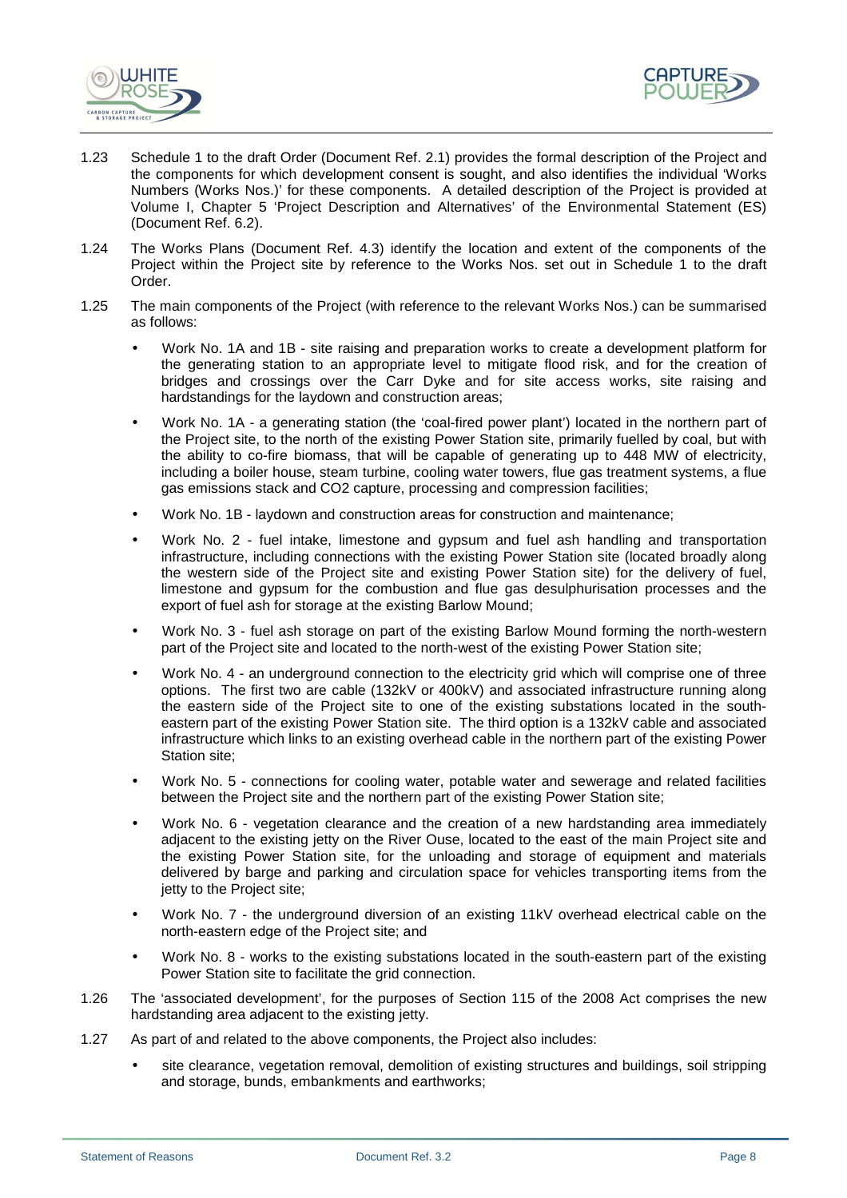1.23 Schedule 1 to the draft Order (Document Ref. 2.1) provides the formal description of the Project and the components for which development consent is sought, and also identifies the individual 'Works Numbers (Works Nos.)' for these components. A detailed description of the Project is provided at Volume I, Chapter 5 'Project Description and Alternatives' of the Environmental Statement (ES) (Document Ref. 6.2).

1.24 The Works Plans (Document Ref. 4.3) identify the location and extent of the components of the Project within the Project site by reference to the Works Nos. set out in Schedule 1 to the draft Order.

1.25 The main components of the Project (with reference to the relevant Works Nos.) can be summarised as follows:

- Work No. 1A and 1B - site raising and preparation works to create a development platform for the generating station to an appropriate level to mitigate flood risk, and for the creation of bridges and crossings over the Carr Dyke and for site access works, site raising and hardstandings for the laydown and construction areas;
- Work No. 1A - a generating station (the 'coal-fired power plant') located in the northern part of the Project site, to the north of the existing Power Station site, primarily fuelled by coal, but with the ability to co-fire biomass, that will be capable of generating up to 448 MW of electricity, including a boiler house, steam turbine, cooling water towers, flue gas treatment systems, a flue gas emissions stack and CO2 capture, processing and compression facilities;
- Work No. 1B - laydown and construction areas for construction and maintenance;
- Work No. 2 - fuel intake, limestone and gypsum and fuel ash handling and transportation infrastructure, including connections with the existing Power Station site (located broadly along the western side of the Project site and existing Power Station site) for the delivery of fuel, limestone and gypsum for the combustion and flue gas desulphurisation processes and the export of fuel ash for storage at the existing Barlow Mound;
- Work No. 3 - fuel ash storage on part of the existing Barlow Mound forming the north-western part of the Project site and located to the north-west of the existing Power Station site;
- Work No. 4 - an underground connection to the electricity grid which will comprise one of three options. The first two are cable (132kV or 400kV) and associated infrastructure running along the eastern side of the Project site to one of the existing substations located in the south-eastern part of the existing Power Station site. The third option is a 132kV cable and associated infrastructure which links to an existing overhead cable in the northern part of the existing Power Station site;
- Work No. 5 - connections for cooling water, potable water and sewerage and related facilities between the Project site and the northern part of the existing Power Station site;
- Work No. 6 - vegetation clearance and the creation of a new hardstanding area immediately adjacent to the existing jetty on the River Ouse, located to the east of the main Project site and the existing Power Station site, for the unloading and storage of equipment and materials delivered by barge and parking and circulation space for vehicles transporting items from the jetty to the Project site;
- Work No. 7 - the underground diversion of an existing 11kV overhead electrical cable on the north-eastern edge of the Project site; and
- Work No. 8 - works to the existing substations located in the south-eastern part of the existing Power Station site to facilitate the grid connection.

1.26 The 'associated development', for the purposes of Section 115 of the 2008 Act comprises the new hardstanding area adjacent to the existing jetty.

1.27 As part of and related to the above components, the Project also includes:

- site clearance, vegetation removal, demolition of existing structures and buildings, soil stripping and storage, bunds, embankments and earthworks;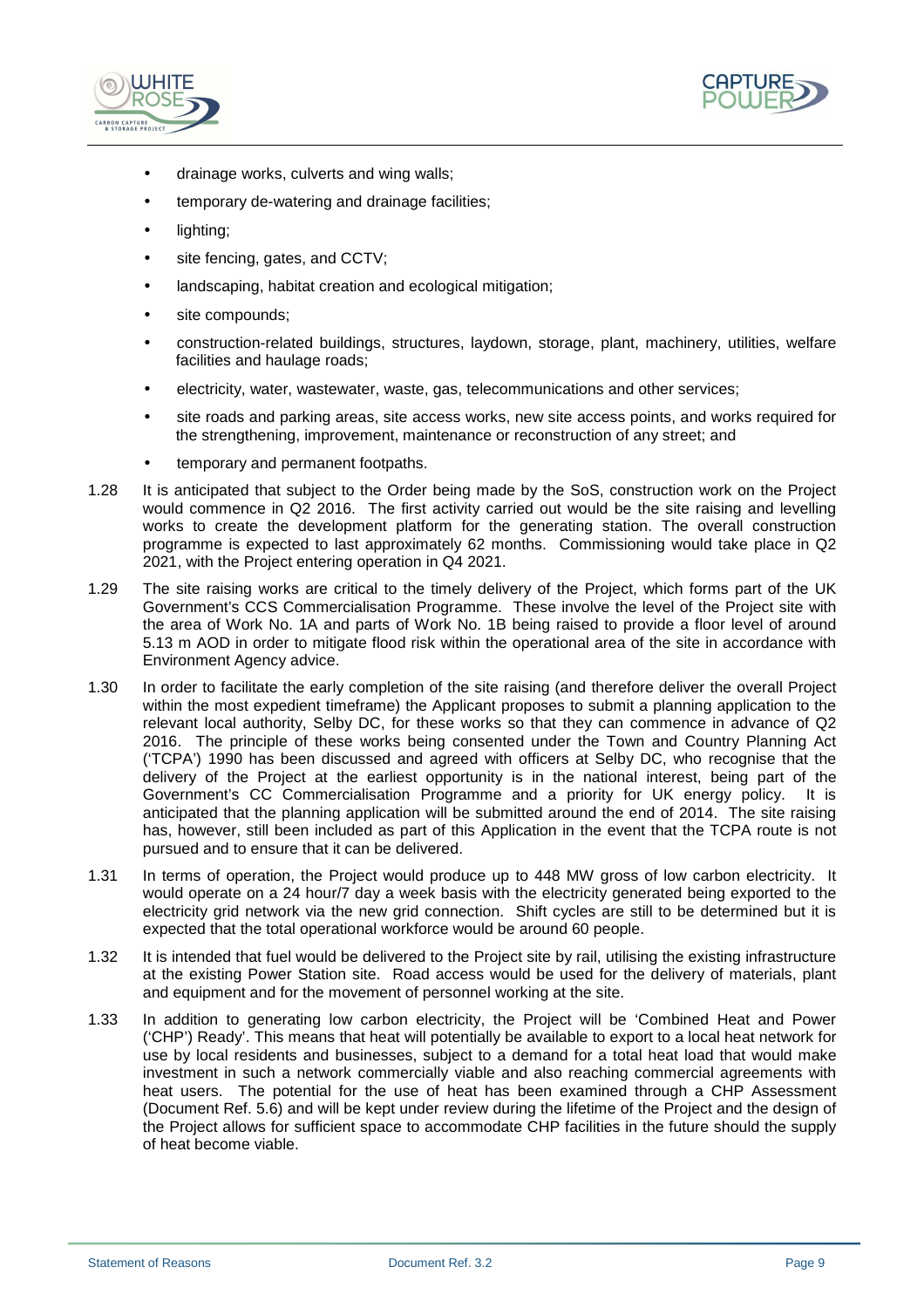- drainage works, culverts and wing walls;
- temporary de-watering and drainage facilities;
- lighting;
- site fencing, gates, and CCTV;
- landscaping, habitat creation and ecological mitigation;
- site compounds;
- construction-related buildings, structures, laydown, storage, plant, machinery, utilities, welfare facilities and haulage roads;
- electricity, water, wastewater, waste, gas, telecommunications and other services;
- site roads and parking areas, site access works, new site access points, and works required for the strengthening, improvement, maintenance or reconstruction of any street; and
- temporary and permanent footpaths.

1.28 It is anticipated that subject to the Order being made by the SoS, construction work on the Project would commence in Q2 2016. The first activity carried out would be the site raising and levelling works to create the development platform for the generating station. The overall construction programme is expected to last approximately 62 months. Commissioning would take place in Q2 2021, with the Project entering operation in Q4 2021.

1.29 The site raising works are critical to the timely delivery of the Project, which forms part of the UK Government's CCS Commercialisation Programme. These involve the level of the Project site with the area of Work No. 1A and parts of Work No. 1B being raised to provide a floor level of around 5.13 m AOD in order to mitigate flood risk within the operational area of the site in accordance with Environment Agency advice.

1.30 In order to facilitate the early completion of the site raising (and therefore deliver the overall Project within the most expedient timeframe) the Applicant proposes to submit a planning application to the relevant local authority, Selby DC, for these works so that they can commence in advance of Q2 2016. The principle of these works being consented under the Town and Country Planning Act ('TCPA') 1990 has been discussed and agreed with officers at Selby DC, who recognise that the delivery of the Project at the earliest opportunity is in the national interest, being part of the Government's CC Commercialisation Programme and a priority for UK energy policy. It is anticipated that the planning application will be submitted around the end of 2014. The site raising has, however, still been included as part of this Application in the event that the TCPA route is not pursued and to ensure that it can be delivered.

1.31 In terms of operation, the Project would produce up to 448 MW gross of low carbon electricity. It would operate on a 24 hour/7 day a week basis with the electricity generated being exported to the electricity grid network via the new grid connection. Shift cycles are still to be determined but it is expected that the total operational workforce would be around 60 people.

1.32 It is intended that fuel would be delivered to the Project site by rail, utilising the existing infrastructure at the existing Power Station site. Road access would be used for the delivery of materials, plant and equipment and for the movement of personnel working at the site.

1.33 In addition to generating low carbon electricity, the Project will be 'Combined Heat and Power ('CHP') Ready'. This means that heat will potentially be available to export to a local heat network for use by local residents and businesses, subject to a demand for a total heat load that would make investment in such a network commercially viable and also reaching commercial agreements with heat users. The potential for the use of heat has been examined through a CHP Assessment (Document Ref. 5.6) and will be kept under review during the lifetime of the Project and the design of the Project allows for sufficient space to accommodate CHP facilities in the future should the supply of heat become viable.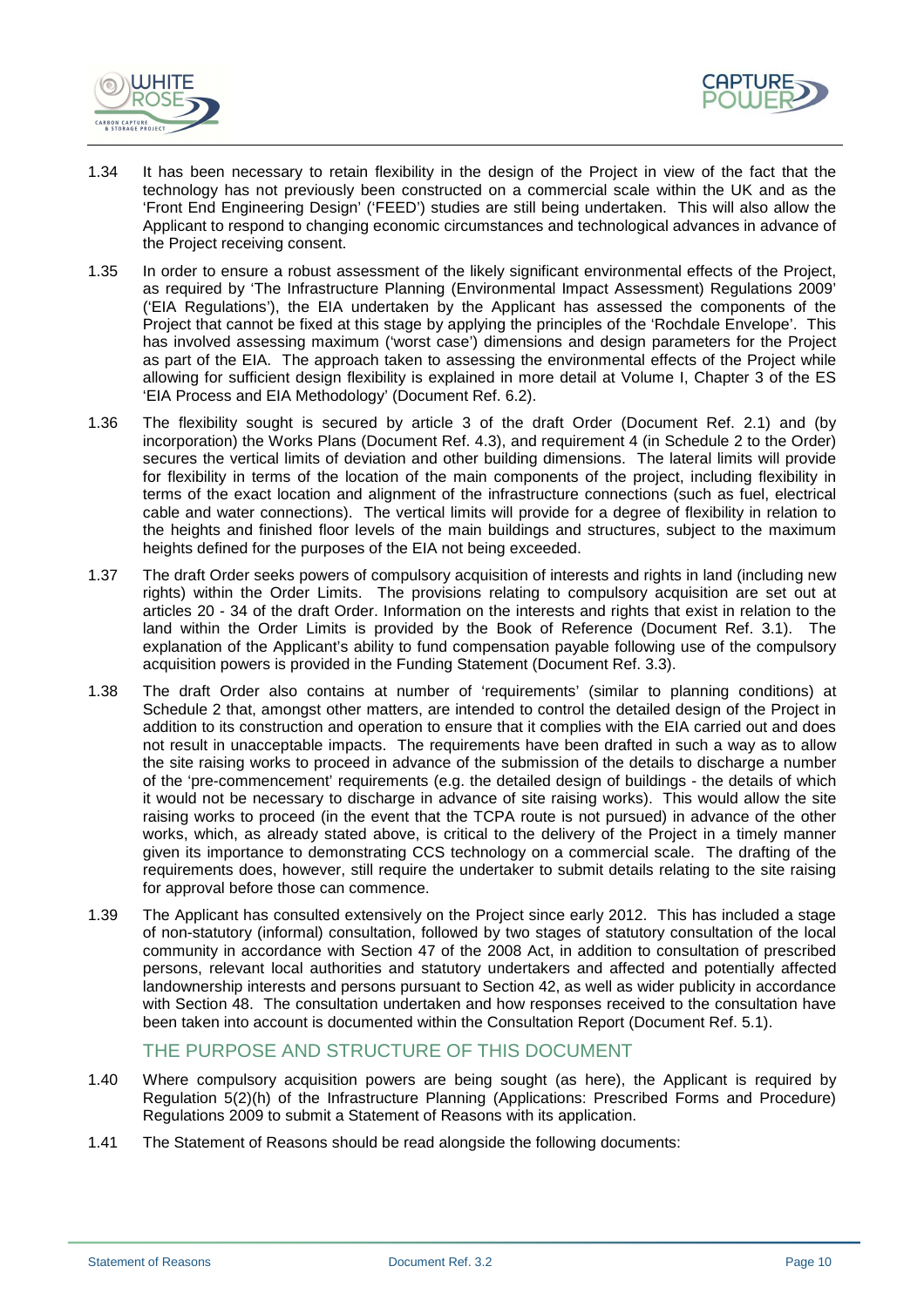1.34 It has been necessary to retain flexibility in the design of the Project in view of the fact that the technology has not previously been constructed on a commercial scale within the UK and as the 'Front End Engineering Design' ('FEED') studies are still being undertaken. This will also allow the Applicant to respond to changing economic circumstances and technological advances in advance of the Project receiving consent.

1.35 In order to ensure a robust assessment of the likely significant environmental effects of the Project, as required by 'The Infrastructure Planning (Environmental Impact Assessment) Regulations 2009' ('EIA Regulations'), the EIA undertaken by the Applicant has assessed the components of the Project that cannot be fixed at this stage by applying the principles of the 'Rochdale Envelope'. This has involved assessing maximum ('worst case') dimensions and design parameters for the Project as part of the EIA. The approach taken to assessing the environmental effects of the Project while allowing for sufficient design flexibility is explained in more detail at Volume I, Chapter 3 of the ES 'EIA Process and EIA Methodology' (Document Ref. 6.2).

1.36 The flexibility sought is secured by article 3 of the draft Order (Document Ref. 2.1) and (by incorporation) the Works Plans (Document Ref. 4.3), and requirement 4 (in Schedule 2 to the Order) secures the vertical limits of deviation and other building dimensions. The lateral limits will provide for flexibility in terms of the location of the main components of the project, including flexibility in terms of the exact location and alignment of the infrastructure connections (such as fuel, electrical cable and water connections). The vertical limits will provide for a degree of flexibility in relation to the heights and finished floor levels of the main buildings and structures, subject to the maximum heights defined for the purposes of the EIA not being exceeded.

1.37 The draft Order seeks powers of compulsory acquisition of interests and rights in land (including new rights) within the Order Limits. The provisions relating to compulsory acquisition are set out at articles 20 - 34 of the draft Order. Information on the interests and rights that exist in relation to the land within the Order Limits is provided by the Book of Reference (Document Ref. 3.1). The explanation of the Applicant's ability to fund compensation payable following use of the compulsory acquisition powers is provided in the Funding Statement (Document Ref. 3.3).

1.38 The draft Order also contains at number of 'requirements' (similar to planning conditions) at Schedule 2 that, amongst other matters, are intended to control the detailed design of the Project in addition to its construction and operation to ensure that it complies with the EIA carried out and does not result in unacceptable impacts. The requirements have been drafted in such a way as to allow the site raising works to proceed in advance of the submission of the details to discharge a number of the 'pre-commencement' requirements (e.g. the detailed design of buildings - the details of which it would not be necessary to discharge in advance of site raising works). This would allow the site raising works to proceed (in the event that the TCPA route is not pursued) in advance of the other works, which, as already stated above, is critical to the delivery of the Project in a timely manner given its importance to demonstrating CCS technology on a commercial scale. The drafting of the requirements does, however, still require the undertaker to submit details relating to the site raising for approval before those can commence.

1.39 The Applicant has consulted extensively on the Project since early 2012. This has included a stage of non-statutory (informal) consultation, followed by two stages of statutory consultation of the local community in accordance with Section 47 of the 2008 Act, in addition to consultation of prescribed persons, relevant local authorities and statutory undertakers and affected and potentially affected landownership interests and persons pursuant to Section 42, as well as wider publicity in accordance with Section 48. The consultation undertaken and how responses received to the consultation have been taken into account is documented within the Consultation Report (Document Ref. 5.1).

## THE PURPOSE AND STRUCTURE OF THIS DOCUMENT

1.40 Where compulsory acquisition powers are being sought (as here), the Applicant is required by Regulation 5(2)(h) of the Infrastructure Planning (Applications: Prescribed Forms and Procedure) Regulations 2009 to submit a Statement of Reasons with its application.

1.41 The Statement of Reasons should be read alongside the following documents: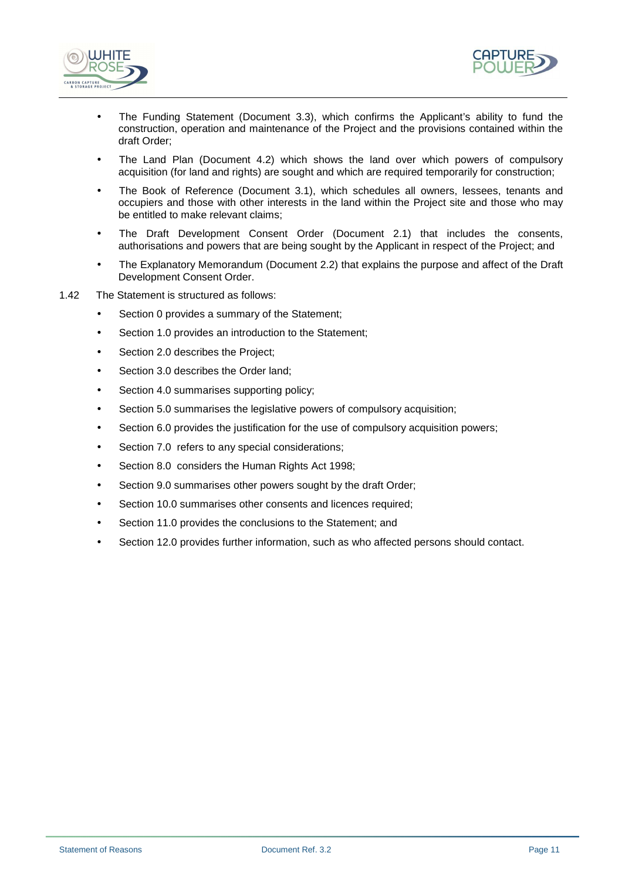- The Funding Statement (Document 3.3), which confirms the Applicant's ability to fund the construction, operation and maintenance of the Project and the provisions contained within the draft Order;
- The Land Plan (Document 4.2) which shows the land over which powers of compulsory acquisition (for land and rights) are sought and which are required temporarily for construction;
- The Book of Reference (Document 3.1), which schedules all owners, lessees, tenants and occupiers and those with other interests in the land within the Project site and those who may be entitled to make relevant claims;
- The Draft Development Consent Order (Document 2.1) that includes the consents, authorisations and powers that are being sought by the Applicant in respect of the Project; and
- The Explanatory Memorandum (Document 2.2) that explains the purpose and affect of the Draft Development Consent Order.

1.42 The Statement is structured as follows:

- Section 0 provides a summary of the Statement;
- Section 1.0 provides an introduction to the Statement;
- Section 2.0 describes the Project;
- Section 3.0 describes the Order land;
- Section 4.0 summarises supporting policy;
- Section 5.0 summarises the legislative powers of compulsory acquisition;
- Section 6.0 provides the justification for the use of compulsory acquisition powers;
- Section 7.0 refers to any special considerations;
- Section 8.0 considers the Human Rights Act 1998;
- Section 9.0 summarises other powers sought by the draft Order;
- Section 10.0 summarises other consents and licences required;
- Section 11.0 provides the conclusions to the Statement; and
- Section 12.0 provides further information, such as who affected persons should contact.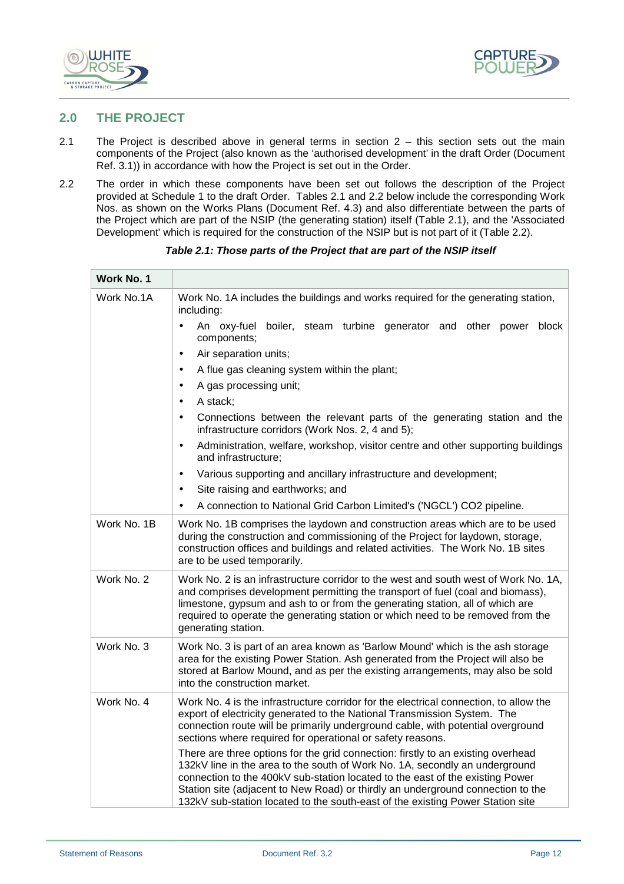## 2.0 THE PROJECT

2.1 The Project is described above in general terms in section 2 – this section sets out the main components of the Project (also known as the 'authorised development' in the draft Order (Document Ref. 3.1)) in accordance with how the Project is set out in the Order.

2.2 The order in which these components have been set out follows the description of the Project provided at Schedule 1 to the draft Order. Tables 2.1 and 2.2 below include the corresponding Work Nos. as shown on the Works Plans (Document Ref. 4.3) and also differentiate between the parts of the Project which are part of the NSIP (the generating station) itself (Table 2.1), and the 'Associated Development' which is required for the construction of the NSIP but is not part of it (Table 2.2).

***Table 2.1: Those parts of the Project that are part of the NSIP itself***

| **Work No. 1** | |
|---|---|
| Work No.1A | Work No. 1A includes the buildings and works required for the generating station, including: <br>• An oxy-fuel boiler, steam turbine generator and other power block components; <br>• Air separation units; <br>• A flue gas cleaning system within the plant; <br>• A gas processing unit; <br>• A stack; <br>• Connections between the relevant parts of the generating station and the infrastructure corridors (Work Nos. 2, 4 and 5); <br>• Administration, welfare, workshop, visitor centre and other supporting buildings and infrastructure; <br>• Various supporting and ancillary infrastructure and development; <br>• Site raising and earthworks; and <br>• A connection to National Grid Carbon Limited's ('NGCL') CO2 pipeline. |
| Work No. 1B | Work No. 1B comprises the laydown and construction areas which are to be used during the construction and commissioning of the Project for laydown, storage, construction offices and buildings and related activities. The Work No. 1B sites are to be used temporarily. |
| Work No. 2 | Work No. 2 is an infrastructure corridor to the west and south west of Work No. 1A, and comprises development permitting the transport of fuel (coal and biomass), limestone, gypsum and ash to or from the generating station, all of which are required to operate the generating station or which need to be removed from the generating station. |
| Work No. 3 | Work No. 3 is part of an area known as 'Barlow Mound' which is the ash storage area for the existing Power Station. Ash generated from the Project will also be stored at Barlow Mound, and as per the existing arrangements, may also be sold into the construction market. |
| Work No. 4 | Work No. 4 is the infrastructure corridor for the electrical connection, to allow the export of electricity generated to the National Transmission System. The connection route will be primarily underground cable, with potential overground sections where required for operational or safety reasons. <br>There are three options for the grid connection: firstly to an existing overhead 132kV line in the area to the south of Work No. 1A, secondly an underground connection to the 400kV sub-station located to the east of the existing Power Station site (adjacent to New Road) or thirdly an underground connection to the 132kV sub-station located to the south-east of the existing Power Station site |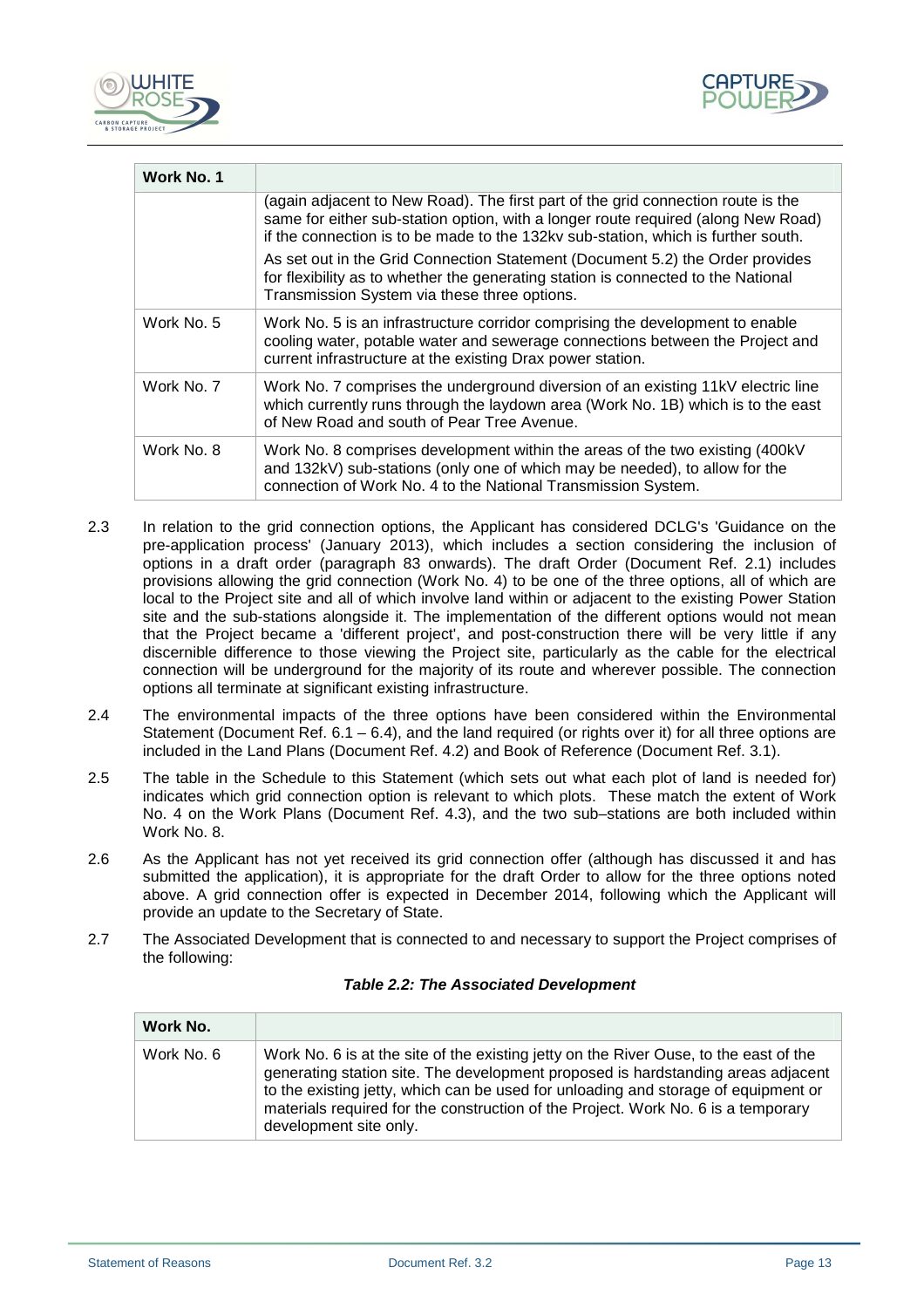| Work No. 1 | |
|---|---|
| | (again adjacent to New Road). The first part of the grid connection route is the same for either sub-station option, with a longer route required (along New Road) if the connection is to be made to the 132kv sub-station, which is further south.<br><br>As set out in the Grid Connection Statement (Document 5.2) the Order provides for flexibility as to whether the generating station is connected to the National Transmission System via these three options. |
| Work No. 5 | Work No. 5 is an infrastructure corridor comprising the development to enable cooling water, potable water and sewerage connections between the Project and current infrastructure at the existing Drax power station. |
| Work No. 7 | Work No. 7 comprises the underground diversion of an existing 11kV electric line which currently runs through the laydown area (Work No. 1B) which is to the east of New Road and south of Pear Tree Avenue. |
| Work No. 8 | Work No. 8 comprises development within the areas of the two existing (400kV and 132kV) sub-stations (only one of which may be needed), to allow for the connection of Work No. 4 to the National Transmission System. |

2.3 In relation to the grid connection options, the Applicant has considered DCLG's 'Guidance on the pre-application process' (January 2013), which includes a section considering the inclusion of options in a draft order (paragraph 83 onwards). The draft Order (Document Ref. 2.1) includes provisions allowing the grid connection (Work No. 4) to be one of the three options, all of which are local to the Project site and all of which involve land within or adjacent to the existing Power Station site and the sub-stations alongside it. The implementation of the different options would not mean that the Project became a 'different project', and post-construction there will be very little if any discernible difference to those viewing the Project site, particularly as the cable for the electrical connection will be underground for the majority of its route and wherever possible. The connection options all terminate at significant existing infrastructure.

2.4 The environmental impacts of the three options have been considered within the Environmental Statement (Document Ref. 6.1 – 6.4), and the land required (or rights over it) for all three options are included in the Land Plans (Document Ref. 4.2) and Book of Reference (Document Ref. 3.1).

2.5 The table in the Schedule to this Statement (which sets out what each plot of land is needed for) indicates which grid connection option is relevant to which plots. These match the extent of Work No. 4 on the Work Plans (Document Ref. 4.3), and the two sub–stations are both included within Work No. 8.

2.6 As the Applicant has not yet received its grid connection offer (although has discussed it and has submitted the application), it is appropriate for the draft Order to allow for the three options noted above. A grid connection offer is expected in December 2014, following which the Applicant will provide an update to the Secretary of State.

2.7 The Associated Development that is connected to and necessary to support the Project comprises of the following:

***Table 2.2: The Associated Development***

| Work No. | |
|---|---|
| Work No. 6 | Work No. 6 is at the site of the existing jetty on the River Ouse, to the east of the generating station site. The development proposed is hardstanding areas adjacent to the existing jetty, which can be used for unloading and storage of equipment or materials required for the construction of the Project. Work No. 6 is a temporary development site only. |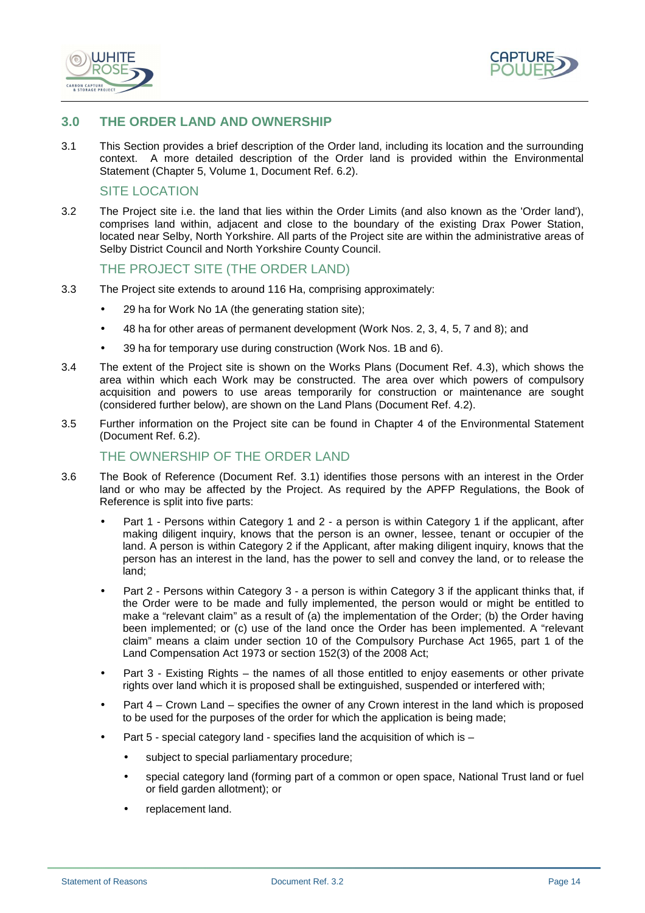## 3.0 THE ORDER LAND AND OWNERSHIP

3.1 This Section provides a brief description of the Order land, including its location and the surrounding context. A more detailed description of the Order land is provided within the Environmental Statement (Chapter 5, Volume 1, Document Ref. 6.2).

### SITE LOCATION

3.2 The Project site i.e. the land that lies within the Order Limits (and also known as the 'Order land'), comprises land within, adjacent and close to the boundary of the existing Drax Power Station, located near Selby, North Yorkshire. All parts of the Project site are within the administrative areas of Selby District Council and North Yorkshire County Council.

### THE PROJECT SITE (THE ORDER LAND)

3.3 The Project site extends to around 116 Ha, comprising approximately:

- 29 ha for Work No 1A (the generating station site);
- 48 ha for other areas of permanent development (Work Nos. 2, 3, 4, 5, 7 and 8); and
- 39 ha for temporary use during construction (Work Nos. 1B and 6).

3.4 The extent of the Project site is shown on the Works Plans (Document Ref. 4.3), which shows the area within which each Work may be constructed. The area over which powers of compulsory acquisition and powers to use areas temporarily for construction or maintenance are sought (considered further below), are shown on the Land Plans (Document Ref. 4.2).

3.5 Further information on the Project site can be found in Chapter 4 of the Environmental Statement (Document Ref. 6.2).

### THE OWNERSHIP OF THE ORDER LAND

3.6 The Book of Reference (Document Ref. 3.1) identifies those persons with an interest in the Order land or who may be affected by the Project. As required by the APFP Regulations, the Book of Reference is split into five parts:

- Part 1 - Persons within Category 1 and 2 - a person is within Category 1 if the applicant, after making diligent inquiry, knows that the person is an owner, lessee, tenant or occupier of the land. A person is within Category 2 if the Applicant, after making diligent inquiry, knows that the person has an interest in the land, has the power to sell and convey the land, or to release the land;
- Part 2 - Persons within Category 3 - a person is within Category 3 if the applicant thinks that, if the Order were to be made and fully implemented, the person would or might be entitled to make a "relevant claim" as a result of (a) the implementation of the Order; (b) the Order having been implemented; or (c) use of the land once the Order has been implemented. A "relevant claim" means a claim under section 10 of the Compulsory Purchase Act 1965, part 1 of the Land Compensation Act 1973 or section 152(3) of the 2008 Act;
- Part 3 - Existing Rights – the names of all those entitled to enjoy easements or other private rights over land which it is proposed shall be extinguished, suspended or interfered with;
- Part 4 – Crown Land – specifies the owner of any Crown interest in the land which is proposed to be used for the purposes of the order for which the application is being made;
- Part 5 - special category land - specifies land the acquisition of which is –
  - subject to special parliamentary procedure;
  - special category land (forming part of a common or open space, National Trust land or fuel or field garden allotment); or
  - replacement land.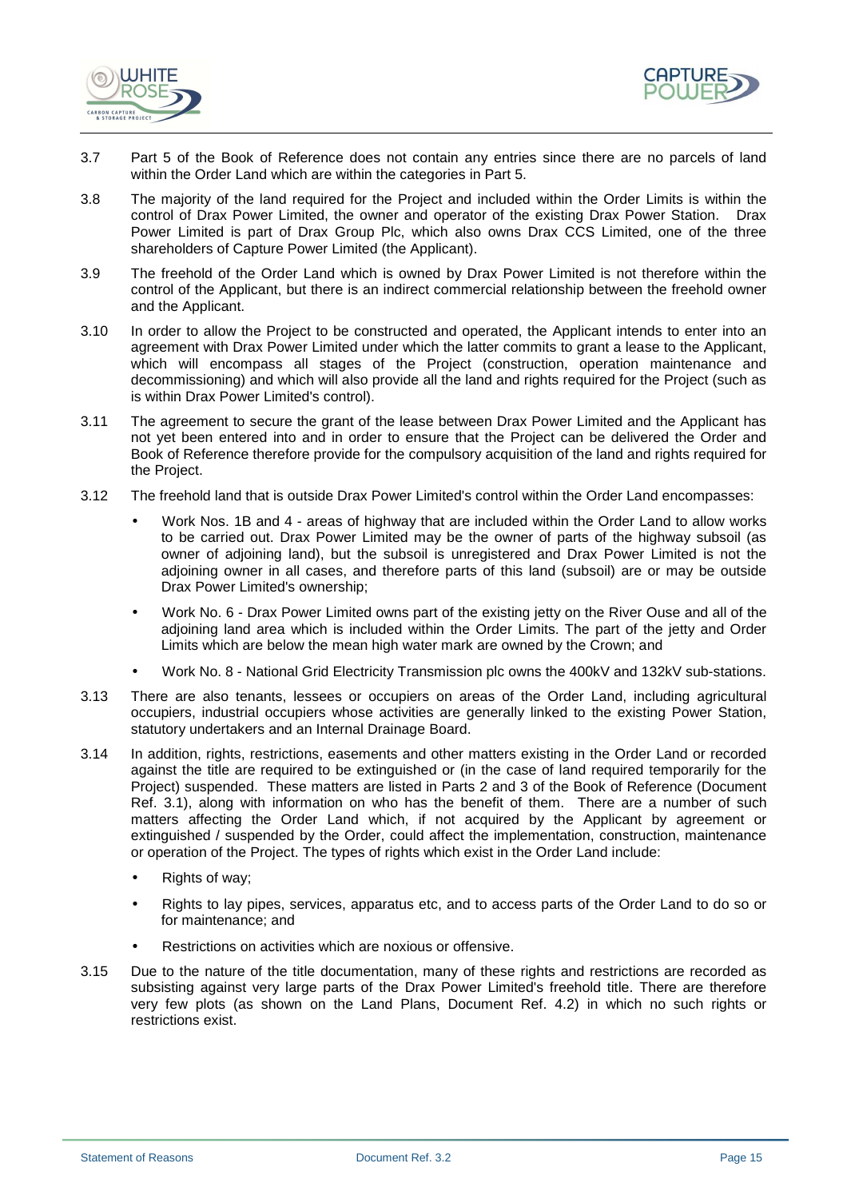3.7 Part 5 of the Book of Reference does not contain any entries since there are no parcels of land within the Order Land which are within the categories in Part 5.

3.8 The majority of the land required for the Project and included within the Order Limits is within the control of Drax Power Limited, the owner and operator of the existing Drax Power Station. Drax Power Limited is part of Drax Group Plc, which also owns Drax CCS Limited, one of the three shareholders of Capture Power Limited (the Applicant).

3.9 The freehold of the Order Land which is owned by Drax Power Limited is not therefore within the control of the Applicant, but there is an indirect commercial relationship between the freehold owner and the Applicant.

3.10 In order to allow the Project to be constructed and operated, the Applicant intends to enter into an agreement with Drax Power Limited under which the latter commits to grant a lease to the Applicant, which will encompass all stages of the Project (construction, operation maintenance and decommissioning) and which will also provide all the land and rights required for the Project (such as is within Drax Power Limited's control).

3.11 The agreement to secure the grant of the lease between Drax Power Limited and the Applicant has not yet been entered into and in order to ensure that the Project can be delivered the Order and Book of Reference therefore provide for the compulsory acquisition of the land and rights required for the Project.

3.12 The freehold land that is outside Drax Power Limited's control within the Order Land encompasses:

- Work Nos. 1B and 4 - areas of highway that are included within the Order Land to allow works to be carried out. Drax Power Limited may be the owner of parts of the highway subsoil (as owner of adjoining land), but the subsoil is unregistered and Drax Power Limited is not the adjoining owner in all cases, and therefore parts of this land (subsoil) are or may be outside Drax Power Limited's ownership;
- Work No. 6 - Drax Power Limited owns part of the existing jetty on the River Ouse and all of the adjoining land area which is included within the Order Limits. The part of the jetty and Order Limits which are below the mean high water mark are owned by the Crown; and
- Work No. 8 - National Grid Electricity Transmission plc owns the 400kV and 132kV sub-stations.

3.13 There are also tenants, lessees or occupiers on areas of the Order Land, including agricultural occupiers, industrial occupiers whose activities are generally linked to the existing Power Station, statutory undertakers and an Internal Drainage Board.

3.14 In addition, rights, restrictions, easements and other matters existing in the Order Land or recorded against the title are required to be extinguished or (in the case of land required temporarily for the Project) suspended. These matters are listed in Parts 2 and 3 of the Book of Reference (Document Ref. 3.1), along with information on who has the benefit of them. There are a number of such matters affecting the Order Land which, if not acquired by the Applicant by agreement or extinguished / suspended by the Order, could affect the implementation, construction, maintenance or operation of the Project. The types of rights which exist in the Order Land include:

- Rights of way;
- Rights to lay pipes, services, apparatus etc, and to access parts of the Order Land to do so or for maintenance; and
- Restrictions on activities which are noxious or offensive.

3.15 Due to the nature of the title documentation, many of these rights and restrictions are recorded as subsisting against very large parts of the Drax Power Limited's freehold title. There are therefore very few plots (as shown on the Land Plans, Document Ref. 4.2) in which no such rights or restrictions exist.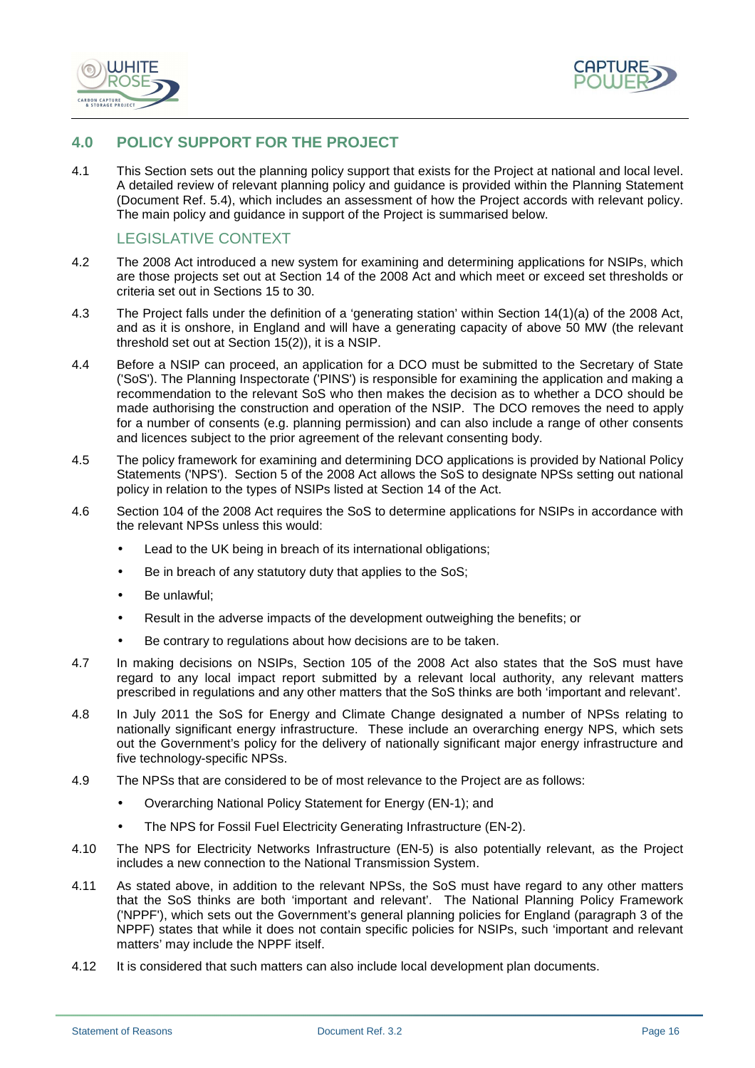## 4.0 POLICY SUPPORT FOR THE PROJECT

4.1 This Section sets out the planning policy support that exists for the Project at national and local level. A detailed review of relevant planning policy and guidance is provided within the Planning Statement (Document Ref. 5.4), which includes an assessment of how the Project accords with relevant policy. The main policy and guidance in support of the Project is summarised below.

### LEGISLATIVE CONTEXT

4.2 The 2008 Act introduced a new system for examining and determining applications for NSIPs, which are those projects set out at Section 14 of the 2008 Act and which meet or exceed set thresholds or criteria set out in Sections 15 to 30.

4.3 The Project falls under the definition of a 'generating station' within Section 14(1)(a) of the 2008 Act, and as it is onshore, in England and will have a generating capacity of above 50 MW (the relevant threshold set out at Section 15(2)), it is a NSIP.

4.4 Before a NSIP can proceed, an application for a DCO must be submitted to the Secretary of State ('SoS'). The Planning Inspectorate ('PINS') is responsible for examining the application and making a recommendation to the relevant SoS who then makes the decision as to whether a DCO should be made authorising the construction and operation of the NSIP. The DCO removes the need to apply for a number of consents (e.g. planning permission) and can also include a range of other consents and licences subject to the prior agreement of the relevant consenting body.

4.5 The policy framework for examining and determining DCO applications is provided by National Policy Statements ('NPS'). Section 5 of the 2008 Act allows the SoS to designate NPSs setting out national policy in relation to the types of NSIPs listed at Section 14 of the Act.

4.6 Section 104 of the 2008 Act requires the SoS to determine applications for NSIPs in accordance with the relevant NPSs unless this would:

- Lead to the UK being in breach of its international obligations;
- Be in breach of any statutory duty that applies to the SoS;
- Be unlawful;
- Result in the adverse impacts of the development outweighing the benefits; or
- Be contrary to regulations about how decisions are to be taken.

4.7 In making decisions on NSIPs, Section 105 of the 2008 Act also states that the SoS must have regard to any local impact report submitted by a relevant local authority, any relevant matters prescribed in regulations and any other matters that the SoS thinks are both 'important and relevant'.

4.8 In July 2011 the SoS for Energy and Climate Change designated a number of NPSs relating to nationally significant energy infrastructure. These include an overarching energy NPS, which sets out the Government's policy for the delivery of nationally significant major energy infrastructure and five technology-specific NPSs.

4.9 The NPSs that are considered to be of most relevance to the Project are as follows:

- Overarching National Policy Statement for Energy (EN-1); and
- The NPS for Fossil Fuel Electricity Generating Infrastructure (EN-2).

4.10 The NPS for Electricity Networks Infrastructure (EN-5) is also potentially relevant, as the Project includes a new connection to the National Transmission System.

4.11 As stated above, in addition to the relevant NPSs, the SoS must have regard to any other matters that the SoS thinks are both 'important and relevant'. The National Planning Policy Framework ('NPPF'), which sets out the Government's general planning policies for England (paragraph 3 of the NPPF) states that while it does not contain specific policies for NSIPs, such 'important and relevant matters' may include the NPPF itself.

4.12 It is considered that such matters can also include local development plan documents.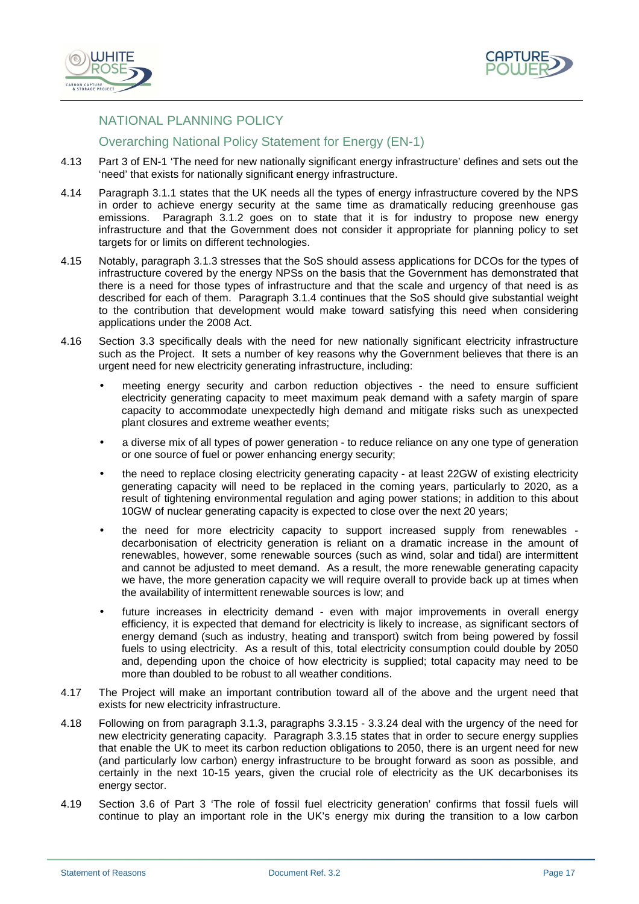## NATIONAL PLANNING POLICY

### Overarching National Policy Statement for Energy (EN-1)

4.13 Part 3 of EN-1 'The need for new nationally significant energy infrastructure' defines and sets out the 'need' that exists for nationally significant energy infrastructure.

4.14 Paragraph 3.1.1 states that the UK needs all the types of energy infrastructure covered by the NPS in order to achieve energy security at the same time as dramatically reducing greenhouse gas emissions. Paragraph 3.1.2 goes on to state that it is for industry to propose new energy infrastructure and that the Government does not consider it appropriate for planning policy to set targets for or limits on different technologies.

4.15 Notably, paragraph 3.1.3 stresses that the SoS should assess applications for DCOs for the types of infrastructure covered by the energy NPSs on the basis that the Government has demonstrated that there is a need for those types of infrastructure and that the scale and urgency of that need is as described for each of them. Paragraph 3.1.4 continues that the SoS should give substantial weight to the contribution that development would make toward satisfying this need when considering applications under the 2008 Act.

4.16 Section 3.3 specifically deals with the need for new nationally significant electricity infrastructure such as the Project. It sets a number of key reasons why the Government believes that there is an urgent need for new electricity generating infrastructure, including:

- meeting energy security and carbon reduction objectives - the need to ensure sufficient electricity generating capacity to meet maximum peak demand with a safety margin of spare capacity to accommodate unexpectedly high demand and mitigate risks such as unexpected plant closures and extreme weather events;
- a diverse mix of all types of power generation - to reduce reliance on any one type of generation or one source of fuel or power enhancing energy security;
- the need to replace closing electricity generating capacity - at least 22GW of existing electricity generating capacity will need to be replaced in the coming years, particularly to 2020, as a result of tightening environmental regulation and aging power stations; in addition to this about 10GW of nuclear generating capacity is expected to close over the next 20 years;
- the need for more electricity capacity to support increased supply from renewables - decarbonisation of electricity generation is reliant on a dramatic increase in the amount of renewables, however, some renewable sources (such as wind, solar and tidal) are intermittent and cannot be adjusted to meet demand. As a result, the more renewable generating capacity we have, the more generation capacity we will require overall to provide back up at times when the availability of intermittent renewable sources is low; and
- future increases in electricity demand - even with major improvements in overall energy efficiency, it is expected that demand for electricity is likely to increase, as significant sectors of energy demand (such as industry, heating and transport) switch from being powered by fossil fuels to using electricity. As a result of this, total electricity consumption could double by 2050 and, depending upon the choice of how electricity is supplied; total capacity may need to be more than doubled to be robust to all weather conditions.

4.17 The Project will make an important contribution toward all of the above and the urgent need that exists for new electricity infrastructure.

4.18 Following on from paragraph 3.1.3, paragraphs 3.3.15 - 3.3.24 deal with the urgency of the need for new electricity generating capacity. Paragraph 3.3.15 states that in order to secure energy supplies that enable the UK to meet its carbon reduction obligations to 2050, there is an urgent need for new (and particularly low carbon) energy infrastructure to be brought forward as soon as possible, and certainly in the next 10-15 years, given the crucial role of electricity as the UK decarbonises its energy sector.

4.19 Section 3.6 of Part 3 'The role of fossil fuel electricity generation' confirms that fossil fuels will continue to play an important role in the UK's energy mix during the transition to a low carbon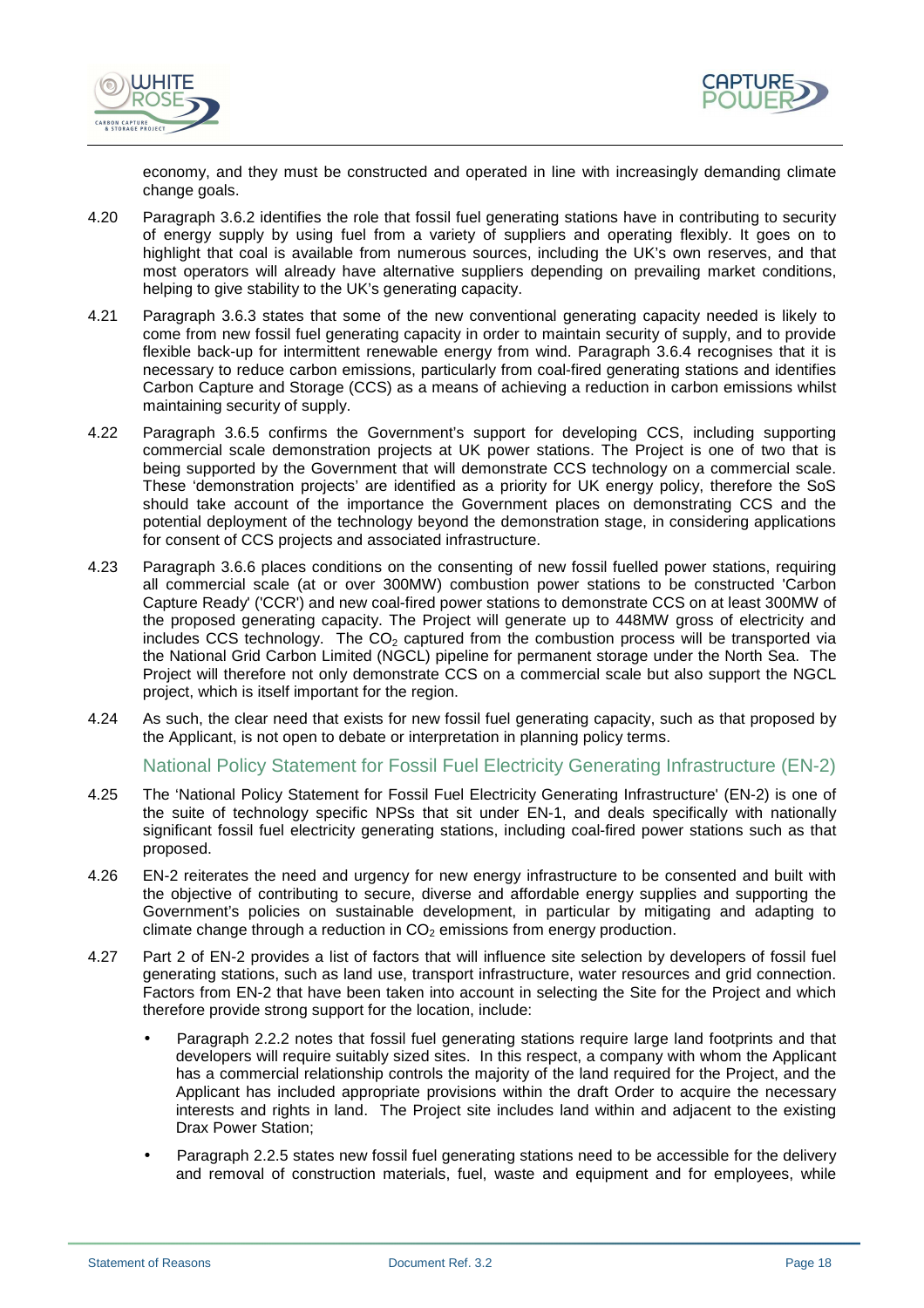economy, and they must be constructed and operated in line with increasingly demanding climate change goals.

4.20 Paragraph 3.6.2 identifies the role that fossil fuel generating stations have in contributing to security of energy supply by using fuel from a variety of suppliers and operating flexibly. It goes on to highlight that coal is available from numerous sources, including the UK's own reserves, and that most operators will already have alternative suppliers depending on prevailing market conditions, helping to give stability to the UK's generating capacity.

4.21 Paragraph 3.6.3 states that some of the new conventional generating capacity needed is likely to come from new fossil fuel generating capacity in order to maintain security of supply, and to provide flexible back-up for intermittent renewable energy from wind. Paragraph 3.6.4 recognises that it is necessary to reduce carbon emissions, particularly from coal-fired generating stations and identifies Carbon Capture and Storage (CCS) as a means of achieving a reduction in carbon emissions whilst maintaining security of supply.

4.22 Paragraph 3.6.5 confirms the Government's support for developing CCS, including supporting commercial scale demonstration projects at UK power stations. The Project is one of two that is being supported by the Government that will demonstrate CCS technology on a commercial scale. These 'demonstration projects' are identified as a priority for UK energy policy, therefore the SoS should take account of the importance the Government places on demonstrating CCS and the potential deployment of the technology beyond the demonstration stage, in considering applications for consent of CCS projects and associated infrastructure.

4.23 Paragraph 3.6.6 places conditions on the consenting of new fossil fuelled power stations, requiring all commercial scale (at or over 300MW) combustion power stations to be constructed 'Carbon Capture Ready' ('CCR') and new coal-fired power stations to demonstrate CCS on at least 300MW of the proposed generating capacity. The Project will generate up to 448MW gross of electricity and includes CCS technology. The $CO_2$ captured from the combustion process will be transported via the National Grid Carbon Limited (NGCL) pipeline for permanent storage under the North Sea. The Project will therefore not only demonstrate CCS on a commercial scale but also support the NGCL project, which is itself important for the region.

4.24 As such, the clear need that exists for new fossil fuel generating capacity, such as that proposed by the Applicant, is not open to debate or interpretation in planning policy terms.

### National Policy Statement for Fossil Fuel Electricity Generating Infrastructure (EN-2)

4.25 The 'National Policy Statement for Fossil Fuel Electricity Generating Infrastructure' (EN-2) is one of the suite of technology specific NPSs that sit under EN-1, and deals specifically with nationally significant fossil fuel electricity generating stations, including coal-fired power stations such as that proposed.

4.26 EN-2 reiterates the need and urgency for new energy infrastructure to be consented and built with the objective of contributing to secure, diverse and affordable energy supplies and supporting the Government's policies on sustainable development, in particular by mitigating and adapting to climate change through a reduction in $CO_2$ emissions from energy production.

4.27 Part 2 of EN-2 provides a list of factors that will influence site selection by developers of fossil fuel generating stations, such as land use, transport infrastructure, water resources and grid connection. Factors from EN-2 that have been taken into account in selecting the Site for the Project and which therefore provide strong support for the location, include:

- Paragraph 2.2.2 notes that fossil fuel generating stations require large land footprints and that developers will require suitably sized sites. In this respect, a company with whom the Applicant has a commercial relationship controls the majority of the land required for the Project, and the Applicant has included appropriate provisions within the draft Order to acquire the necessary interests and rights in land. The Project site includes land within and adjacent to the existing Drax Power Station;
- Paragraph 2.2.5 states new fossil fuel generating stations need to be accessible for the delivery and removal of construction materials, fuel, waste and equipment and for employees, while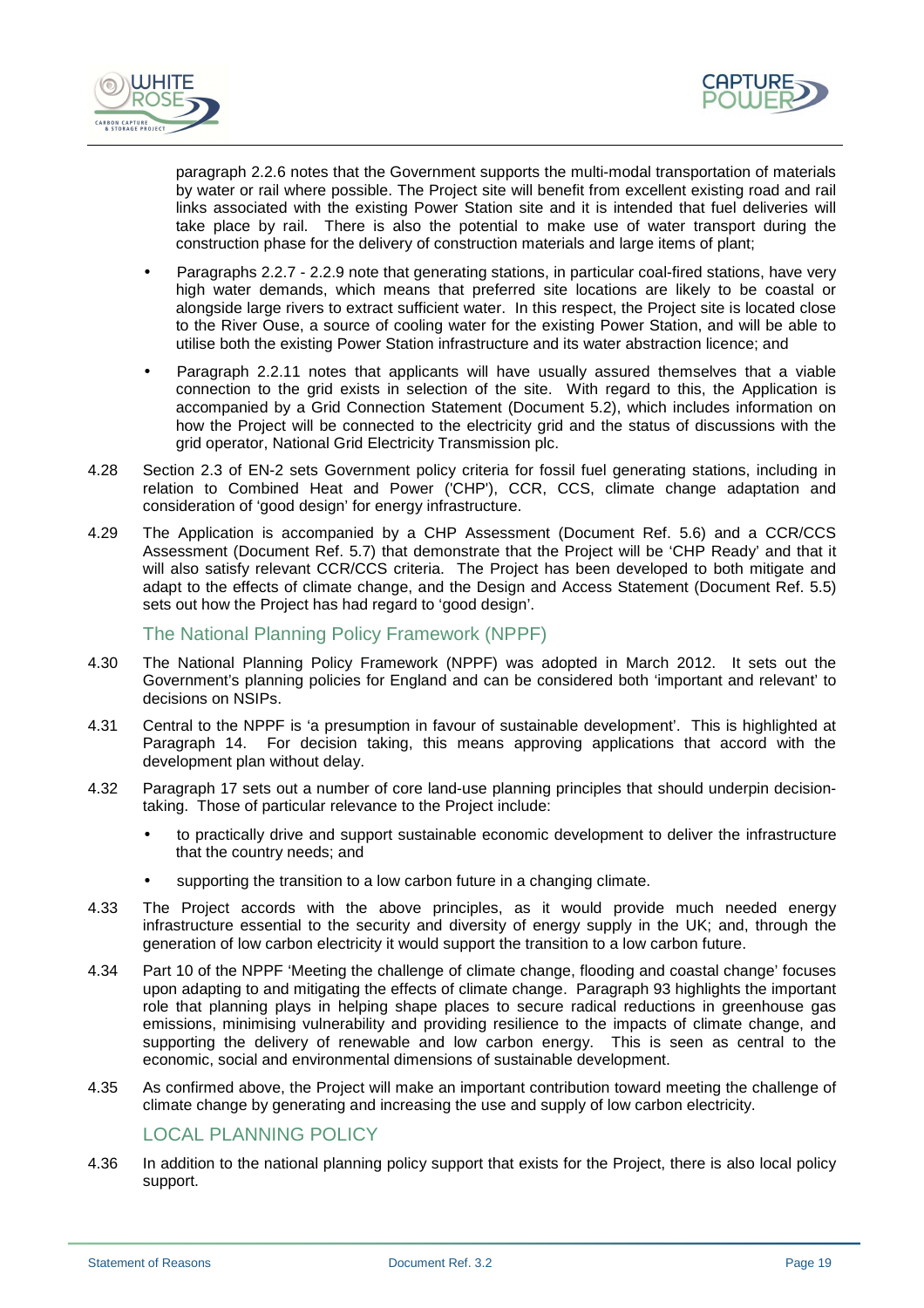paragraph 2.2.6 notes that the Government supports the multi-modal transportation of materials by water or rail where possible. The Project site will benefit from excellent existing road and rail links associated with the existing Power Station site and it is intended that fuel deliveries will take place by rail. There is also the potential to make use of water transport during the construction phase for the delivery of construction materials and large items of plant;

- Paragraphs 2.2.7 - 2.2.9 note that generating stations, in particular coal-fired stations, have very high water demands, which means that preferred site locations are likely to be coastal or alongside large rivers to extract sufficient water. In this respect, the Project site is located close to the River Ouse, a source of cooling water for the existing Power Station, and will be able to utilise both the existing Power Station infrastructure and its water abstraction licence; and
- Paragraph 2.2.11 notes that applicants will have usually assured themselves that a viable connection to the grid exists in selection of the site. With regard to this, the Application is accompanied by a Grid Connection Statement (Document 5.2), which includes information on how the Project will be connected to the electricity grid and the status of discussions with the grid operator, National Grid Electricity Transmission plc.

4.28 Section 2.3 of EN-2 sets Government policy criteria for fossil fuel generating stations, including in relation to Combined Heat and Power ('CHP'), CCR, CCS, climate change adaptation and consideration of 'good design' for energy infrastructure.

4.29 The Application is accompanied by a CHP Assessment (Document Ref. 5.6) and a CCR/CCS Assessment (Document Ref. 5.7) that demonstrate that the Project will be 'CHP Ready' and that it will also satisfy relevant CCR/CCS criteria. The Project has been developed to both mitigate and adapt to the effects of climate change, and the Design and Access Statement (Document Ref. 5.5) sets out how the Project has had regard to 'good design'.

### The National Planning Policy Framework (NPPF)

4.30 The National Planning Policy Framework (NPPF) was adopted in March 2012. It sets out the Government's planning policies for England and can be considered both 'important and relevant' to decisions on NSIPs.

4.31 Central to the NPPF is 'a presumption in favour of sustainable development'. This is highlighted at Paragraph 14. For decision taking, this means approving applications that accord with the development plan without delay.

4.32 Paragraph 17 sets out a number of core land-use planning principles that should underpin decision-taking. Those of particular relevance to the Project include:

- to practically drive and support sustainable economic development to deliver the infrastructure that the country needs; and
- supporting the transition to a low carbon future in a changing climate.

4.33 The Project accords with the above principles, as it would provide much needed energy infrastructure essential to the security and diversity of energy supply in the UK; and, through the generation of low carbon electricity it would support the transition to a low carbon future.

4.34 Part 10 of the NPPF 'Meeting the challenge of climate change, flooding and coastal change' focuses upon adapting to and mitigating the effects of climate change. Paragraph 93 highlights the important role that planning plays in helping shape places to secure radical reductions in greenhouse gas emissions, minimising vulnerability and providing resilience to the impacts of climate change, and supporting the delivery of renewable and low carbon energy. This is seen as central to the economic, social and environmental dimensions of sustainable development.

4.35 As confirmed above, the Project will make an important contribution toward meeting the challenge of climate change by generating and increasing the use and supply of low carbon electricity.

### LOCAL PLANNING POLICY

4.36 In addition to the national planning policy support that exists for the Project, there is also local policy support.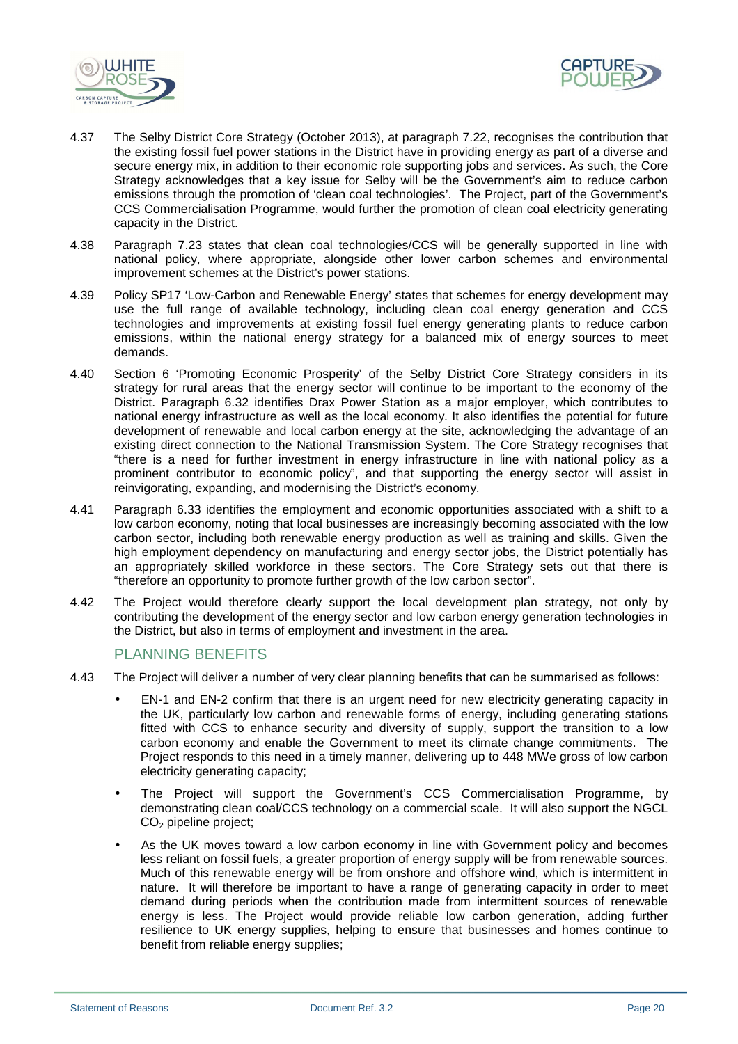4.37 The Selby District Core Strategy (October 2013), at paragraph 7.22, recognises the contribution that the existing fossil fuel power stations in the District have in providing energy as part of a diverse and secure energy mix, in addition to their economic role supporting jobs and services. As such, the Core Strategy acknowledges that a key issue for Selby will be the Government's aim to reduce carbon emissions through the promotion of 'clean coal technologies'. The Project, part of the Government's CCS Commercialisation Programme, would further the promotion of clean coal electricity generating capacity in the District.

4.38 Paragraph 7.23 states that clean coal technologies/CCS will be generally supported in line with national policy, where appropriate, alongside other lower carbon schemes and environmental improvement schemes at the District's power stations.

4.39 Policy SP17 'Low-Carbon and Renewable Energy' states that schemes for energy development may use the full range of available technology, including clean coal energy generation and CCS technologies and improvements at existing fossil fuel energy generating plants to reduce carbon emissions, within the national energy strategy for a balanced mix of energy sources to meet demands.

4.40 Section 6 'Promoting Economic Prosperity' of the Selby District Core Strategy considers in its strategy for rural areas that the energy sector will continue to be important to the economy of the District. Paragraph 6.32 identifies Drax Power Station as a major employer, which contributes to national energy infrastructure as well as the local economy. It also identifies the potential for future development of renewable and local carbon energy at the site, acknowledging the advantage of an existing direct connection to the National Transmission System. The Core Strategy recognises that "there is a need for further investment in energy infrastructure in line with national policy as a prominent contributor to economic policy", and that supporting the energy sector will assist in reinvigorating, expanding, and modernising the District's economy.

4.41 Paragraph 6.33 identifies the employment and economic opportunities associated with a shift to a low carbon economy, noting that local businesses are increasingly becoming associated with the low carbon sector, including both renewable energy production as well as training and skills. Given the high employment dependency on manufacturing and energy sector jobs, the District potentially has an appropriately skilled workforce in these sectors. The Core Strategy sets out that there is "therefore an opportunity to promote further growth of the low carbon sector".

4.42 The Project would therefore clearly support the local development plan strategy, not only by contributing the development of the energy sector and low carbon energy generation technologies in the District, but also in terms of employment and investment in the area.

## PLANNING BENEFITS

4.43 The Project will deliver a number of very clear planning benefits that can be summarised as follows:

- EN-1 and EN-2 confirm that there is an urgent need for new electricity generating capacity in the UK, particularly low carbon and renewable forms of energy, including generating stations fitted with CCS to enhance security and diversity of supply, support the transition to a low carbon economy and enable the Government to meet its climate change commitments. The Project responds to this need in a timely manner, delivering up to 448 MWe gross of low carbon electricity generating capacity;
- The Project will support the Government's CCS Commercialisation Programme, by demonstrating clean coal/CCS technology on a commercial scale. It will also support the NGCL $CO_2$ pipeline project;
- As the UK moves toward a low carbon economy in line with Government policy and becomes less reliant on fossil fuels, a greater proportion of energy supply will be from renewable sources. Much of this renewable energy will be from onshore and offshore wind, which is intermittent in nature. It will therefore be important to have a range of generating capacity in order to meet demand during periods when the contribution made from intermittent sources of renewable energy is less. The Project would provide reliable low carbon generation, adding further resilience to UK energy supplies, helping to ensure that businesses and homes continue to benefit from reliable energy supplies;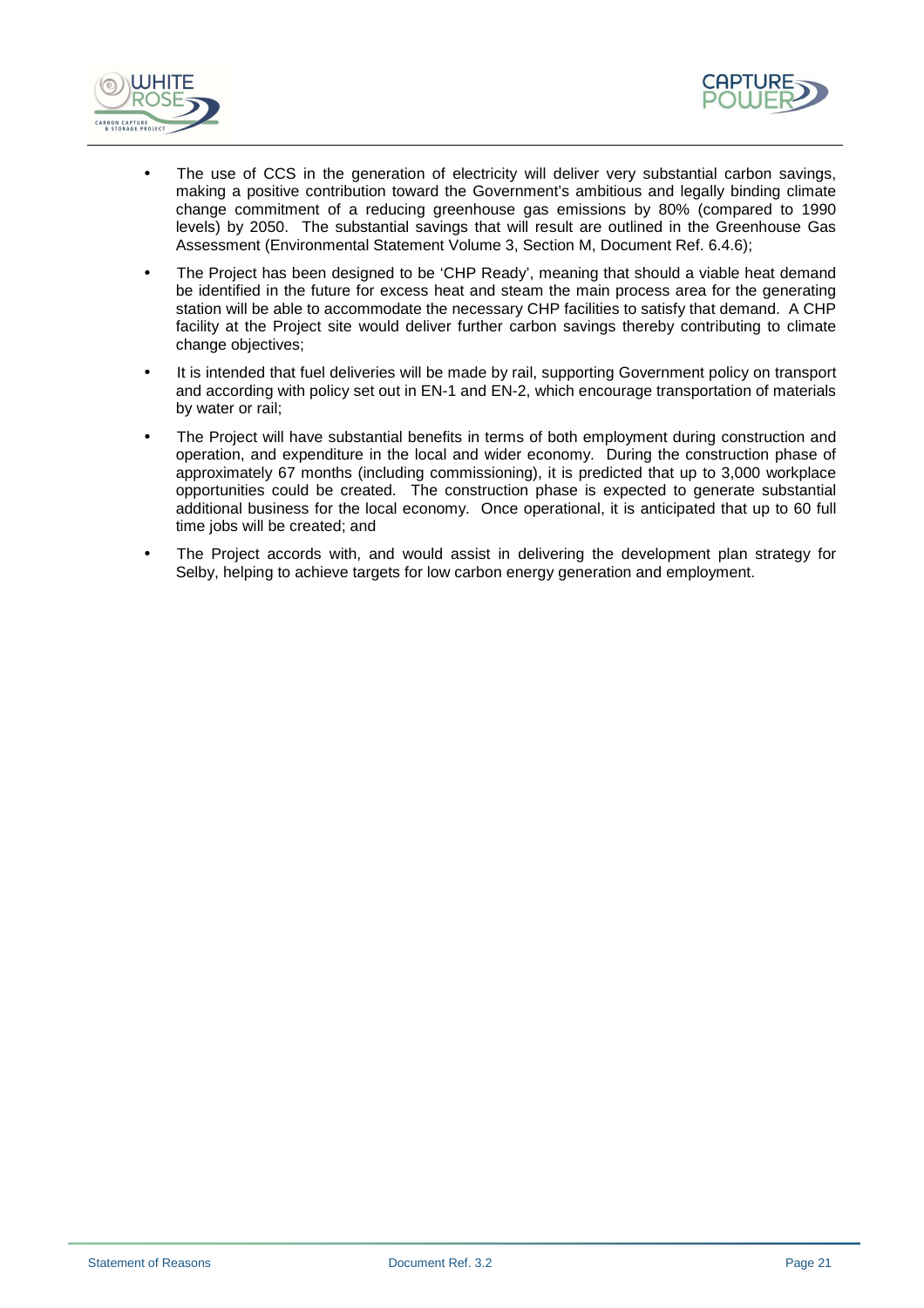- The use of CCS in the generation of electricity will deliver very substantial carbon savings, making a positive contribution toward the Government's ambitious and legally binding climate change commitment of a reducing greenhouse gas emissions by 80% (compared to 1990 levels) by 2050. The substantial savings that will result are outlined in the Greenhouse Gas Assessment (Environmental Statement Volume 3, Section M, Document Ref. 6.4.6);
- The Project has been designed to be 'CHP Ready', meaning that should a viable heat demand be identified in the future for excess heat and steam the main process area for the generating station will be able to accommodate the necessary CHP facilities to satisfy that demand. A CHP facility at the Project site would deliver further carbon savings thereby contributing to climate change objectives;
- It is intended that fuel deliveries will be made by rail, supporting Government policy on transport and according with policy set out in EN-1 and EN-2, which encourage transportation of materials by water or rail;
- The Project will have substantial benefits in terms of both employment during construction and operation, and expenditure in the local and wider economy. During the construction phase of approximately 67 months (including commissioning), it is predicted that up to 3,000 workplace opportunities could be created. The construction phase is expected to generate substantial additional business for the local economy. Once operational, it is anticipated that up to 60 full time jobs will be created; and
- The Project accords with, and would assist in delivering the development plan strategy for Selby, helping to achieve targets for low carbon energy generation and employment.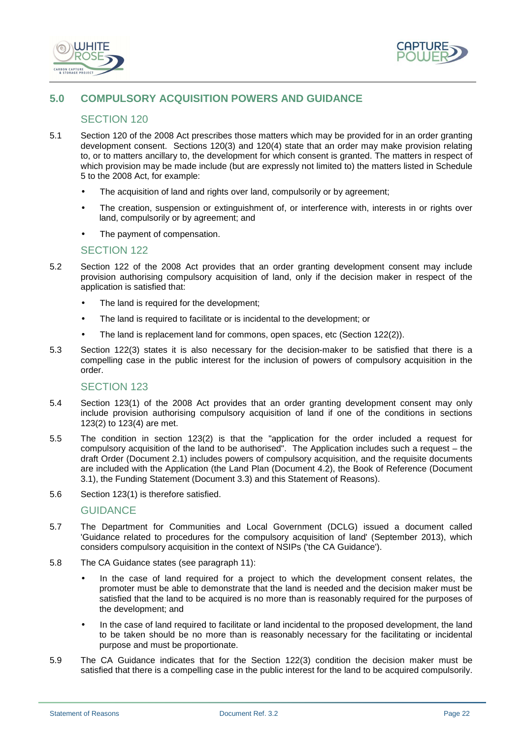## 5.0 COMPULSORY ACQUISITION POWERS AND GUIDANCE

### SECTION 120

5.1 Section 120 of the 2008 Act prescribes those matters which may be provided for in an order granting development consent. Sections 120(3) and 120(4) state that an order may make provision relating to, or to matters ancillary to, the development for which consent is granted. The matters in respect of which provision may be made include (but are expressly not limited to) the matters listed in Schedule 5 to the 2008 Act, for example:

- The acquisition of land and rights over land, compulsorily or by agreement;
- The creation, suspension or extinguishment of, or interference with, interests in or rights over land, compulsorily or by agreement; and
- The payment of compensation.

### SECTION 122

5.2 Section 122 of the 2008 Act provides that an order granting development consent may include provision authorising compulsory acquisition of land, only if the decision maker in respect of the application is satisfied that:

- The land is required for the development;
- The land is required to facilitate or is incidental to the development; or
- The land is replacement land for commons, open spaces, etc (Section 122(2)).

5.3 Section 122(3) states it is also necessary for the decision-maker to be satisfied that there is a compelling case in the public interest for the inclusion of powers of compulsory acquisition in the order.

### SECTION 123

5.4 Section 123(1) of the 2008 Act provides that an order granting development consent may only include provision authorising compulsory acquisition of land if one of the conditions in sections 123(2) to 123(4) are met.

5.5 The condition in section 123(2) is that the "application for the order included a request for compulsory acquisition of the land to be authorised". The Application includes such a request – the draft Order (Document 2.1) includes powers of compulsory acquisition, and the requisite documents are included with the Application (the Land Plan (Document 4.2), the Book of Reference (Document 3.1), the Funding Statement (Document 3.3) and this Statement of Reasons).

5.6 Section 123(1) is therefore satisfied.

### GUIDANCE

5.7 The Department for Communities and Local Government (DCLG) issued a document called 'Guidance related to procedures for the compulsory acquisition of land' (September 2013), which considers compulsory acquisition in the context of NSIPs ('the CA Guidance').

5.8 The CA Guidance states (see paragraph 11):

- In the case of land required for a project to which the development consent relates, the promoter must be able to demonstrate that the land is needed and the decision maker must be satisfied that the land to be acquired is no more than is reasonably required for the purposes of the development; and
- In the case of land required to facilitate or land incidental to the proposed development, the land to be taken should be no more than is reasonably necessary for the facilitating or incidental purpose and must be proportionate.

5.9 The CA Guidance indicates that for the Section 122(3) condition the decision maker must be satisfied that there is a compelling case in the public interest for the land to be acquired compulsorily.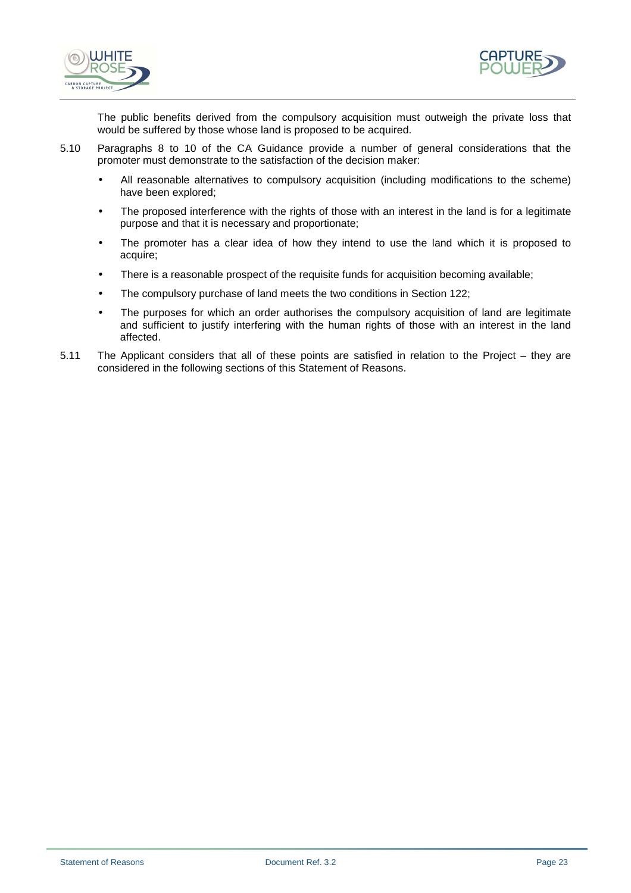The public benefits derived from the compulsory acquisition must outweigh the private loss that would be suffered by those whose land is proposed to be acquired.

5.10 Paragraphs 8 to 10 of the CA Guidance provide a number of general considerations that the promoter must demonstrate to the satisfaction of the decision maker:

- All reasonable alternatives to compulsory acquisition (including modifications to the scheme) have been explored;
- The proposed interference with the rights of those with an interest in the land is for a legitimate purpose and that it is necessary and proportionate;
- The promoter has a clear idea of how they intend to use the land which it is proposed to acquire;
- There is a reasonable prospect of the requisite funds for acquisition becoming available;
- The compulsory purchase of land meets the two conditions in Section 122;
- The purposes for which an order authorises the compulsory acquisition of land are legitimate and sufficient to justify interfering with the human rights of those with an interest in the land affected.

5.11 The Applicant considers that all of these points are satisfied in relation to the Project – they are considered in the following sections of this Statement of Reasons.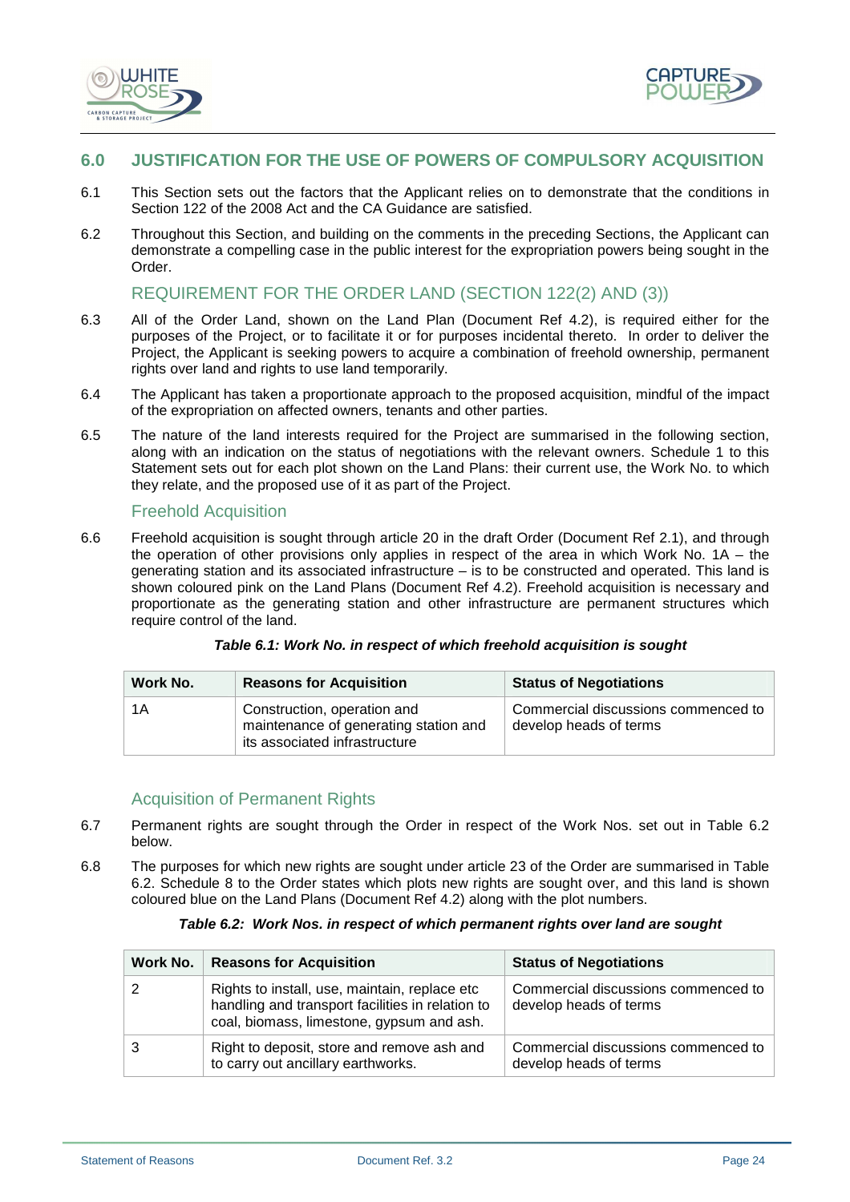## 6.0 JUSTIFICATION FOR THE USE OF POWERS OF COMPULSORY ACQUISITION

6.1 This Section sets out the factors that the Applicant relies on to demonstrate that the conditions in Section 122 of the 2008 Act and the CA Guidance are satisfied.

6.2 Throughout this Section, and building on the comments in the preceding Sections, the Applicant can demonstrate a compelling case in the public interest for the expropriation powers being sought in the Order.

### REQUIREMENT FOR THE ORDER LAND (SECTION 122(2) AND (3))

6.3 All of the Order Land, shown on the Land Plan (Document Ref 4.2), is required either for the purposes of the Project, or to facilitate it or for purposes incidental thereto. In order to deliver the Project, the Applicant is seeking powers to acquire a combination of freehold ownership, permanent rights over land and rights to use land temporarily.

6.4 The Applicant has taken a proportionate approach to the proposed acquisition, mindful of the impact of the expropriation on affected owners, tenants and other parties.

6.5 The nature of the land interests required for the Project are summarised in the following section, along with an indication on the status of negotiations with the relevant owners. Schedule 1 to this Statement sets out for each plot shown on the Land Plans: their current use, the Work No. to which they relate, and the proposed use of it as part of the Project.

### Freehold Acquisition

6.6 Freehold acquisition is sought through article 20 in the draft Order (Document Ref 2.1), and through the operation of other provisions only applies in respect of the area in which Work No. 1A – the generating station and its associated infrastructure – is to be constructed and operated. This land is shown coloured pink on the Land Plans (Document Ref 4.2). Freehold acquisition is necessary and proportionate as the generating station and other infrastructure are permanent structures which require control of the land.

***Table 6.1: Work No. in respect of which freehold acquisition is sought***

| Work No. | Reasons for Acquisition | Status of Negotiations |
|---|---|---|
| 1A | Construction, operation and maintenance of generating station and its associated infrastructure | Commercial discussions commenced to develop heads of terms |

### Acquisition of Permanent Rights

6.7 Permanent rights are sought through the Order in respect of the Work Nos. set out in Table 6.2 below.

6.8 The purposes for which new rights are sought under article 23 of the Order are summarised in Table 6.2. Schedule 8 to the Order states which plots new rights are sought over, and this land is shown coloured blue on the Land Plans (Document Ref 4.2) along with the plot numbers.

***Table 6.2: Work Nos. in respect of which permanent rights over land are sought***

| Work No. | Reasons for Acquisition | Status of Negotiations |
|---|---|---|
| 2 | Rights to install, use, maintain, replace etc handling and transport facilities in relation to coal, biomass, limestone, gypsum and ash. | Commercial discussions commenced to develop heads of terms |
| 3 | Right to deposit, store and remove ash and to carry out ancillary earthworks. | Commercial discussions commenced to develop heads of terms |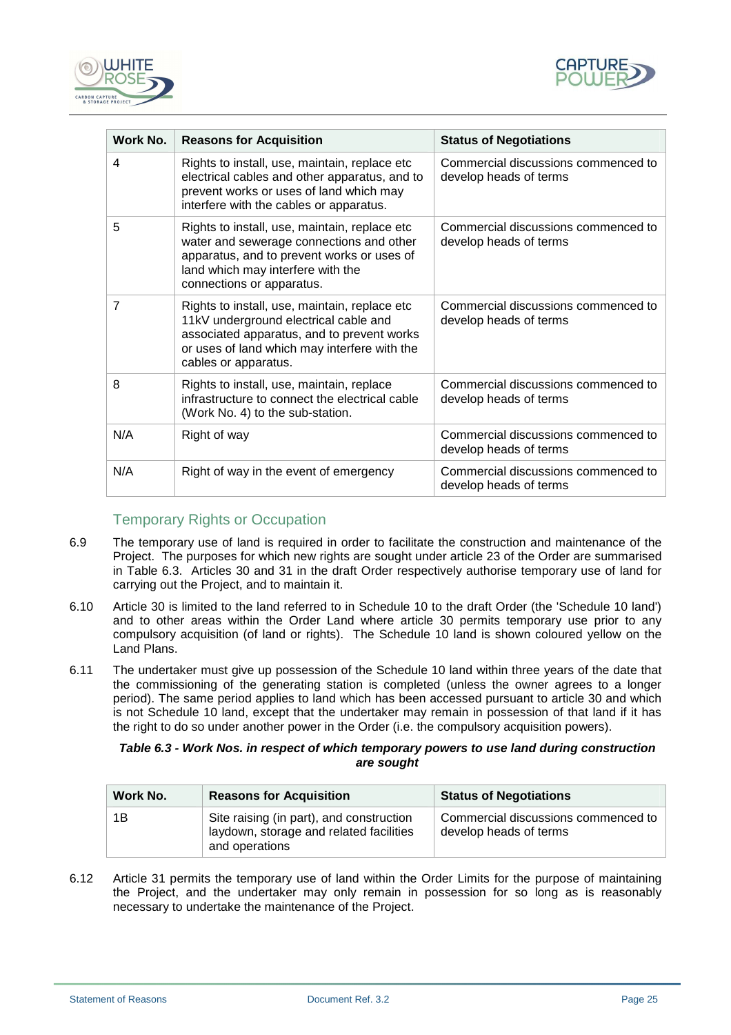| Work No. | Reasons for Acquisition | Status of Negotiations |
|---|---|---|
| 4 | Rights to install, use, maintain, replace etc electrical cables and other apparatus, and to prevent works or uses of land which may interfere with the cables or apparatus. | Commercial discussions commenced to develop heads of terms |
| 5 | Rights to install, use, maintain, replace etc water and sewerage connections and other apparatus, and to prevent works or uses of land which may interfere with the connections or apparatus. | Commercial discussions commenced to develop heads of terms |
| 7 | Rights to install, use, maintain, replace etc 11kV underground electrical cable and associated apparatus, and to prevent works or uses of land which may interfere with the cables or apparatus. | Commercial discussions commenced to develop heads of terms |
| 8 | Rights to install, use, maintain, replace infrastructure to connect the electrical cable (Work No. 4) to the sub-station. | Commercial discussions commenced to develop heads of terms |
| N/A | Right of way | Commercial discussions commenced to develop heads of terms |
| N/A | Right of way in the event of emergency | Commercial discussions commenced to develop heads of terms |

### Temporary Rights or Occupation

6.9 The temporary use of land is required in order to facilitate the construction and maintenance of the Project. The purposes for which new rights are sought under article 23 of the Order are summarised in Table 6.3. Articles 30 and 31 in the draft Order respectively authorise temporary use of land for carrying out the Project, and to maintain it.

6.10 Article 30 is limited to the land referred to in Schedule 10 to the draft Order (the 'Schedule 10 land') and to other areas within the Order Land where article 30 permits temporary use prior to any compulsory acquisition (of land or rights). The Schedule 10 land is shown coloured yellow on the Land Plans.

6.11 The undertaker must give up possession of the Schedule 10 land within three years of the date that the commissioning of the generating station is completed (unless the owner agrees to a longer period). The same period applies to land which has been accessed pursuant to article 30 and which is not Schedule 10 land, except that the undertaker may remain in possession of that land if it has the right to do so under another power in the Order (i.e. the compulsory acquisition powers).

***Table 6.3 - Work Nos. in respect of which temporary powers to use land during construction are sought***

| Work No. | Reasons for Acquisition | Status of Negotiations |
|---|---|---|
| 1B | Site raising (in part), and construction laydown, storage and related facilities and operations | Commercial discussions commenced to develop heads of terms |

6.12 Article 31 permits the temporary use of land within the Order Limits for the purpose of maintaining the Project, and the undertaker may only remain in possession for so long as is reasonably necessary to undertake the maintenance of the Project.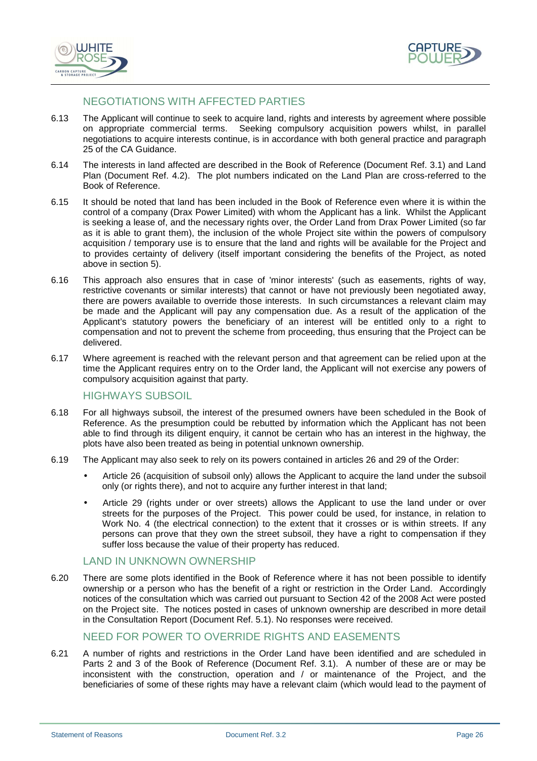## NEGOTIATIONS WITH AFFECTED PARTIES

6.13 The Applicant will continue to seek to acquire land, rights and interests by agreement where possible on appropriate commercial terms. Seeking compulsory acquisition powers whilst, in parallel negotiations to acquire interests continue, is in accordance with both general practice and paragraph 25 of the CA Guidance.

6.14 The interests in land affected are described in the Book of Reference (Document Ref. 3.1) and Land Plan (Document Ref. 4.2). The plot numbers indicated on the Land Plan are cross-referred to the Book of Reference.

6.15 It should be noted that land has been included in the Book of Reference even where it is within the control of a company (Drax Power Limited) with whom the Applicant has a link. Whilst the Applicant is seeking a lease of, and the necessary rights over, the Order Land from Drax Power Limited (so far as it is able to grant them), the inclusion of the whole Project site within the powers of compulsory acquisition / temporary use is to ensure that the land and rights will be available for the Project and to provides certainty of delivery (itself important considering the benefits of the Project, as noted above in section 5).

6.16 This approach also ensures that in case of 'minor interests' (such as easements, rights of way, restrictive covenants or similar interests) that cannot or have not previously been negotiated away, there are powers available to override those interests. In such circumstances a relevant claim may be made and the Applicant will pay any compensation due. As a result of the application of the Applicant's statutory powers the beneficiary of an interest will be entitled only to a right to compensation and not to prevent the scheme from proceeding, thus ensuring that the Project can be delivered.

6.17 Where agreement is reached with the relevant person and that agreement can be relied upon at the time the Applicant requires entry on to the Order land, the Applicant will not exercise any powers of compulsory acquisition against that party.

## HIGHWAYS SUBSOIL

6.18 For all highways subsoil, the interest of the presumed owners have been scheduled in the Book of Reference. As the presumption could be rebutted by information which the Applicant has not been able to find through its diligent enquiry, it cannot be certain who has an interest in the highway, the plots have also been treated as being in potential unknown ownership.

6.19 The Applicant may also seek to rely on its powers contained in articles 26 and 29 of the Order:

- Article 26 (acquisition of subsoil only) allows the Applicant to acquire the land under the subsoil only (or rights there), and not to acquire any further interest in that land;
- Article 29 (rights under or over streets) allows the Applicant to use the land under or over streets for the purposes of the Project. This power could be used, for instance, in relation to Work No. 4 (the electrical connection) to the extent that it crosses or is within streets. If any persons can prove that they own the street subsoil, they have a right to compensation if they suffer loss because the value of their property has reduced.

## LAND IN UNKNOWN OWNERSHIP

6.20 There are some plots identified in the Book of Reference where it has not been possible to identify ownership or a person who has the benefit of a right or restriction in the Order Land. Accordingly notices of the consultation which was carried out pursuant to Section 42 of the 2008 Act were posted on the Project site. The notices posted in cases of unknown ownership are described in more detail in the Consultation Report (Document Ref. 5.1). No responses were received.

## NEED FOR POWER TO OVERRIDE RIGHTS AND EASEMENTS

6.21 A number of rights and restrictions in the Order Land have been identified and are scheduled in Parts 2 and 3 of the Book of Reference (Document Ref. 3.1). A number of these are or may be inconsistent with the construction, operation and / or maintenance of the Project, and the beneficiaries of some of these rights may have a relevant claim (which would lead to the payment of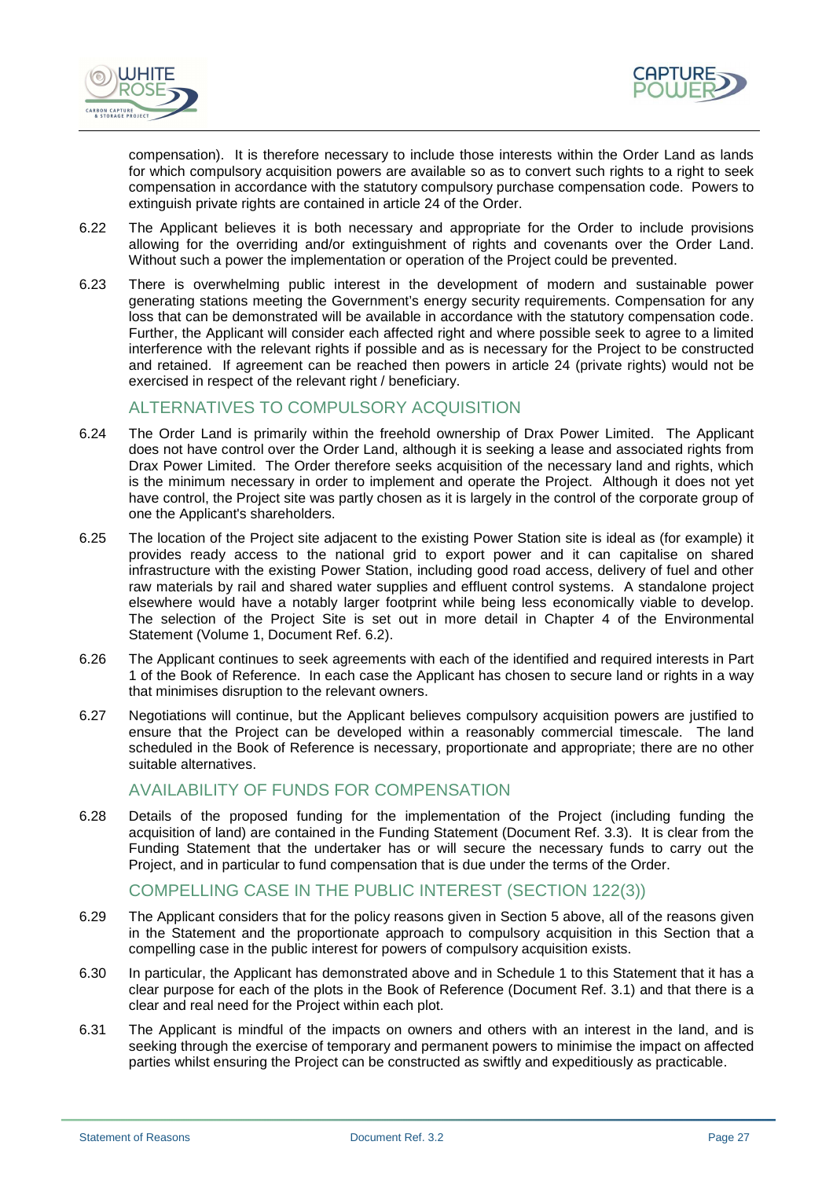compensation). It is therefore necessary to include those interests within the Order Land as lands for which compulsory acquisition powers are available so as to convert such rights to a right to seek compensation in accordance with the statutory compulsory purchase compensation code. Powers to extinguish private rights are contained in article 24 of the Order.

6.22 The Applicant believes it is both necessary and appropriate for the Order to include provisions allowing for the overriding and/or extinguishment of rights and covenants over the Order Land. Without such a power the implementation or operation of the Project could be prevented.

6.23 There is overwhelming public interest in the development of modern and sustainable power generating stations meeting the Government's energy security requirements. Compensation for any loss that can be demonstrated will be available in accordance with the statutory compensation code. Further, the Applicant will consider each affected right and where possible seek to agree to a limited interference with the relevant rights if possible and as is necessary for the Project to be constructed and retained. If agreement can be reached then powers in article 24 (private rights) would not be exercised in respect of the relevant right / beneficiary.

## ALTERNATIVES TO COMPULSORY ACQUISITION

6.24 The Order Land is primarily within the freehold ownership of Drax Power Limited. The Applicant does not have control over the Order Land, although it is seeking a lease and associated rights from Drax Power Limited. The Order therefore seeks acquisition of the necessary land and rights, which is the minimum necessary in order to implement and operate the Project. Although it does not yet have control, the Project site was partly chosen as it is largely in the control of the corporate group of one the Applicant's shareholders.

6.25 The location of the Project site adjacent to the existing Power Station site is ideal as (for example) it provides ready access to the national grid to export power and it can capitalise on shared infrastructure with the existing Power Station, including good road access, delivery of fuel and other raw materials by rail and shared water supplies and effluent control systems. A standalone project elsewhere would have a notably larger footprint while being less economically viable to develop. The selection of the Project Site is set out in more detail in Chapter 4 of the Environmental Statement (Volume 1, Document Ref. 6.2).

6.26 The Applicant continues to seek agreements with each of the identified and required interests in Part 1 of the Book of Reference. In each case the Applicant has chosen to secure land or rights in a way that minimises disruption to the relevant owners.

6.27 Negotiations will continue, but the Applicant believes compulsory acquisition powers are justified to ensure that the Project can be developed within a reasonably commercial timescale. The land scheduled in the Book of Reference is necessary, proportionate and appropriate; there are no other suitable alternatives.

## AVAILABILITY OF FUNDS FOR COMPENSATION

6.28 Details of the proposed funding for the implementation of the Project (including funding the acquisition of land) are contained in the Funding Statement (Document Ref. 3.3). It is clear from the Funding Statement that the undertaker has or will secure the necessary funds to carry out the Project, and in particular to fund compensation that is due under the terms of the Order.

## COMPELLING CASE IN THE PUBLIC INTEREST (SECTION 122(3))

6.29 The Applicant considers that for the policy reasons given in Section 5 above, all of the reasons given in the Statement and the proportionate approach to compulsory acquisition in this Section that a compelling case in the public interest for powers of compulsory acquisition exists.

6.30 In particular, the Applicant has demonstrated above and in Schedule 1 to this Statement that it has a clear purpose for each of the plots in the Book of Reference (Document Ref. 3.1) and that there is a clear and real need for the Project within each plot.

6.31 The Applicant is mindful of the impacts on owners and others with an interest in the land, and is seeking through the exercise of temporary and permanent powers to minimise the impact on affected parties whilst ensuring the Project can be constructed as swiftly and expeditiously as practicable.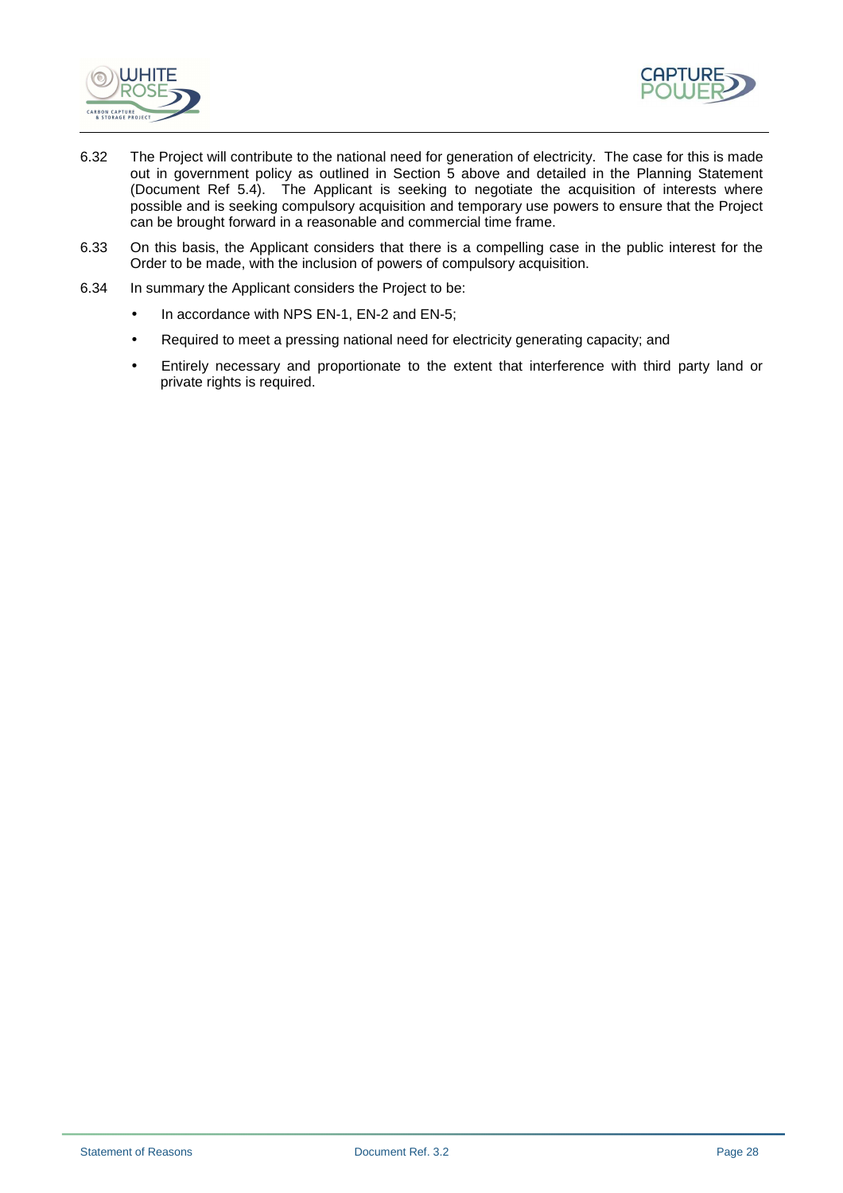6.32 The Project will contribute to the national need for generation of electricity. The case for this is made out in government policy as outlined in Section 5 above and detailed in the Planning Statement (Document Ref 5.4). The Applicant is seeking to negotiate the acquisition of interests where possible and is seeking compulsory acquisition and temporary use powers to ensure that the Project can be brought forward in a reasonable and commercial time frame.

6.33 On this basis, the Applicant considers that there is a compelling case in the public interest for the Order to be made, with the inclusion of powers of compulsory acquisition.

6.34 In summary the Applicant considers the Project to be:

- In accordance with NPS EN-1, EN-2 and EN-5;
- Required to meet a pressing national need for electricity generating capacity; and
- Entirely necessary and proportionate to the extent that interference with third party land or private rights is required.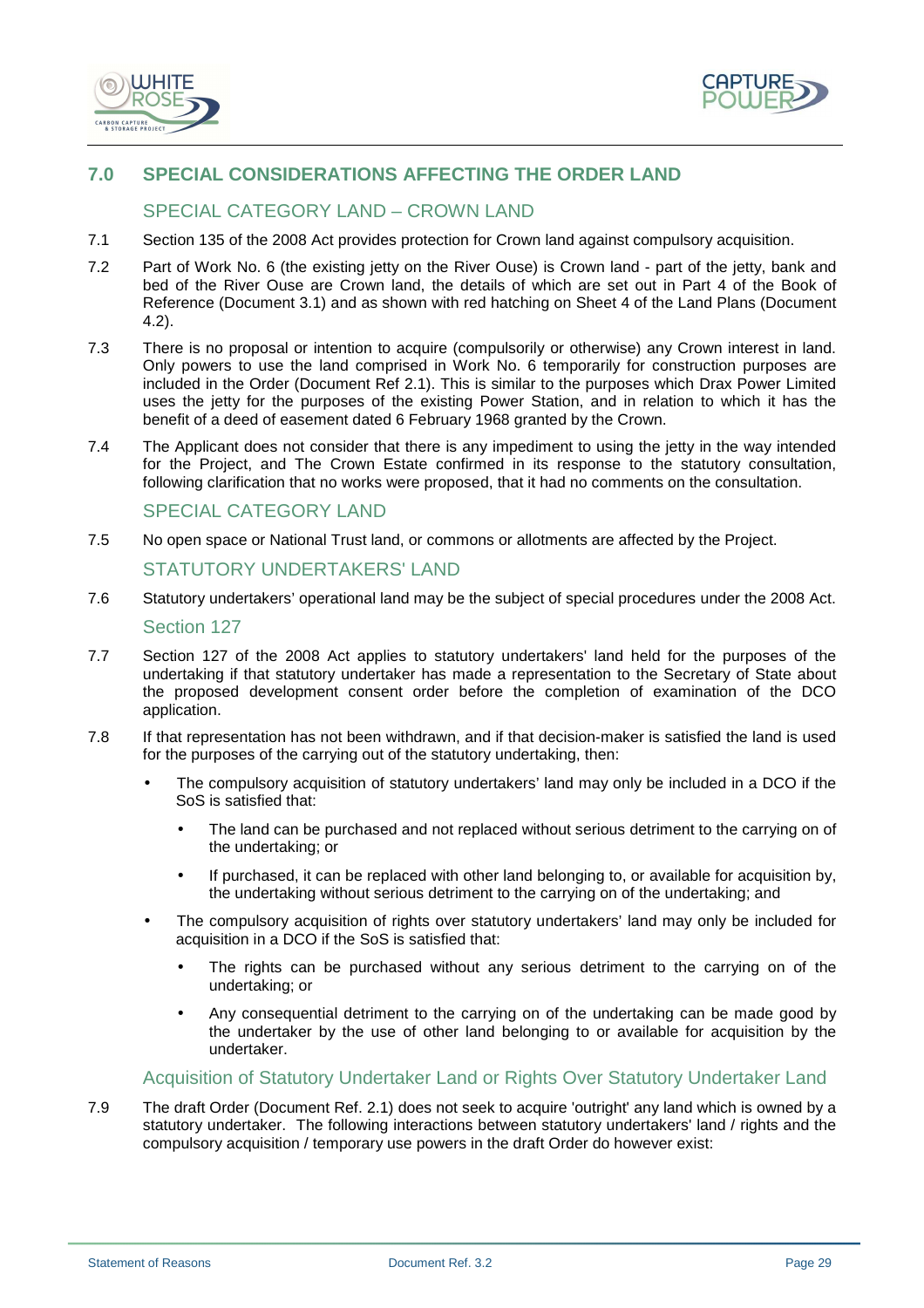## 7.0 SPECIAL CONSIDERATIONS AFFECTING THE ORDER LAND

### SPECIAL CATEGORY LAND – CROWN LAND

7.1 Section 135 of the 2008 Act provides protection for Crown land against compulsory acquisition.

7.2 Part of Work No. 6 (the existing jetty on the River Ouse) is Crown land - part of the jetty, bank and bed of the River Ouse are Crown land, the details of which are set out in Part 4 of the Book of Reference (Document 3.1) and as shown with red hatching on Sheet 4 of the Land Plans (Document 4.2).

7.3 There is no proposal or intention to acquire (compulsorily or otherwise) any Crown interest in land. Only powers to use the land comprised in Work No. 6 temporarily for construction purposes are included in the Order (Document Ref 2.1). This is similar to the purposes which Drax Power Limited uses the jetty for the purposes of the existing Power Station, and in relation to which it has the benefit of a deed of easement dated 6 February 1968 granted by the Crown.

7.4 The Applicant does not consider that there is any impediment to using the jetty in the way intended for the Project, and The Crown Estate confirmed in its response to the statutory consultation, following clarification that no works were proposed, that it had no comments on the consultation.

### SPECIAL CATEGORY LAND

7.5 No open space or National Trust land, or commons or allotments are affected by the Project.

### STATUTORY UNDERTAKERS' LAND

7.6 Statutory undertakers' operational land may be the subject of special procedures under the 2008 Act.

#### Section 127

7.7 Section 127 of the 2008 Act applies to statutory undertakers' land held for the purposes of the undertaking if that statutory undertaker has made a representation to the Secretary of State about the proposed development consent order before the completion of examination of the DCO application.

7.8 If that representation has not been withdrawn, and if that decision-maker is satisfied the land is used for the purposes of the carrying out of the statutory undertaking, then:

- The compulsory acquisition of statutory undertakers' land may only be included in a DCO if the SoS is satisfied that:
  - The land can be purchased and not replaced without serious detriment to the carrying on of the undertaking; or
  - If purchased, it can be replaced with other land belonging to, or available for acquisition by, the undertaking without serious detriment to the carrying on of the undertaking; and
- The compulsory acquisition of rights over statutory undertakers' land may only be included for acquisition in a DCO if the SoS is satisfied that:
  - The rights can be purchased without any serious detriment to the carrying on of the undertaking; or
  - Any consequential detriment to the carrying on of the undertaking can be made good by the undertaker by the use of other land belonging to or available for acquisition by the undertaker.

#### Acquisition of Statutory Undertaker Land or Rights Over Statutory Undertaker Land

7.9 The draft Order (Document Ref. 2.1) does not seek to acquire 'outright' any land which is owned by a statutory undertaker. The following interactions between statutory undertakers' land / rights and the compulsory acquisition / temporary use powers in the draft Order do however exist: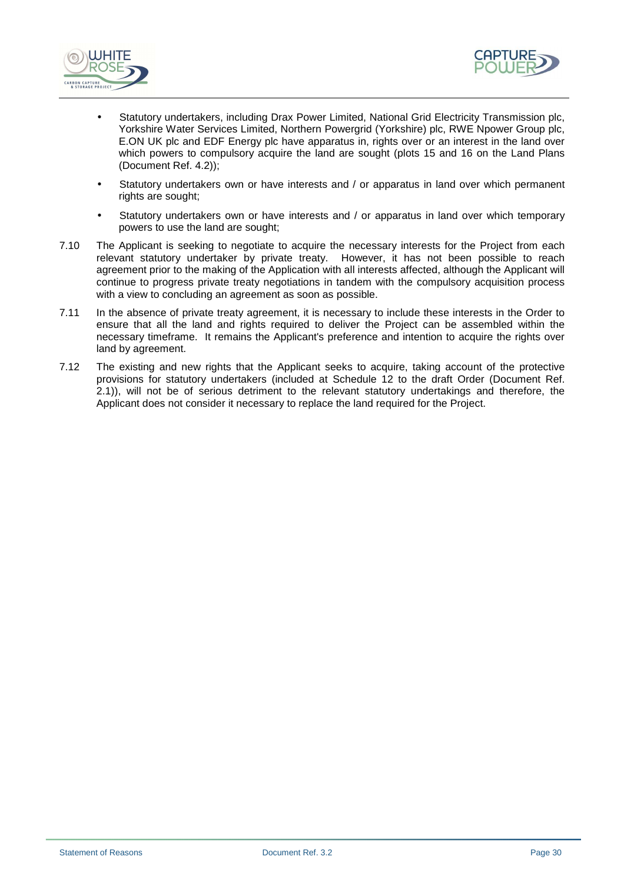- Statutory undertakers, including Drax Power Limited, National Grid Electricity Transmission plc, Yorkshire Water Services Limited, Northern Powergrid (Yorkshire) plc, RWE Npower Group plc, E.ON UK plc and EDF Energy plc have apparatus in, rights over or an interest in the land over which powers to compulsory acquire the land are sought (plots 15 and 16 on the Land Plans (Document Ref. 4.2));
- Statutory undertakers own or have interests and / or apparatus in land over which permanent rights are sought;
- Statutory undertakers own or have interests and / or apparatus in land over which temporary powers to use the land are sought;

7.10 The Applicant is seeking to negotiate to acquire the necessary interests for the Project from each relevant statutory undertaker by private treaty. However, it has not been possible to reach agreement prior to the making of the Application with all interests affected, although the Applicant will continue to progress private treaty negotiations in tandem with the compulsory acquisition process with a view to concluding an agreement as soon as possible.

7.11 In the absence of private treaty agreement, it is necessary to include these interests in the Order to ensure that all the land and rights required to deliver the Project can be assembled within the necessary timeframe. It remains the Applicant's preference and intention to acquire the rights over land by agreement.

7.12 The existing and new rights that the Applicant seeks to acquire, taking account of the protective provisions for statutory undertakers (included at Schedule 12 to the draft Order (Document Ref. 2.1)), will not be of serious detriment to the relevant statutory undertakings and therefore, the Applicant does not consider it necessary to replace the land required for the Project.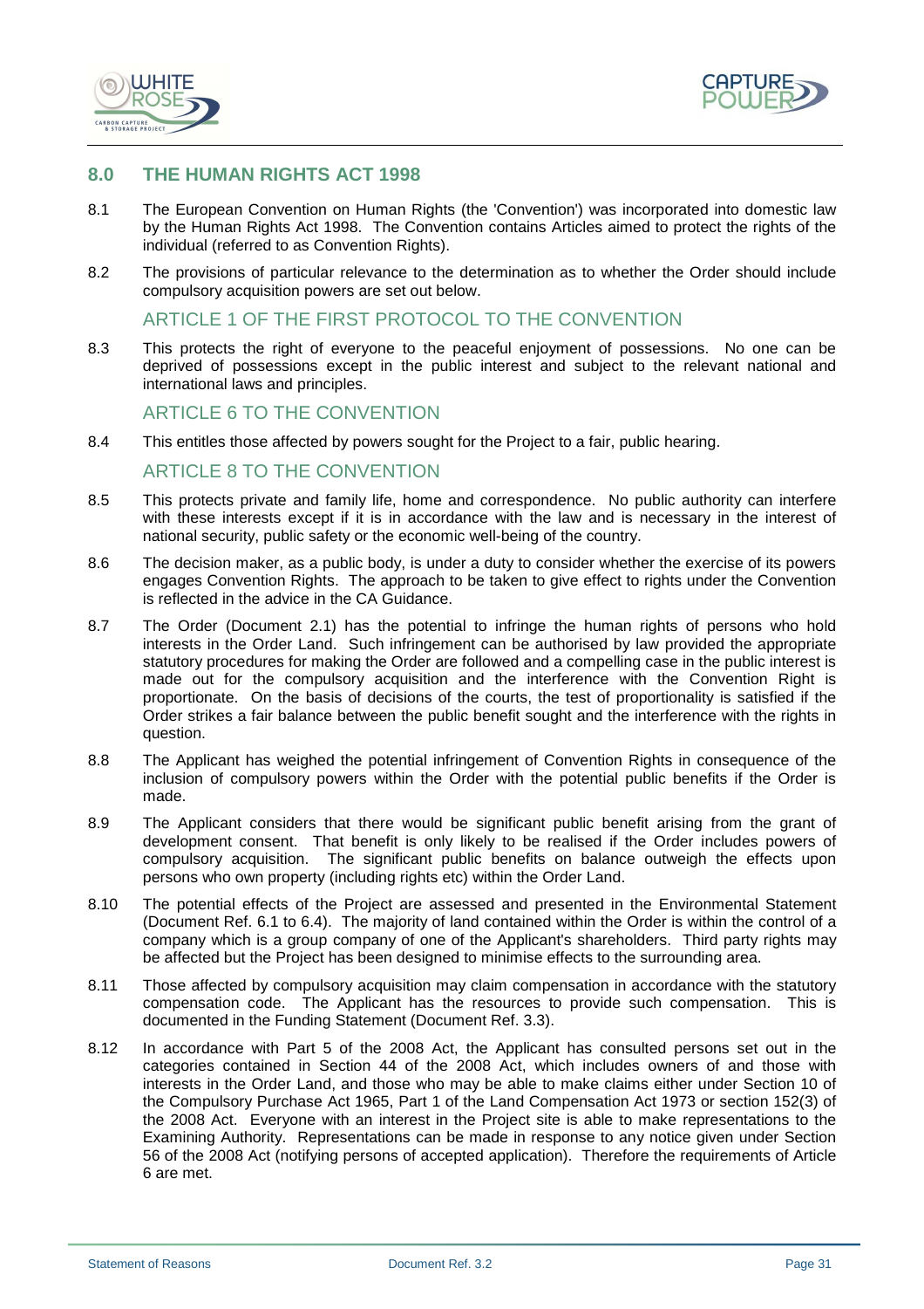## 8.0 THE HUMAN RIGHTS ACT 1998

8.1 The European Convention on Human Rights (the 'Convention') was incorporated into domestic law by the Human Rights Act 1998. The Convention contains Articles aimed to protect the rights of the individual (referred to as Convention Rights).

8.2 The provisions of particular relevance to the determination as to whether the Order should include compulsory acquisition powers are set out below.

### ARTICLE 1 OF THE FIRST PROTOCOL TO THE CONVENTION

8.3 This protects the right of everyone to the peaceful enjoyment of possessions. No one can be deprived of possessions except in the public interest and subject to the relevant national and international laws and principles.

### ARTICLE 6 TO THE CONVENTION

8.4 This entitles those affected by powers sought for the Project to a fair, public hearing.

### ARTICLE 8 TO THE CONVENTION

8.5 This protects private and family life, home and correspondence. No public authority can interfere with these interests except if it is in accordance with the law and is necessary in the interest of national security, public safety or the economic well-being of the country.

8.6 The decision maker, as a public body, is under a duty to consider whether the exercise of its powers engages Convention Rights. The approach to be taken to give effect to rights under the Convention is reflected in the advice in the CA Guidance.

8.7 The Order (Document 2.1) has the potential to infringe the human rights of persons who hold interests in the Order Land. Such infringement can be authorised by law provided the appropriate statutory procedures for making the Order are followed and a compelling case in the public interest is made out for the compulsory acquisition and the interference with the Convention Right is proportionate. On the basis of decisions of the courts, the test of proportionality is satisfied if the Order strikes a fair balance between the public benefit sought and the interference with the rights in question.

8.8 The Applicant has weighed the potential infringement of Convention Rights in consequence of the inclusion of compulsory powers within the Order with the potential public benefits if the Order is made.

8.9 The Applicant considers that there would be significant public benefit arising from the grant of development consent. That benefit is only likely to be realised if the Order includes powers of compulsory acquisition. The significant public benefits on balance outweigh the effects upon persons who own property (including rights etc) within the Order Land.

8.10 The potential effects of the Project are assessed and presented in the Environmental Statement (Document Ref. 6.1 to 6.4). The majority of land contained within the Order is within the control of a company which is a group company of one of the Applicant's shareholders. Third party rights may be affected but the Project has been designed to minimise effects to the surrounding area.

8.11 Those affected by compulsory acquisition may claim compensation in accordance with the statutory compensation code. The Applicant has the resources to provide such compensation. This is documented in the Funding Statement (Document Ref. 3.3).

8.12 In accordance with Part 5 of the 2008 Act, the Applicant has consulted persons set out in the categories contained in Section 44 of the 2008 Act, which includes owners of and those with interests in the Order Land, and those who may be able to make claims either under Section 10 of the Compulsory Purchase Act 1965, Part 1 of the Land Compensation Act 1973 or section 152(3) of the 2008 Act. Everyone with an interest in the Project site is able to make representations to the Examining Authority. Representations can be made in response to any notice given under Section 56 of the 2008 Act (notifying persons of accepted application). Therefore the requirements of Article 6 are met.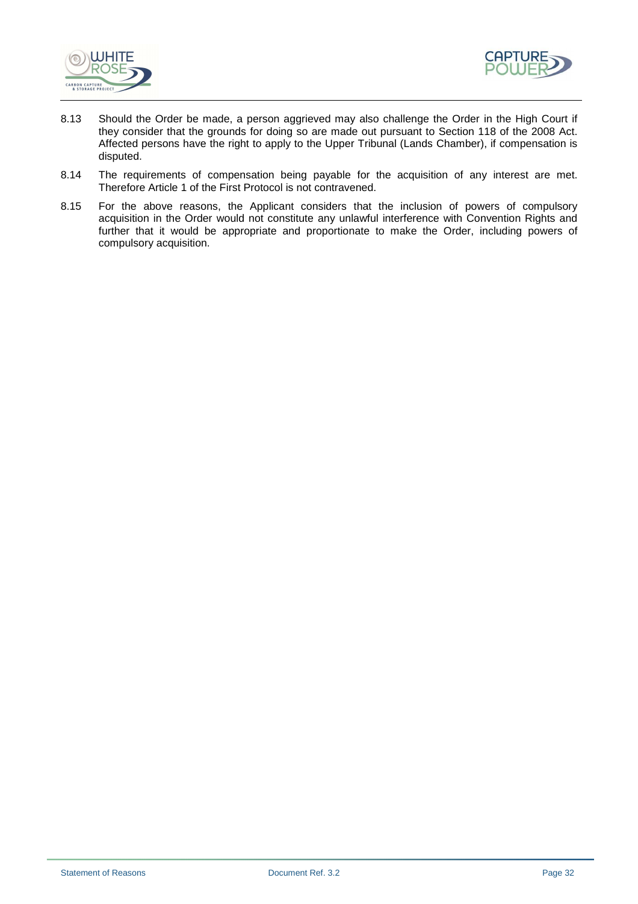8.13 Should the Order be made, a person aggrieved may also challenge the Order in the High Court if they consider that the grounds for doing so are made out pursuant to Section 118 of the 2008 Act. Affected persons have the right to apply to the Upper Tribunal (Lands Chamber), if compensation is disputed.

8.14 The requirements of compensation being payable for the acquisition of any interest are met. Therefore Article 1 of the First Protocol is not contravened.

8.15 For the above reasons, the Applicant considers that the inclusion of powers of compulsory acquisition in the Order would not constitute any unlawful interference with Convention Rights and further that it would be appropriate and proportionate to make the Order, including powers of compulsory acquisition.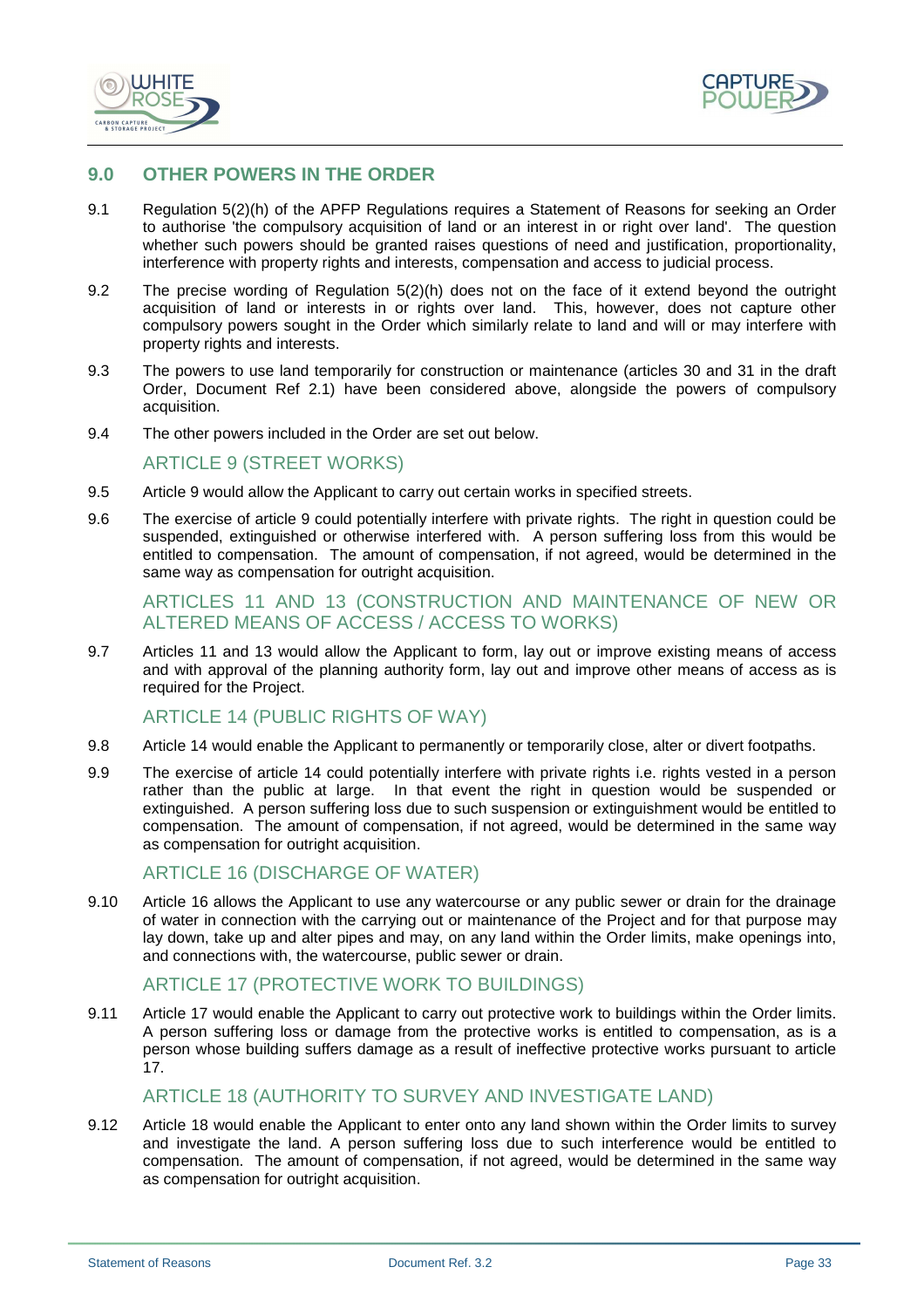## 9.0 OTHER POWERS IN THE ORDER

9.1 Regulation 5(2)(h) of the APFP Regulations requires a Statement of Reasons for seeking an Order to authorise 'the compulsory acquisition of land or an interest in or right over land'. The question whether such powers should be granted raises questions of need and justification, proportionality, interference with property rights and interests, compensation and access to judicial process.

9.2 The precise wording of Regulation 5(2)(h) does not on the face of it extend beyond the outright acquisition of land or interests in or rights over land. This, however, does not capture other compulsory powers sought in the Order which similarly relate to land and will or may interfere with property rights and interests.

9.3 The powers to use land temporarily for construction or maintenance (articles 30 and 31 in the draft Order, Document Ref 2.1) have been considered above, alongside the powers of compulsory acquisition.

9.4 The other powers included in the Order are set out below.

### ARTICLE 9 (STREET WORKS)

9.5 Article 9 would allow the Applicant to carry out certain works in specified streets.

9.6 The exercise of article 9 could potentially interfere with private rights. The right in question could be suspended, extinguished or otherwise interfered with. A person suffering loss from this would be entitled to compensation. The amount of compensation, if not agreed, would be determined in the same way as compensation for outright acquisition.

### ARTICLES 11 AND 13 (CONSTRUCTION AND MAINTENANCE OF NEW OR ALTERED MEANS OF ACCESS / ACCESS TO WORKS)

9.7 Articles 11 and 13 would allow the Applicant to form, lay out or improve existing means of access and with approval of the planning authority form, lay out and improve other means of access as is required for the Project.

### ARTICLE 14 (PUBLIC RIGHTS OF WAY)

9.8 Article 14 would enable the Applicant to permanently or temporarily close, alter or divert footpaths.

9.9 The exercise of article 14 could potentially interfere with private rights i.e. rights vested in a person rather than the public at large. In that event the right in question would be suspended or extinguished. A person suffering loss due to such suspension or extinguishment would be entitled to compensation. The amount of compensation, if not agreed, would be determined in the same way as compensation for outright acquisition.

### ARTICLE 16 (DISCHARGE OF WATER)

9.10 Article 16 allows the Applicant to use any watercourse or any public sewer or drain for the drainage of water in connection with the carrying out or maintenance of the Project and for that purpose may lay down, take up and alter pipes and may, on any land within the Order limits, make openings into, and connections with, the watercourse, public sewer or drain.

### ARTICLE 17 (PROTECTIVE WORK TO BUILDINGS)

9.11 Article 17 would enable the Applicant to carry out protective work to buildings within the Order limits. A person suffering loss or damage from the protective works is entitled to compensation, as is a person whose building suffers damage as a result of ineffective protective works pursuant to article 17.

### ARTICLE 18 (AUTHORITY TO SURVEY AND INVESTIGATE LAND)

9.12 Article 18 would enable the Applicant to enter onto any land shown within the Order limits to survey and investigate the land. A person suffering loss due to such interference would be entitled to compensation. The amount of compensation, if not agreed, would be determined in the same way as compensation for outright acquisition.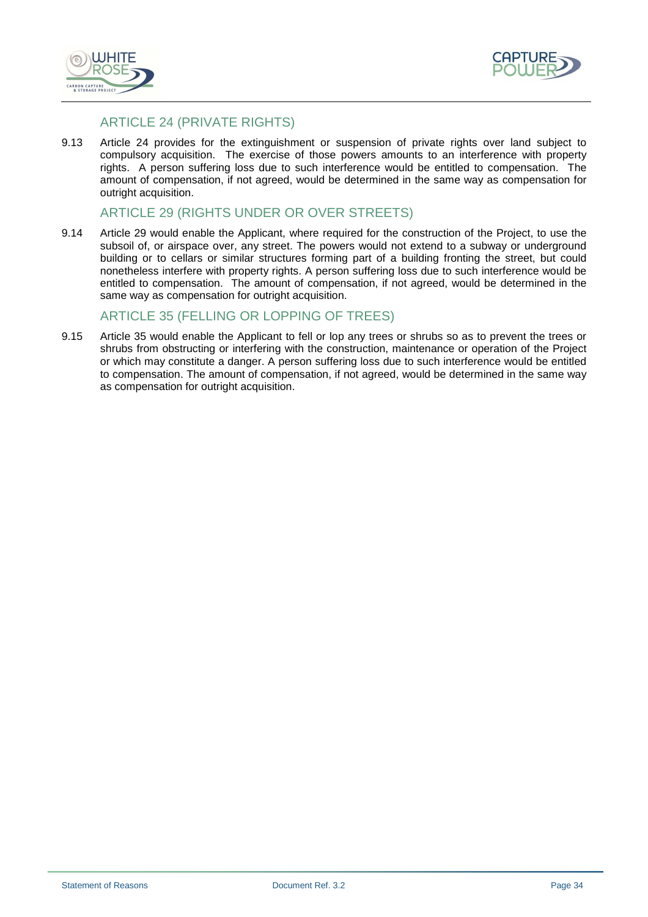## ARTICLE 24 (PRIVATE RIGHTS)

9.13 Article 24 provides for the extinguishment or suspension of private rights over land subject to compulsory acquisition. The exercise of those powers amounts to an interference with property rights. A person suffering loss due to such interference would be entitled to compensation. The amount of compensation, if not agreed, would be determined in the same way as compensation for outright acquisition.

## ARTICLE 29 (RIGHTS UNDER OR OVER STREETS)

9.14 Article 29 would enable the Applicant, where required for the construction of the Project, to use the subsoil of, or airspace over, any street. The powers would not extend to a subway or underground building or to cellars or similar structures forming part of a building fronting the street, but could nonetheless interfere with property rights. A person suffering loss due to such interference would be entitled to compensation. The amount of compensation, if not agreed, would be determined in the same way as compensation for outright acquisition.

## ARTICLE 35 (FELLING OR LOPPING OF TREES)

9.15 Article 35 would enable the Applicant to fell or lop any trees or shrubs so as to prevent the trees or shrubs from obstructing or interfering with the construction, maintenance or operation of the Project or which may constitute a danger. A person suffering loss due to such interference would be entitled to compensation. The amount of compensation, if not agreed, would be determined in the same way as compensation for outright acquisition.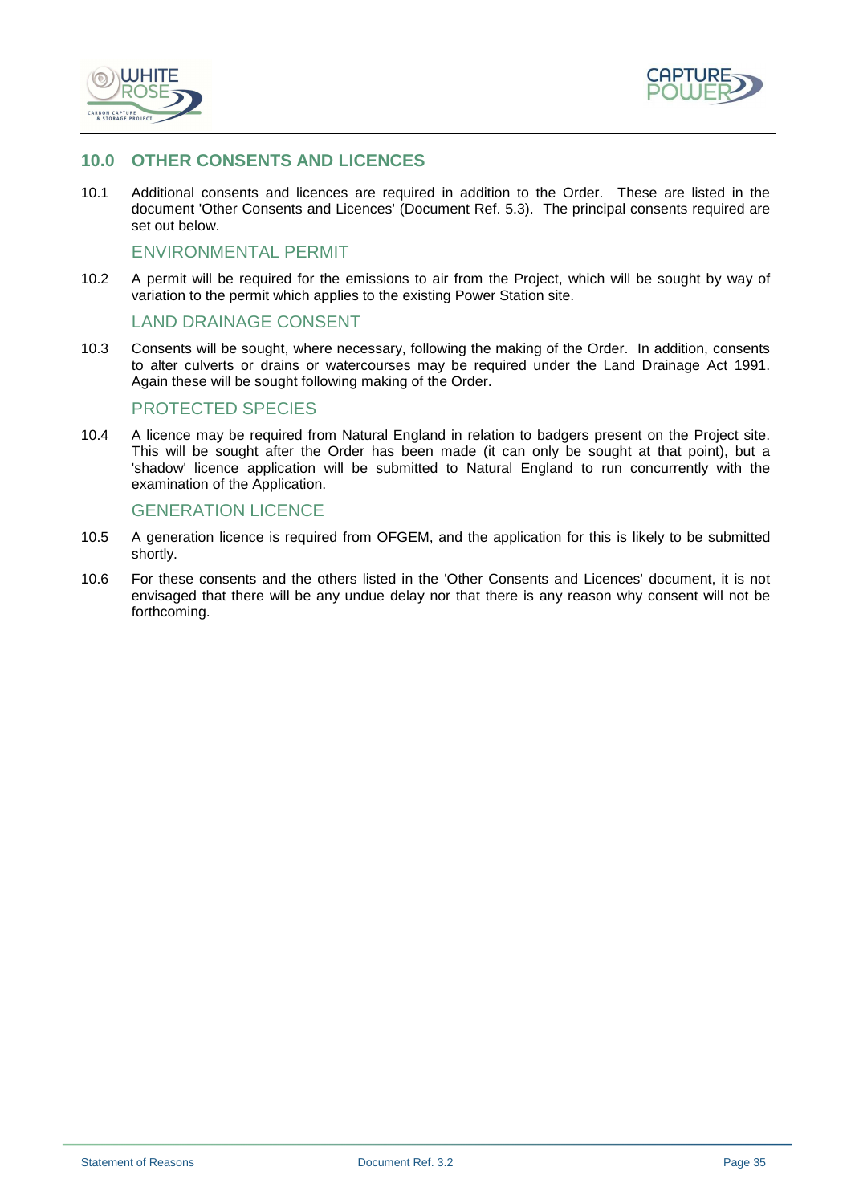## 10.0 OTHER CONSENTS AND LICENCES

10.1 Additional consents and licences are required in addition to the Order. These are listed in the document 'Other Consents and Licences' (Document Ref. 5.3). The principal consents required are set out below.

### ENVIRONMENTAL PERMIT

10.2 A permit will be required for the emissions to air from the Project, which will be sought by way of variation to the permit which applies to the existing Power Station site.

### LAND DRAINAGE CONSENT

10.3 Consents will be sought, where necessary, following the making of the Order. In addition, consents to alter culverts or drains or watercourses may be required under the Land Drainage Act 1991. Again these will be sought following making of the Order.

### PROTECTED SPECIES

10.4 A licence may be required from Natural England in relation to badgers present on the Project site. This will be sought after the Order has been made (it can only be sought at that point), but a 'shadow' licence application will be submitted to Natural England to run concurrently with the examination of the Application.

### GENERATION LICENCE

10.5 A generation licence is required from OFGEM, and the application for this is likely to be submitted shortly.

10.6 For these consents and the others listed in the 'Other Consents and Licences' document, it is not envisaged that there will be any undue delay nor that there is any reason why consent will not be forthcoming.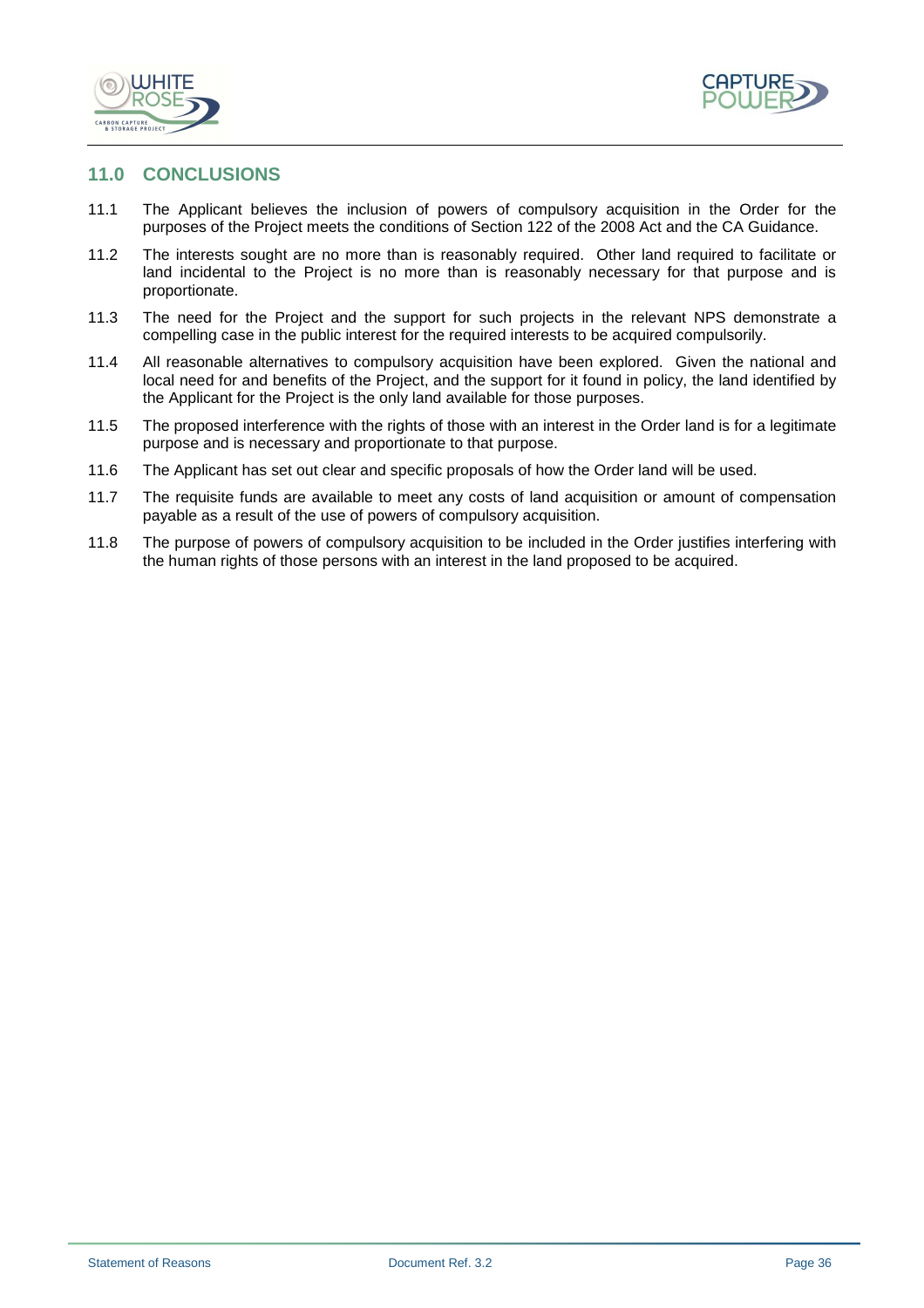## 11.0 CONCLUSIONS

11.1 The Applicant believes the inclusion of powers of compulsory acquisition in the Order for the purposes of the Project meets the conditions of Section 122 of the 2008 Act and the CA Guidance.

11.2 The interests sought are no more than is reasonably required. Other land required to facilitate or land incidental to the Project is no more than is reasonably necessary for that purpose and is proportionate.

11.3 The need for the Project and the support for such projects in the relevant NPS demonstrate a compelling case in the public interest for the required interests to be acquired compulsorily.

11.4 All reasonable alternatives to compulsory acquisition have been explored. Given the national and local need for and benefits of the Project, and the support for it found in policy, the land identified by the Applicant for the Project is the only land available for those purposes.

11.5 The proposed interference with the rights of those with an interest in the Order land is for a legitimate purpose and is necessary and proportionate to that purpose.

11.6 The Applicant has set out clear and specific proposals of how the Order land will be used.

11.7 The requisite funds are available to meet any costs of land acquisition or amount of compensation payable as a result of the use of powers of compulsory acquisition.

11.8 The purpose of powers of compulsory acquisition to be included in the Order justifies interfering with the human rights of those persons with an interest in the land proposed to be acquired.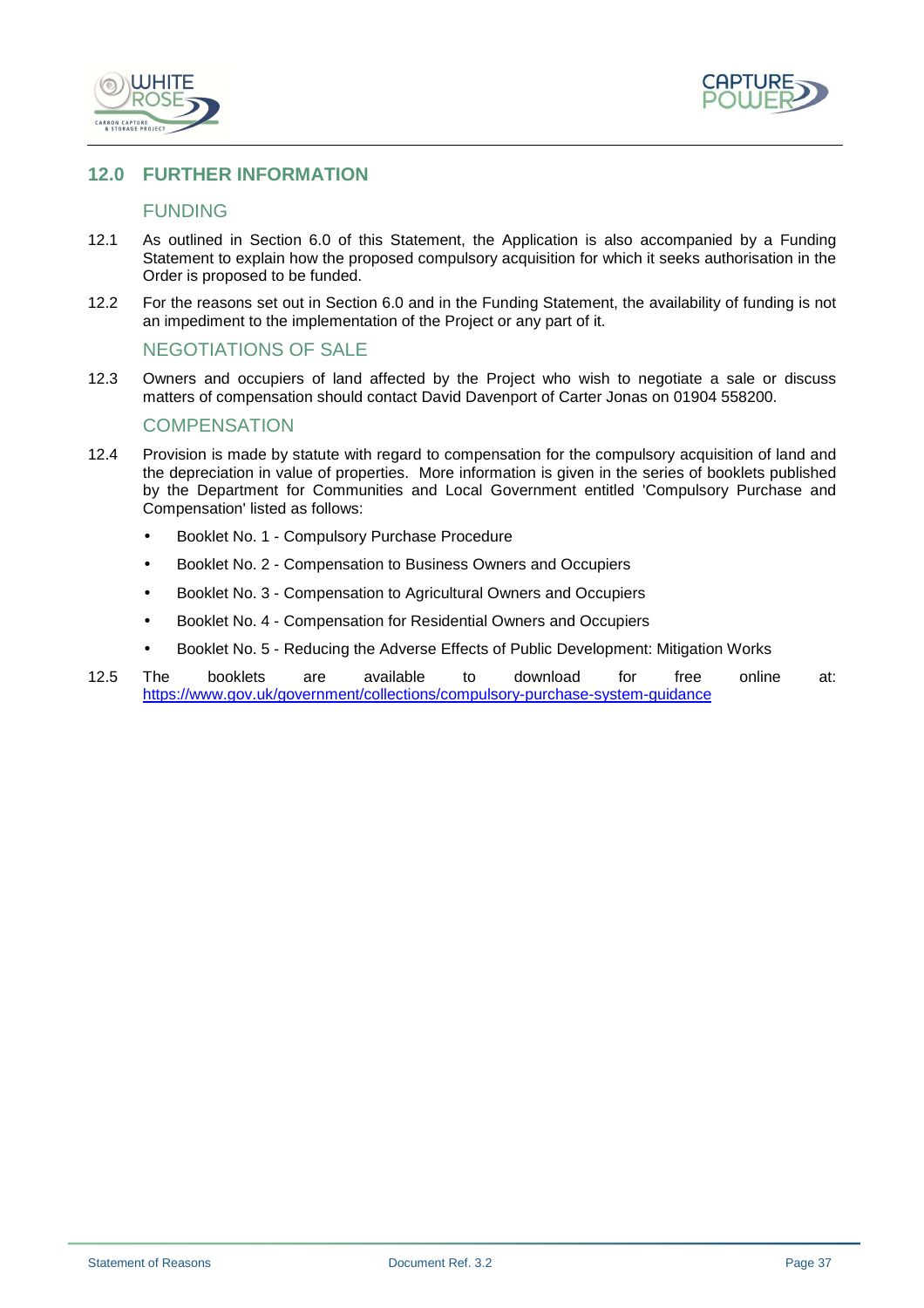## 12.0 FURTHER INFORMATION

### FUNDING

12.1 As outlined in Section 6.0 of this Statement, the Application is also accompanied by a Funding Statement to explain how the proposed compulsory acquisition for which it seeks authorisation in the Order is proposed to be funded.

12.2 For the reasons set out in Section 6.0 and in the Funding Statement, the availability of funding is not an impediment to the implementation of the Project or any part of it.

### NEGOTIATIONS OF SALE

12.3 Owners and occupiers of land affected by the Project who wish to negotiate a sale or discuss matters of compensation should contact David Davenport of Carter Jonas on 01904 558200.

### COMPENSATION

12.4 Provision is made by statute with regard to compensation for the compulsory acquisition of land and the depreciation in value of properties. More information is given in the series of booklets published by the Department for Communities and Local Government entitled 'Compulsory Purchase and Compensation' listed as follows:

- Booklet No. 1 - Compulsory Purchase Procedure
- Booklet No. 2 - Compensation to Business Owners and Occupiers
- Booklet No. 3 - Compensation to Agricultural Owners and Occupiers
- Booklet No. 4 - Compensation for Residential Owners and Occupiers
- Booklet No. 5 - Reducing the Adverse Effects of Public Development: Mitigation Works

12.5 The booklets are available to download for free online at: https://www.gov.uk/government/collections/compulsory-purchase-system-guidance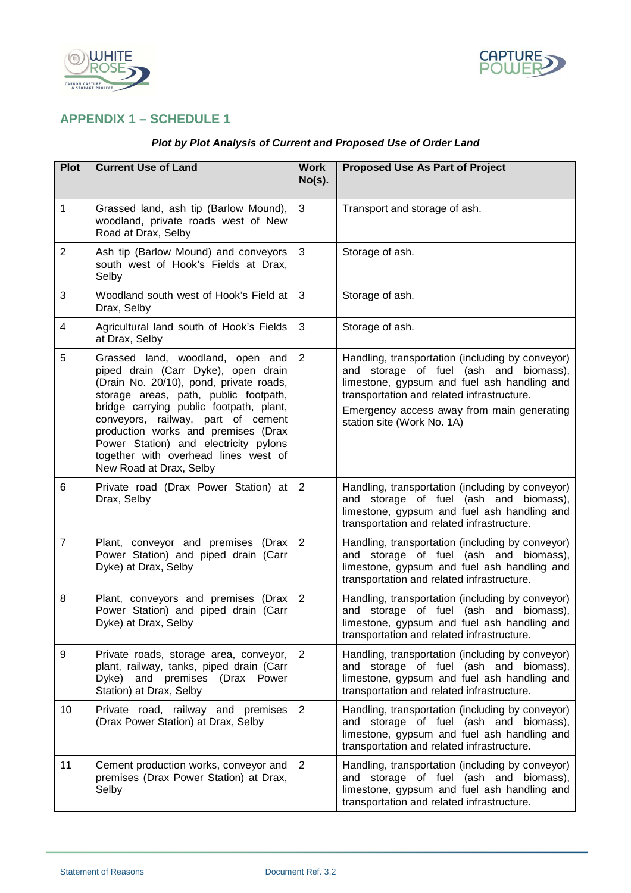## APPENDIX 1 – SCHEDULE 1

***Plot by Plot Analysis of Current and Proposed Use of Order Land***

| Plot | Current Use of Land | Work No(s). | Proposed Use As Part of Project |
|---|---|---|---|
| 1 | Grassed land, ash tip (Barlow Mound), woodland, private roads west of New Road at Drax, Selby | 3 | Transport and storage of ash. |
| 2 | Ash tip (Barlow Mound) and conveyors south west of Hook's Fields at Drax, Selby | 3 | Storage of ash. |
| 3 | Woodland south west of Hook's Field at Drax, Selby | 3 | Storage of ash. |
| 4 | Agricultural land south of Hook's Fields at Drax, Selby | 3 | Storage of ash. |
| 5 | Grassed land, woodland, open and piped drain (Carr Dyke), open drain (Drain No. 20/10), pond, private roads, storage areas, path, public footpath, bridge carrying public footpath, plant, conveyors, railway, part of cement production works and premises (Drax Power Station) and electricity pylons together with overhead lines west of New Road at Drax, Selby | 2 | Handling, transportation (including by conveyor) and storage of fuel (ash and biomass), limestone, gypsum and fuel ash handling and transportation and related infrastructure.<br><br>Emergency access away from main generating station site (Work No. 1A) |
| 6 | Private road (Drax Power Station) at Drax, Selby | 2 | Handling, transportation (including by conveyor) and storage of fuel (ash and biomass), limestone, gypsum and fuel ash handling and transportation and related infrastructure. |
| 7 | Plant, conveyor and premises (Drax Power Station) and piped drain (Carr Dyke) at Drax, Selby | 2 | Handling, transportation (including by conveyor) and storage of fuel (ash and biomass), limestone, gypsum and fuel ash handling and transportation and related infrastructure. |
| 8 | Plant, conveyors and premises (Drax Power Station) and piped drain (Carr Dyke) at Drax, Selby | 2 | Handling, transportation (including by conveyor) and storage of fuel (ash and biomass), limestone, gypsum and fuel ash handling and transportation and related infrastructure. |
| 9 | Private roads, storage area, conveyor, plant, railway, tanks, piped drain (Carr Dyke) and premises (Drax Power Station) at Drax, Selby | 2 | Handling, transportation (including by conveyor) and storage of fuel (ash and biomass), limestone, gypsum and fuel ash handling and transportation and related infrastructure. |
| 10 | Private road, railway and premises (Drax Power Station) at Drax, Selby | 2 | Handling, transportation (including by conveyor) and storage of fuel (ash and biomass), limestone, gypsum and fuel ash handling and transportation and related infrastructure. |
| 11 | Cement production works, conveyor and premises (Drax Power Station) at Drax, Selby | 2 | Handling, transportation (including by conveyor) and storage of fuel (ash and biomass), limestone, gypsum and fuel ash handling and transportation and related infrastructure. |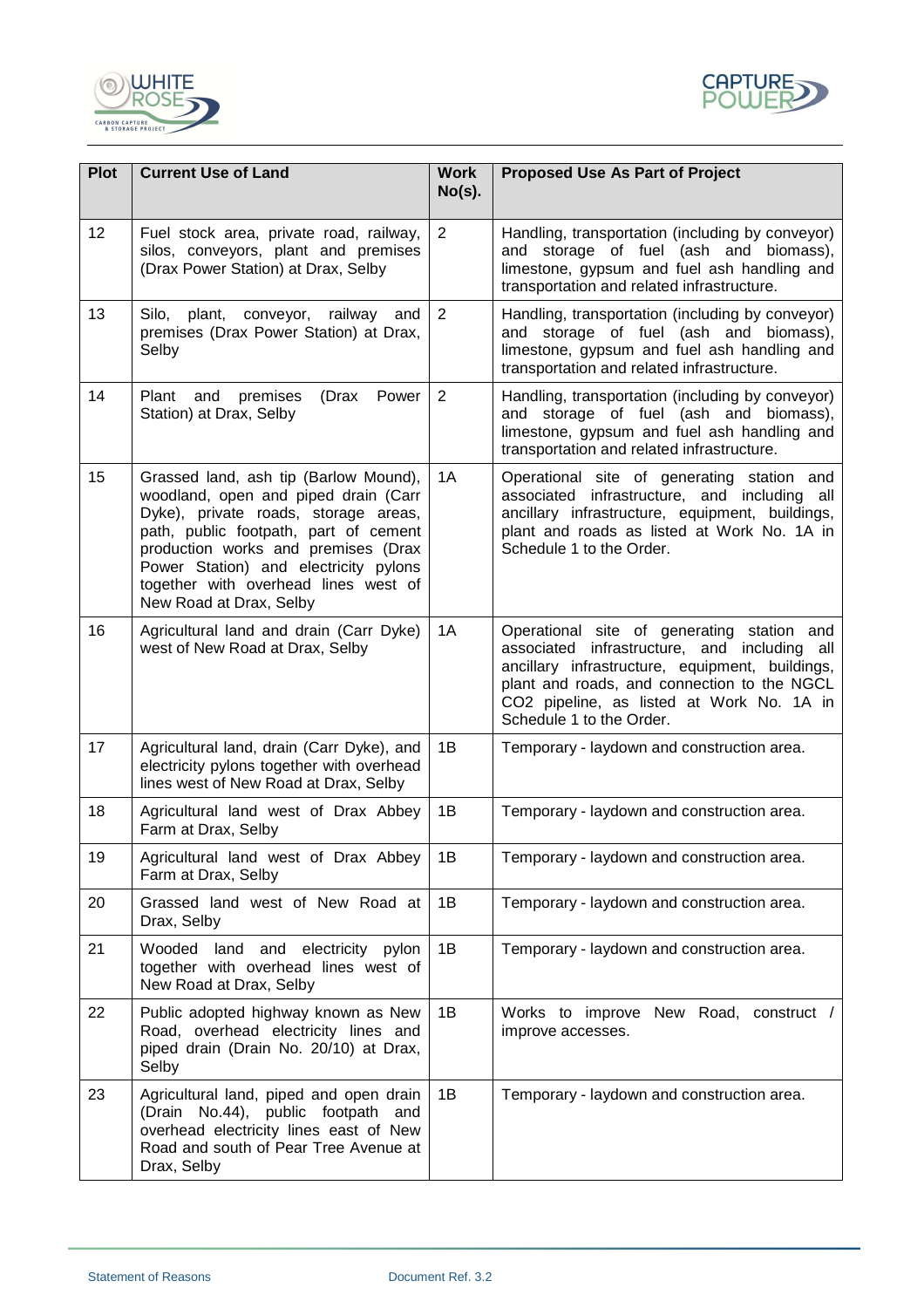| Plot | Current Use of Land | Work No(s). | Proposed Use As Part of Project |
|---|---|---|---|
| 12 | Fuel stock area, private road, railway, silos, conveyors, plant and premises (Drax Power Station) at Drax, Selby | 2 | Handling, transportation (including by conveyor) and storage of fuel (ash and biomass), limestone, gypsum and fuel ash handling and transportation and related infrastructure. |
| 13 | Silo, plant, conveyor, railway and premises (Drax Power Station) at Drax, Selby | 2 | Handling, transportation (including by conveyor) and storage of fuel (ash and biomass), limestone, gypsum and fuel ash handling and transportation and related infrastructure. |
| 14 | Plant and premises (Drax Power Station) at Drax, Selby | 2 | Handling, transportation (including by conveyor) and storage of fuel (ash and biomass), limestone, gypsum and fuel ash handling and transportation and related infrastructure. |
| 15 | Grassed land, ash tip (Barlow Mound), woodland, open and piped drain (Carr Dyke), private roads, storage areas, path, public footpath, part of cement production works and premises (Drax Power Station) and electricity pylons together with overhead lines west of New Road at Drax, Selby | 1A | Operational site of generating station and associated infrastructure, and including all ancillary infrastructure, equipment, buildings, plant and roads as listed at Work No. 1A in Schedule 1 to the Order. |
| 16 | Agricultural land and drain (Carr Dyke) west of New Road at Drax, Selby | 1A | Operational site of generating station and associated infrastructure, and including all ancillary infrastructure, equipment, buildings, plant and roads, and connection to the NGCL CO2 pipeline, as listed at Work No. 1A in Schedule 1 to the Order. |
| 17 | Agricultural land, drain (Carr Dyke), and electricity pylons together with overhead lines west of New Road at Drax, Selby | 1B | Temporary - laydown and construction area. |
| 18 | Agricultural land west of Drax Abbey Farm at Drax, Selby | 1B | Temporary - laydown and construction area. |
| 19 | Agricultural land west of Drax Abbey Farm at Drax, Selby | 1B | Temporary - laydown and construction area. |
| 20 | Grassed land west of New Road at Drax, Selby | 1B | Temporary - laydown and construction area. |
| 21 | Wooded land and electricity pylon together with overhead lines west of New Road at Drax, Selby | 1B | Temporary - laydown and construction area. |
| 22 | Public adopted highway known as New Road, overhead electricity lines and piped drain (Drain No. 20/10) at Drax, Selby | 1B | Works to improve New Road, construct / improve accesses. |
| 23 | Agricultural land, piped and open drain (Drain No.44), public footpath and overhead electricity lines east of New Road and south of Pear Tree Avenue at Drax, Selby | 1B | Temporary - laydown and construction area. |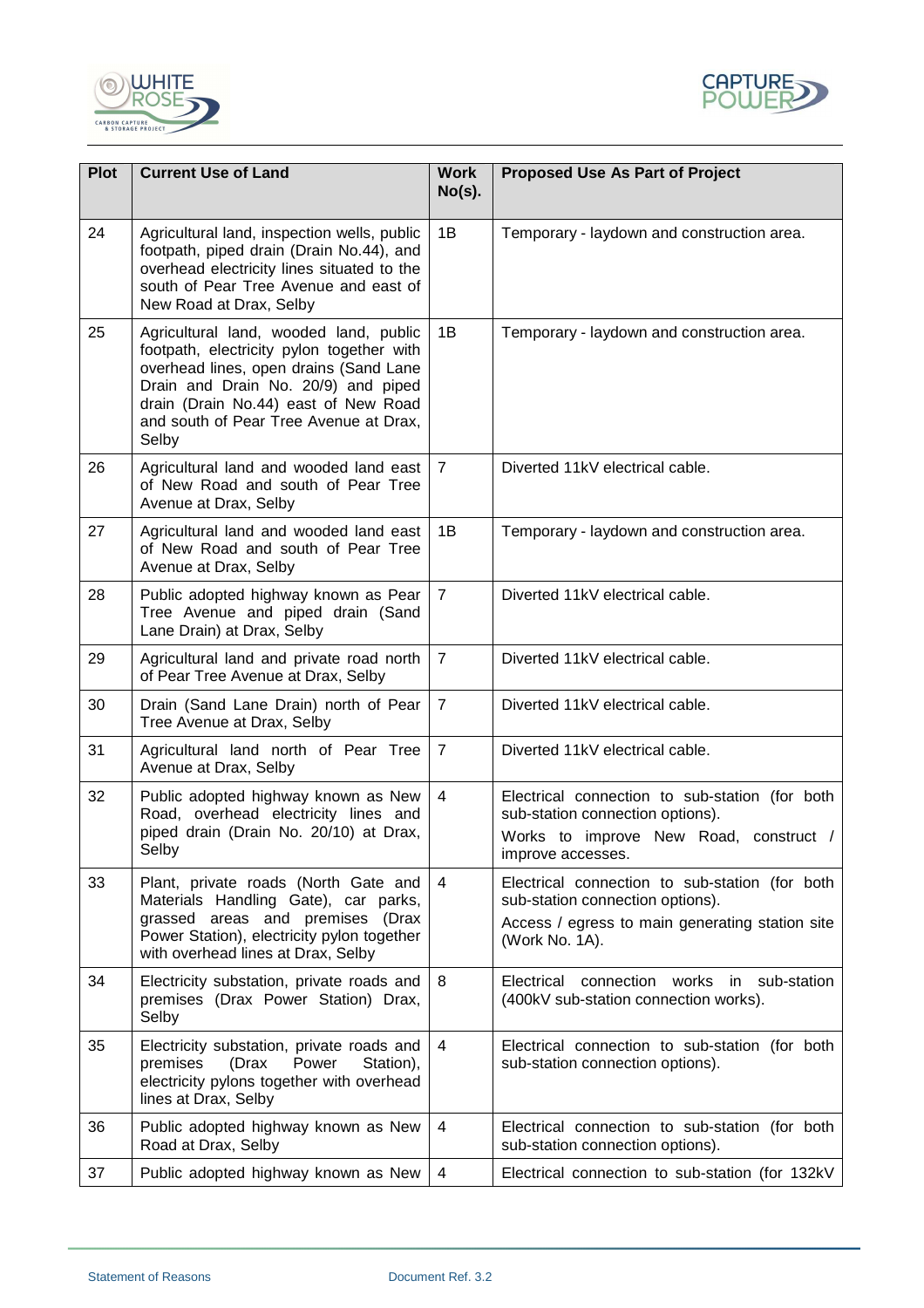| Plot | Current Use of Land | Work No(s). | Proposed Use As Part of Project |
|---|---|---|---|
| 24 | Agricultural land, inspection wells, public footpath, piped drain (Drain No.44), and overhead electricity lines situated to the south of Pear Tree Avenue and east of New Road at Drax, Selby | 1B | Temporary - laydown and construction area. |
| 25 | Agricultural land, wooded land, public footpath, electricity pylon together with overhead lines, open drains (Sand Lane Drain and Drain No. 20/9) and piped drain (Drain No.44) east of New Road and south of Pear Tree Avenue at Drax, Selby | 1B | Temporary - laydown and construction area. |
| 26 | Agricultural land and wooded land east of New Road and south of Pear Tree Avenue at Drax, Selby | 7 | Diverted 11kV electrical cable. |
| 27 | Agricultural land and wooded land east of New Road and south of Pear Tree Avenue at Drax, Selby | 1B | Temporary - laydown and construction area. |
| 28 | Public adopted highway known as Pear Tree Avenue and piped drain (Sand Lane Drain) at Drax, Selby | 7 | Diverted 11kV electrical cable. |
| 29 | Agricultural land and private road north of Pear Tree Avenue at Drax, Selby | 7 | Diverted 11kV electrical cable. |
| 30 | Drain (Sand Lane Drain) north of Pear Tree Avenue at Drax, Selby | 7 | Diverted 11kV electrical cable. |
| 31 | Agricultural land north of Pear Tree Avenue at Drax, Selby | 7 | Diverted 11kV electrical cable. |
| 32 | Public adopted highway known as New Road, overhead electricity lines and piped drain (Drain No. 20/10) at Drax, Selby | 4 | Electrical connection to sub-station (for both sub-station connection options).<br>Works to improve New Road, construct / improve accesses. |
| 33 | Plant, private roads (North Gate and Materials Handling Gate), car parks, grassed areas and premises (Drax Power Station), electricity pylon together with overhead lines at Drax, Selby | 4 | Electrical connection to sub-station (for both sub-station connection options).<br>Access / egress to main generating station site (Work No. 1A). |
| 34 | Electricity substation, private roads and premises (Drax Power Station) Drax, Selby | 8 | Electrical connection works in sub-station (400kV sub-station connection works). |
| 35 | Electricity substation, private roads and premises (Drax Power Station), electricity pylons together with overhead lines at Drax, Selby | 4 | Electrical connection to sub-station (for both sub-station connection options). |
| 36 | Public adopted highway known as New Road at Drax, Selby | 4 | Electrical connection to sub-station (for both sub-station connection options). |
| 37 | Public adopted highway known as New | 4 | Electrical connection to sub-station (for 132kV |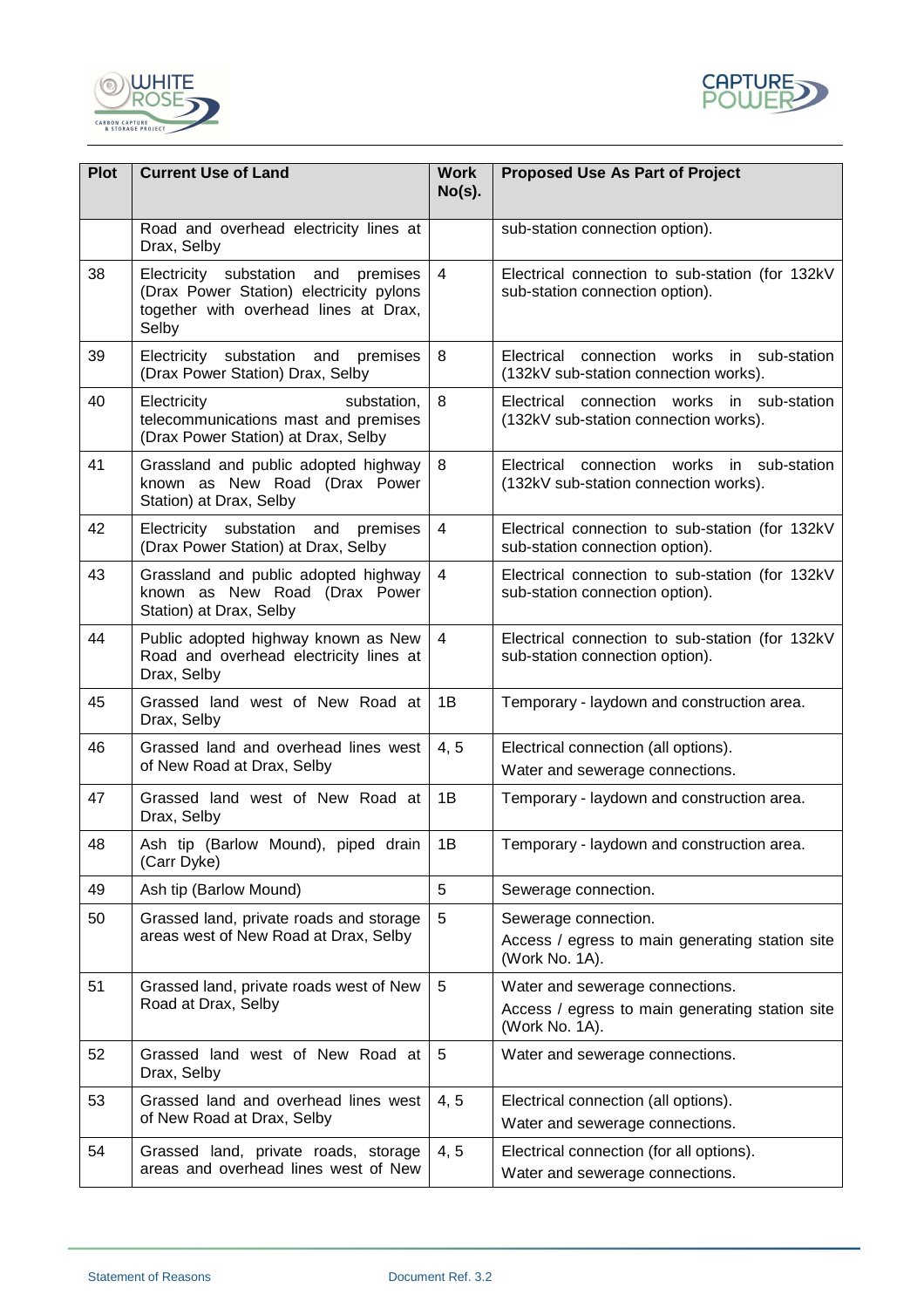| Plot | Current Use of Land | Work No(s). | Proposed Use As Part of Project |
|---|---|---|---|
| | Road and overhead electricity lines at Drax, Selby | | sub-station connection option). |
| 38 | Electricity substation and premises (Drax Power Station) electricity pylons together with overhead lines at Drax, Selby | 4 | Electrical connection to sub-station (for 132kV sub-station connection option). |
| 39 | Electricity substation and premises (Drax Power Station) Drax, Selby | 8 | Electrical connection works in sub-station (132kV sub-station connection works). |
| 40 | Electricity substation, telecommunications mast and premises (Drax Power Station) at Drax, Selby | 8 | Electrical connection works in sub-station (132kV sub-station connection works). |
| 41 | Grassland and public adopted highway known as New Road (Drax Power Station) at Drax, Selby | 8 | Electrical connection works in sub-station (132kV sub-station connection works). |
| 42 | Electricity substation and premises (Drax Power Station) at Drax, Selby | 4 | Electrical connection to sub-station (for 132kV sub-station connection option). |
| 43 | Grassland and public adopted highway known as New Road (Drax Power Station) at Drax, Selby | 4 | Electrical connection to sub-station (for 132kV sub-station connection option). |
| 44 | Public adopted highway known as New Road and overhead electricity lines at Drax, Selby | 4 | Electrical connection to sub-station (for 132kV sub-station connection option). |
| 45 | Grassed land west of New Road at Drax, Selby | 1B | Temporary - laydown and construction area. |
| 46 | Grassed land and overhead lines west of New Road at Drax, Selby | 4, 5 | Electrical connection (all options).<br>Water and sewerage connections. |
| 47 | Grassed land west of New Road at Drax, Selby | 1B | Temporary - laydown and construction area. |
| 48 | Ash tip (Barlow Mound), piped drain (Carr Dyke) | 1B | Temporary - laydown and construction area. |
| 49 | Ash tip (Barlow Mound) | 5 | Sewerage connection. |
| 50 | Grassed land, private roads and storage areas west of New Road at Drax, Selby | 5 | Sewerage connection.<br>Access / egress to main generating station site (Work No. 1A). |
| 51 | Grassed land, private roads west of New Road at Drax, Selby | 5 | Water and sewerage connections.<br>Access / egress to main generating station site (Work No. 1A). |
| 52 | Grassed land west of New Road at Drax, Selby | 5 | Water and sewerage connections. |
| 53 | Grassed land and overhead lines west of New Road at Drax, Selby | 4, 5 | Electrical connection (all options).<br>Water and sewerage connections. |
| 54 | Grassed land, private roads, storage areas and overhead lines west of New | 4, 5 | Electrical connection (for all options).<br>Water and sewerage connections. |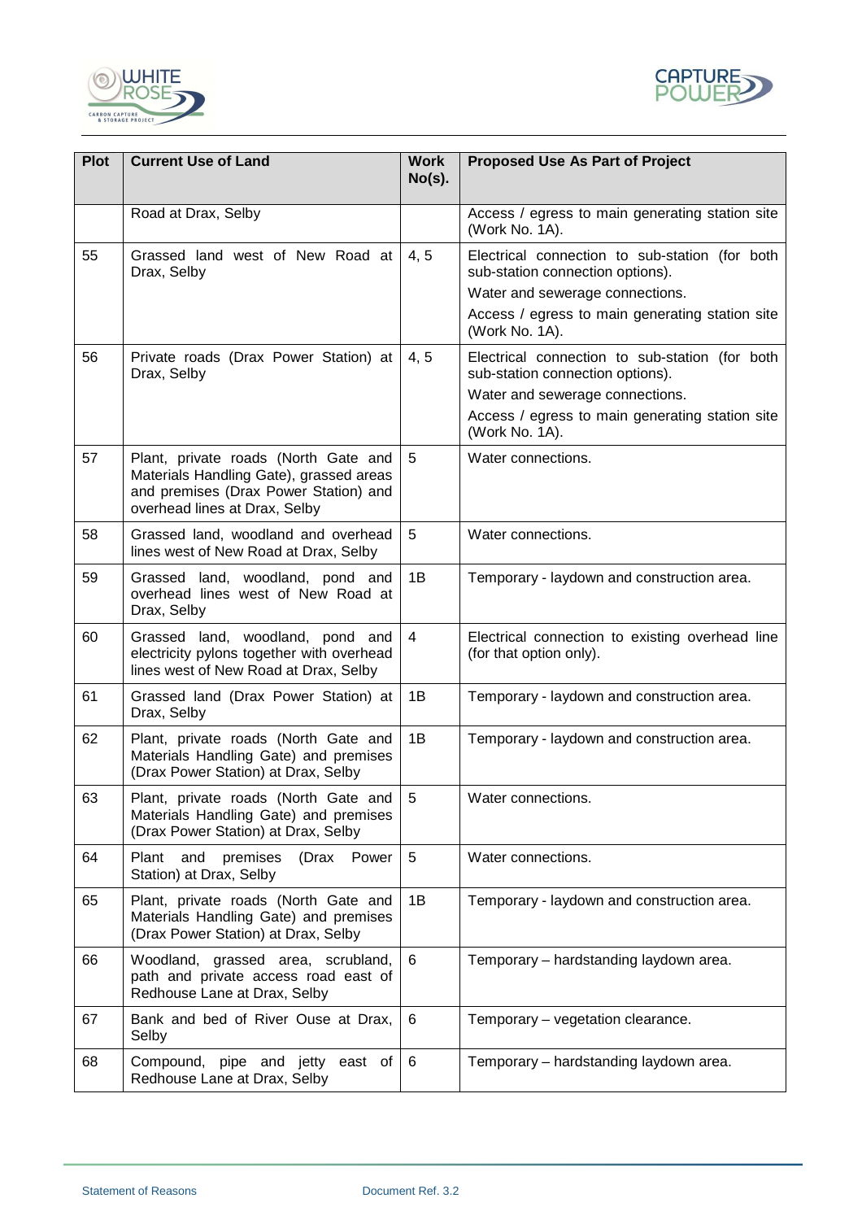| Plot | Current Use of Land | Work No(s). | Proposed Use As Part of Project |
|---|---|---|---|
| | Road at Drax, Selby | | Access / egress to main generating station site (Work No. 1A). |
| 55 | Grassed land west of New Road at Drax, Selby | 4, 5 | Electrical connection to sub-station (for both sub-station connection options). Water and sewerage connections. Access / egress to main generating station site (Work No. 1A). |
| 56 | Private roads (Drax Power Station) at Drax, Selby | 4, 5 | Electrical connection to sub-station (for both sub-station connection options). Water and sewerage connections. Access / egress to main generating station site (Work No. 1A). |
| 57 | Plant, private roads (North Gate and Materials Handling Gate), grassed areas and premises (Drax Power Station) and overhead lines at Drax, Selby | 5 | Water connections. |
| 58 | Grassed land, woodland and overhead lines west of New Road at Drax, Selby | 5 | Water connections. |
| 59 | Grassed land, woodland, pond and overhead lines west of New Road at Drax, Selby | 1B | Temporary - laydown and construction area. |
| 60 | Grassed land, woodland, pond and electricity pylons together with overhead lines west of New Road at Drax, Selby | 4 | Electrical connection to existing overhead line (for that option only). |
| 61 | Grassed land (Drax Power Station) at Drax, Selby | 1B | Temporary - laydown and construction area. |
| 62 | Plant, private roads (North Gate and Materials Handling Gate) and premises (Drax Power Station) at Drax, Selby | 1B | Temporary - laydown and construction area. |
| 63 | Plant, private roads (North Gate and Materials Handling Gate) and premises (Drax Power Station) at Drax, Selby | 5 | Water connections. |
| 64 | Plant and premises (Drax Power Station) at Drax, Selby | 5 | Water connections. |
| 65 | Plant, private roads (North Gate and Materials Handling Gate) and premises (Drax Power Station) at Drax, Selby | 1B | Temporary - laydown and construction area. |
| 66 | Woodland, grassed area, scrubland, path and private access road east of Redhouse Lane at Drax, Selby | 6 | Temporary – hardstanding laydown area. |
| 67 | Bank and bed of River Ouse at Drax, Selby | 6 | Temporary – vegetation clearance. |
| 68 | Compound, pipe and jetty east of Redhouse Lane at Drax, Selby | 6 | Temporary – hardstanding laydown area. |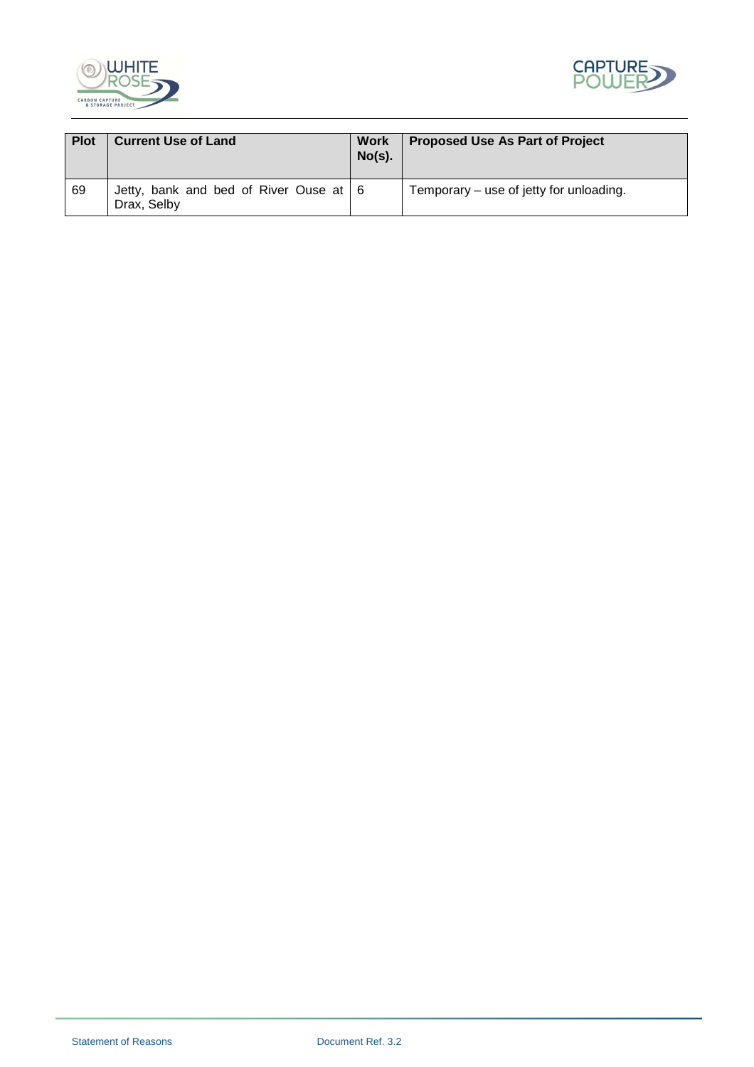| Plot | Current Use of Land | Work No(s). | Proposed Use As Part of Project |
|---|---|---|---|
| 69 | Jetty, bank and bed of River Ouse at Drax, Selby | 6 | Temporary – use of jetty for unloading. |